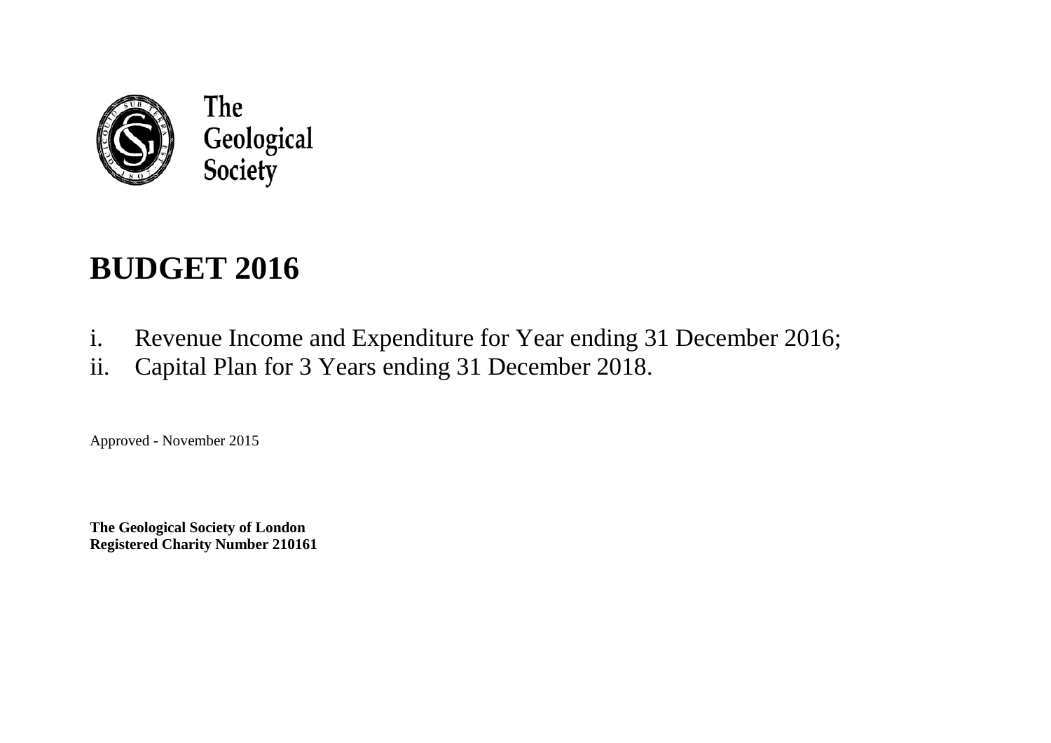The
Geological
Society

# BUDGET 2016

i. Revenue Income and Expenditure for Year ending 31 December 2016;
ii. Capital Plan for 3 Years ending 31 December 2018.

Approved - November 2015

**The Geological Society of London**
**Registered Charity Number 210161**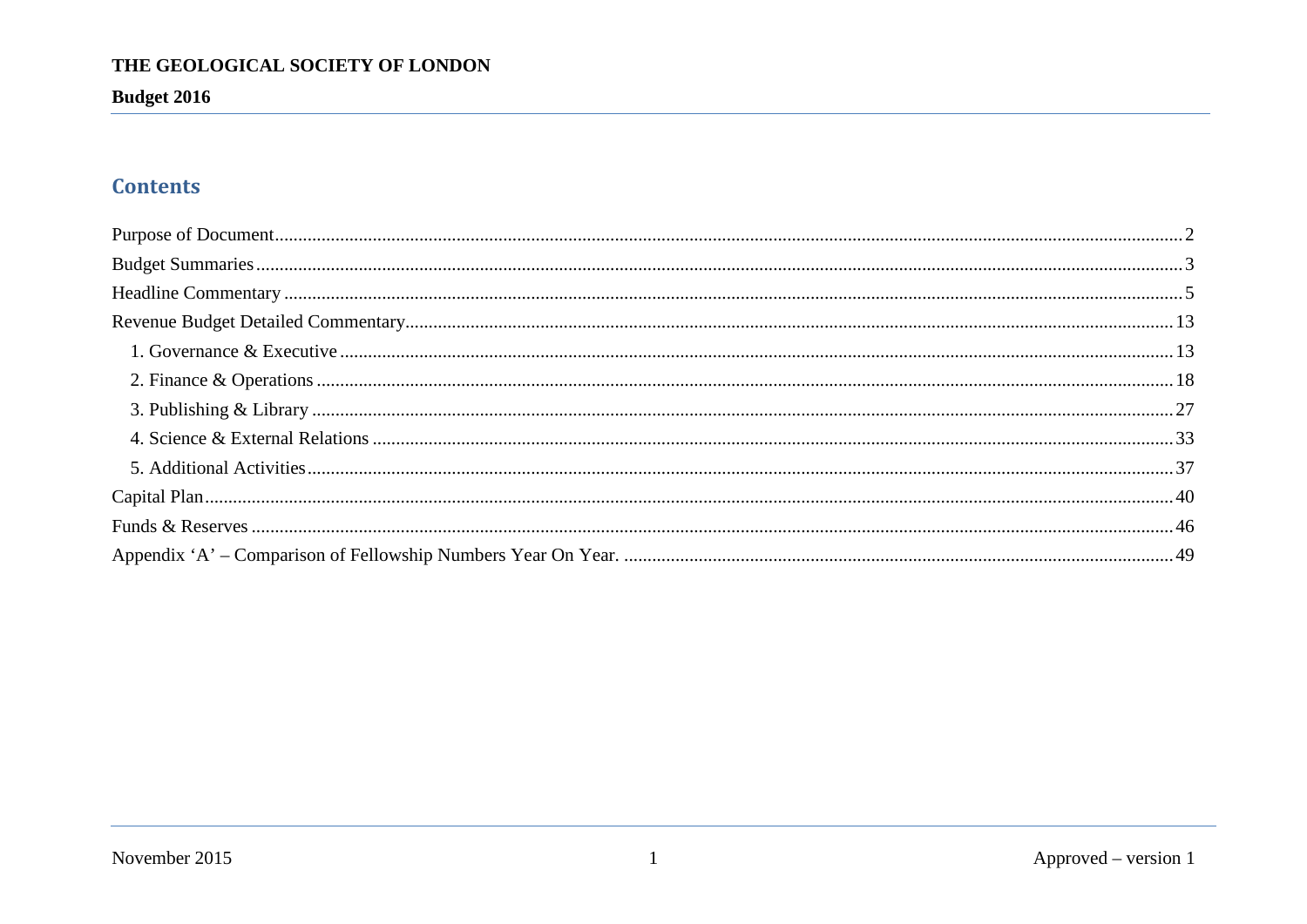# Contents

Purpose of Document .......... 2
Budget Summaries .......... 3
Headline Commentary .......... 5
Revenue Budget Detailed Commentary .......... 13
- 1. Governance & Executive .......... 13
- 2. Finance & Operations .......... 18
- 3. Publishing & Library .......... 27
- 4. Science & External Relations .......... 33
- 5. Additional Activities .......... 37

Capital Plan .......... 40
Funds & Reserves .......... 46
Appendix 'A' – Comparison of Fellowship Numbers Year On Year. .......... 49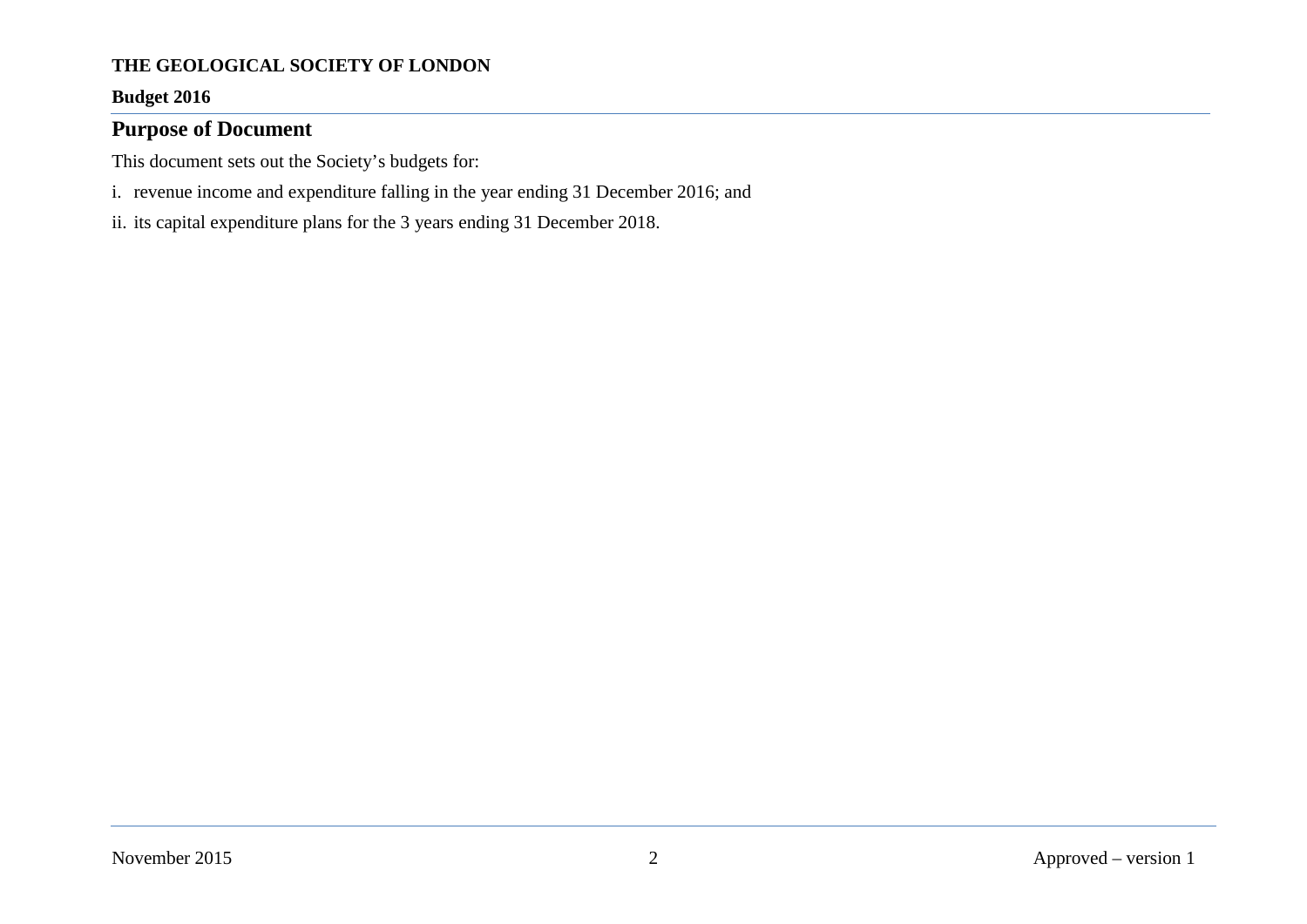## Purpose of Document

This document sets out the Society's budgets for:

i. revenue income and expenditure falling in the year ending 31 December 2016; and

ii. its capital expenditure plans for the 3 years ending 31 December 2018.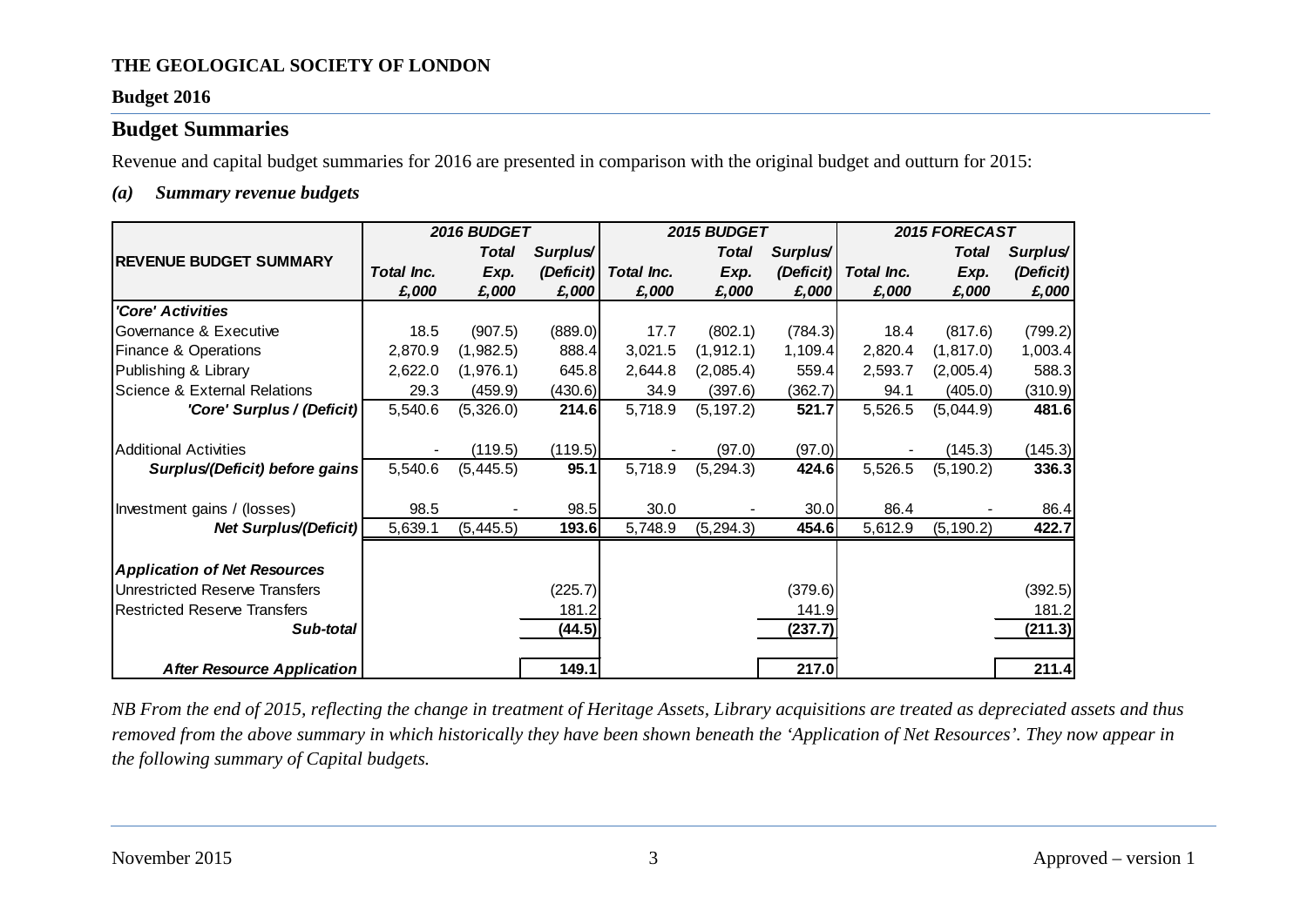**THE GEOLOGICAL SOCIETY OF LONDON**

**Budget 2016**

## Budget Summaries

Revenue and capital budget summaries for 2016 are presented in comparison with the original budget and outturn for 2015:

### *(a) Summary revenue budgets*

| REVENUE BUDGET SUMMARY | 2016 BUDGET | | | 2015 BUDGET | | | 2015 FORECAST | | |
|---|---|---|---|---|---|---|---|---|---|
| | Total Inc. £,000 | Total Exp. £,000 | Surplus/ (Deficit) £,000 | Total Inc. £,000 | Total Exp. £,000 | Surplus/ (Deficit) £,000 | Total Inc. £,000 | Total Exp. £,000 | Surplus/ (Deficit) £,000 |
| ***'Core' Activities*** | | | | | | | | | |
| Governance & Executive | 18.5 | (907.5) | (889.0) | 17.7 | (802.1) | (784.3) | 18.4 | (817.6) | (799.2) |
| Finance & Operations | 2,870.9 | (1,982.5) | 888.4 | 3,021.5 | (1,912.1) | 1,109.4 | 2,820.4 | (1,817.0) | 1,003.4 |
| Publishing & Library | 2,622.0 | (1,976.1) | 645.8 | 2,644.8 | (2,085.4) | 559.4 | 2,593.7 | (2,005.4) | 588.3 |
| Science & External Relations | 29.3 | (459.9) | (430.6) | 34.9 | (397.6) | (362.7) | 94.1 | (405.0) | (310.9) |
| ***'Core' Surplus / (Deficit)*** | 5,540.6 | (5,326.0) | **214.6** | 5,718.9 | (5,197.2) | **521.7** | 5,526.5 | (5,044.9) | **481.6** |
| Additional Activities | - | (119.5) | (119.5) | - | (97.0) | (97.0) | - | (145.3) | (145.3) |
| ***Surplus/(Deficit) before gains*** | 5,540.6 | (5,445.5) | **95.1** | 5,718.9 | (5,294.3) | **424.6** | 5,526.5 | (5,190.2) | **336.3** |
| Investment gains / (losses) | 98.5 | - | 98.5 | 30.0 | - | 30.0 | 86.4 | - | 86.4 |
| ***Net Surplus/(Deficit)*** | 5,639.1 | (5,445.5) | **193.6** | 5,748.9 | (5,294.3) | **454.6** | 5,612.9 | (5,190.2) | **422.7** |
| ***Application of Net Resources*** | | | | | | | | | |
| Unrestricted Reserve Transfers | | | (225.7) | | | (379.6) | | | (392.5) |
| Restricted Reserve Transfers | | | 181.2 | | | 141.9 | | | 181.2 |
| ***Sub-total*** | | | **(44.5)** | | | **(237.7)** | | | **(211.3)** |
| ***After Resource Application*** | | | **149.1** | | | **217.0** | | | **211.4** |

*NB From the end of 2015, reflecting the change in treatment of Heritage Assets, Library acquisitions are treated as depreciated assets and thus removed from the above summary in which historically they have been shown beneath the 'Application of Net Resources'. They now appear in the following summary of Capital budgets.*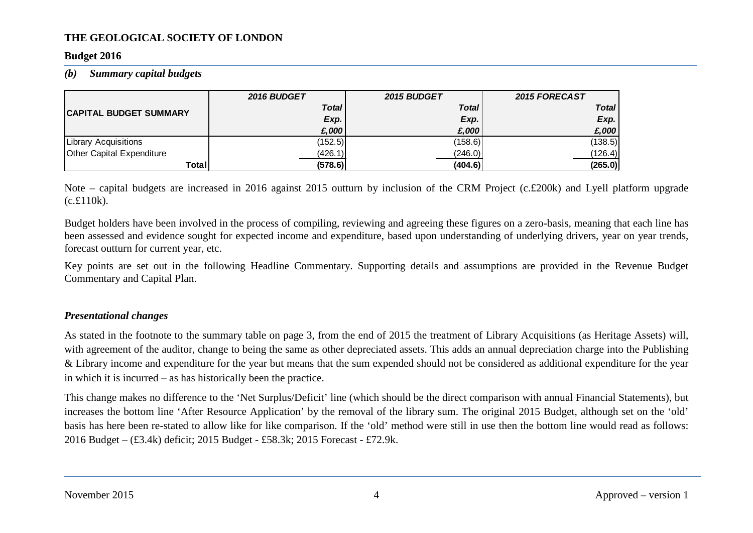**THE GEOLOGICAL SOCIETY OF LONDON**

**Budget 2016**

***(b) Summary capital budgets***

| CAPITAL BUDGET SUMMARY | 2016 BUDGET Total Exp. £,000 | 2015 BUDGET Total Exp. £,000 | 2015 FORECAST Total Exp. £,000 |
|---|---|---|---|
| Library Acquisitions | (152.5) | (158.6) | (138.5) |
| Other Capital Expenditure | (426.1) | (246.0) | (126.4) |
| **Total** | **(578.6)** | **(404.6)** | **(265.0)** |

Note – capital budgets are increased in 2016 against 2015 outturn by inclusion of the CRM Project (c.£200k) and Lyell platform upgrade (c.£110k).

Budget holders have been involved in the process of compiling, reviewing and agreeing these figures on a zero-basis, meaning that each line has been assessed and evidence sought for expected income and expenditure, based upon understanding of underlying drivers, year on year trends, forecast outturn for current year, etc.

Key points are set out in the following Headline Commentary. Supporting details and assumptions are provided in the Revenue Budget Commentary and Capital Plan.

***Presentational changes***

As stated in the footnote to the summary table on page 3, from the end of 2015 the treatment of Library Acquisitions (as Heritage Assets) will, with agreement of the auditor, change to being the same as other depreciated assets. This adds an annual depreciation charge into the Publishing & Library income and expenditure for the year but means that the sum expended should not be considered as additional expenditure for the year in which it is incurred – as has historically been the practice.

This change makes no difference to the 'Net Surplus/Deficit' line (which should be the direct comparison with annual Financial Statements), but increases the bottom line 'After Resource Application' by the removal of the library sum. The original 2015 Budget, although set on the 'old' basis has here been re-stated to allow like for like comparison. If the 'old' method were still in use then the bottom line would read as follows: 2016 Budget – (£3.4k) deficit; 2015 Budget - £58.3k; 2015 Forecast - £72.9k.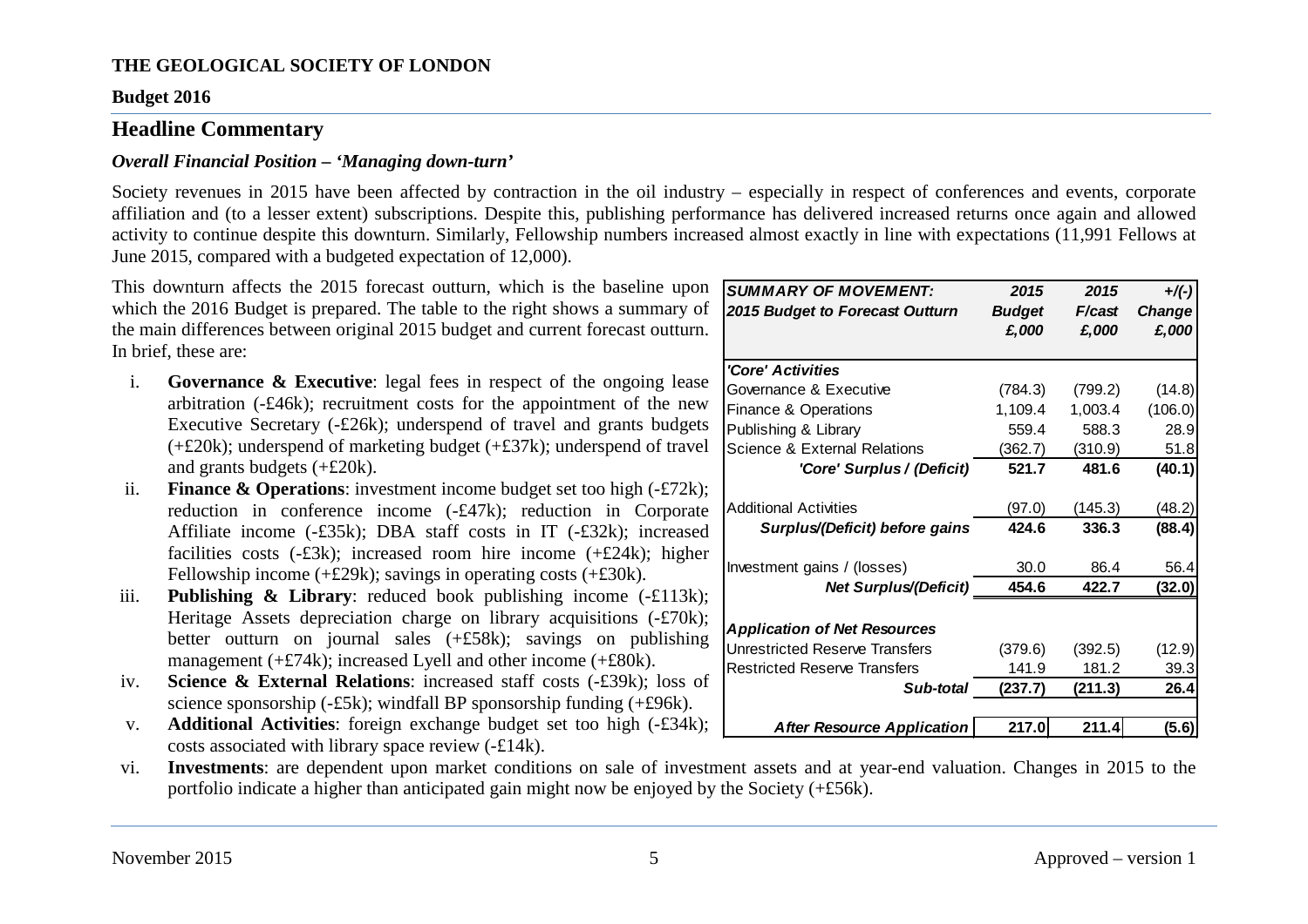**THE GEOLOGICAL SOCIETY OF LONDON**

**Budget 2016**

## Headline Commentary

### *Overall Financial Position – 'Managing down-turn'*

Society revenues in 2015 have been affected by contraction in the oil industry – especially in respect of conferences and events, corporate affiliation and (to a lesser extent) subscriptions. Despite this, publishing performance has delivered increased returns once again and allowed activity to continue despite this downturn. Similarly, Fellowship numbers increased almost exactly in line with expectations (11,991 Fellows at June 2015, compared with a budgeted expectation of 12,000).

This downturn affects the 2015 forecast outturn, which is the baseline upon which the 2016 Budget is prepared. The table to the right shows a summary of the main differences between original 2015 budget and current forecast outturn. In brief, these are:

| *SUMMARY OF MOVEMENT: 2015 Budget to Forecast Outturn* | *2015 Budget £,000* | *2015 F/cast £,000* | *+/(-) Change £,000* |
|---|---|---|---|
| ***'Core' Activities*** | | | |
| Governance & Executive | (784.3) | (799.2) | (14.8) |
| Finance & Operations | 1,109.4 | 1,003.4 | (106.0) |
| Publishing & Library | 559.4 | 588.3 | 28.9 |
| Science & External Relations | (362.7) | (310.9) | 51.8 |
| ***'Core' Surplus / (Deficit)*** | **521.7** | **481.6** | **(40.1)** |
| Additional Activities | (97.0) | (145.3) | (48.2) |
| ***Surplus/(Deficit) before gains*** | **424.6** | **336.3** | **(88.4)** |
| Investment gains / (losses) | 30.0 | 86.4 | 56.4 |
| ***Net Surplus/(Deficit)*** | **454.6** | **422.7** | **(32.0)** |
| ***Application of Net Resources*** | | | |
| Unrestricted Reserve Transfers | (379.6) | (392.5) | (12.9) |
| Restricted Reserve Transfers | 141.9 | 181.2 | 39.3 |
| ***Sub-total*** | **(237.7)** | **(211.3)** | **26.4** |
| ***After Resource Application*** | **217.0** | **211.4** | **(5.6)** |

i. **Governance & Executive**: legal fees in respect of the ongoing lease arbitration (-£46k); recruitment costs for the appointment of the new Executive Secretary (-£26k); underspend of travel and grants budgets (+£20k); underspend of marketing budget (+£37k); underspend of travel and grants budgets (+£20k).

ii. **Finance & Operations**: investment income budget set too high (-£72k); reduction in conference income (-£47k); reduction in Corporate Affiliate income (-£35k); DBA staff costs in IT (-£32k); increased facilities costs (-£3k); increased room hire income (+£24k); higher Fellowship income (+£29k); savings in operating costs (+£30k).

iii. **Publishing & Library**: reduced book publishing income (-£113k); Heritage Assets depreciation charge on library acquisitions (-£70k); better outturn on journal sales (+£58k); savings on publishing management (+£74k); increased Lyell and other income (+£80k).

iv. **Science & External Relations**: increased staff costs (-£39k); loss of science sponsorship (-£5k); windfall BP sponsorship funding (+£96k).

v. **Additional Activities**: foreign exchange budget set too high (-£34k); costs associated with library space review (-£14k).

vi. **Investments**: are dependent upon market conditions on sale of investment assets and at year-end valuation. Changes in 2015 to the portfolio indicate a higher than anticipated gain might now be enjoyed by the Society (+£56k).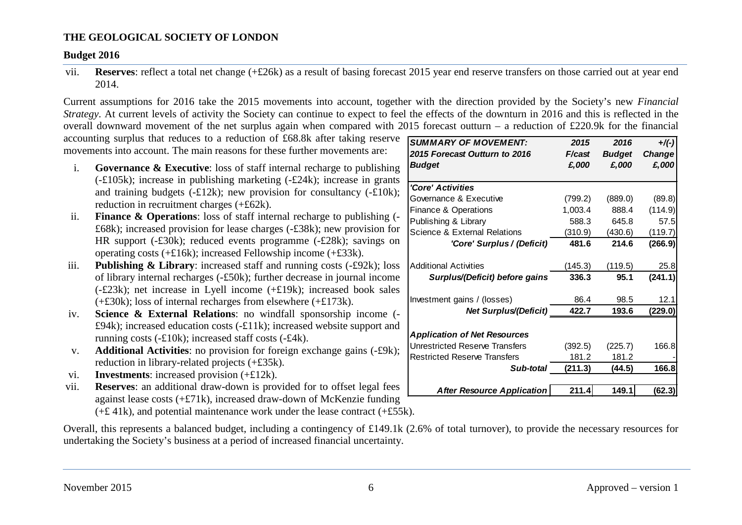**THE GEOLOGICAL SOCIETY OF LONDON**

**Budget 2016**

vii. **Reserves**: reflect a total net change (+£26k) as a result of basing forecast 2015 year end reserve transfers on those carried out at year end 2014.

Current assumptions for 2016 take the 2015 movements into account, together with the direction provided by the Society's new *Financial Strategy*. At current levels of activity the Society can continue to expect to feel the effects of the downturn in 2016 and this is reflected in the overall downward movement of the net surplus again when compared with 2015 forecast outturn – a reduction of £220.9k for the financial accounting surplus that reduces to a reduction of £68.8k after taking reserve movements into account. The main reasons for these further movements are:

| *SUMMARY OF MOVEMENT: 2015 Forecast Outturn to 2016 Budget* | *2015 F/cast £,000* | *2016 Budget £,000* | *+/(-) Change £,000* |
|---|---|---|---|
| ***'Core' Activities*** | | | |
| Governance & Executive | (799.2) | (889.0) | (89.8) |
| Finance & Operations | 1,003.4 | 888.4 | (114.9) |
| Publishing & Library | 588.3 | 645.8 | 57.5 |
| Science & External Relations | (310.9) | (430.6) | (119.7) |
| ***'Core' Surplus / (Deficit)*** | **481.6** | **214.6** | **(266.9)** |
| Additional Activities | (145.3) | (119.5) | 25.8 |
| ***Surplus/(Deficit) before gains*** | **336.3** | **95.1** | **(241.1)** |
| Investment gains / (losses) | 86.4 | 98.5 | 12.1 |
| ***Net Surplus/(Deficit)*** | **422.7** | **193.6** | **(229.0)** |
| ***Application of Net Resources*** | | | |
| Unrestricted Reserve Transfers | (392.5) | (225.7) | 166.8 |
| Restricted Reserve Transfers | 181.2 | 181.2 | - |
| ***Sub-total*** | **(211.3)** | **(44.5)** | **166.8** |
| ***After Resource Application*** | **211.4** | **149.1** | **(62.3)** |

i. **Governance & Executive**: loss of staff internal recharge to publishing (-£105k); increase in publishing marketing (-£24k); increase in grants and training budgets (-£12k); new provision for consultancy (-£10k); reduction in recruitment charges (+£62k).

ii. **Finance & Operations**: loss of staff internal recharge to publishing (-£68k); increased provision for lease charges (-£38k); new provision for HR support (-£30k); reduced events programme (-£28k); savings on operating costs (+£16k); increased Fellowship income (+£33k).

iii. **Publishing & Library**: increased staff and running costs (-£92k); loss of library internal recharges (-£50k); further decrease in journal income (-£23k); net increase in Lyell income (+£19k); increased book sales (+£30k); loss of internal recharges from elsewhere (+£173k).

iv. **Science & External Relations**: no windfall sponsorship income (-£94k); increased education costs (-£11k); increased website support and running costs (-£10k); increased staff costs (-£4k).

v. **Additional Activities**: no provision for foreign exchange gains (-£9k); reduction in library-related projects (+£35k).

vi. **Investments**: increased provision (+£12k).

vii. **Reserves**: an additional draw-down is provided for to offset legal fees against lease costs (+£71k), increased draw-down of McKenzie funding (+£ 41k), and potential maintenance work under the lease contract (+£55k).

Overall, this represents a balanced budget, including a contingency of £149.1k (2.6% of total turnover), to provide the necessary resources for undertaking the Society's business at a period of increased financial uncertainty.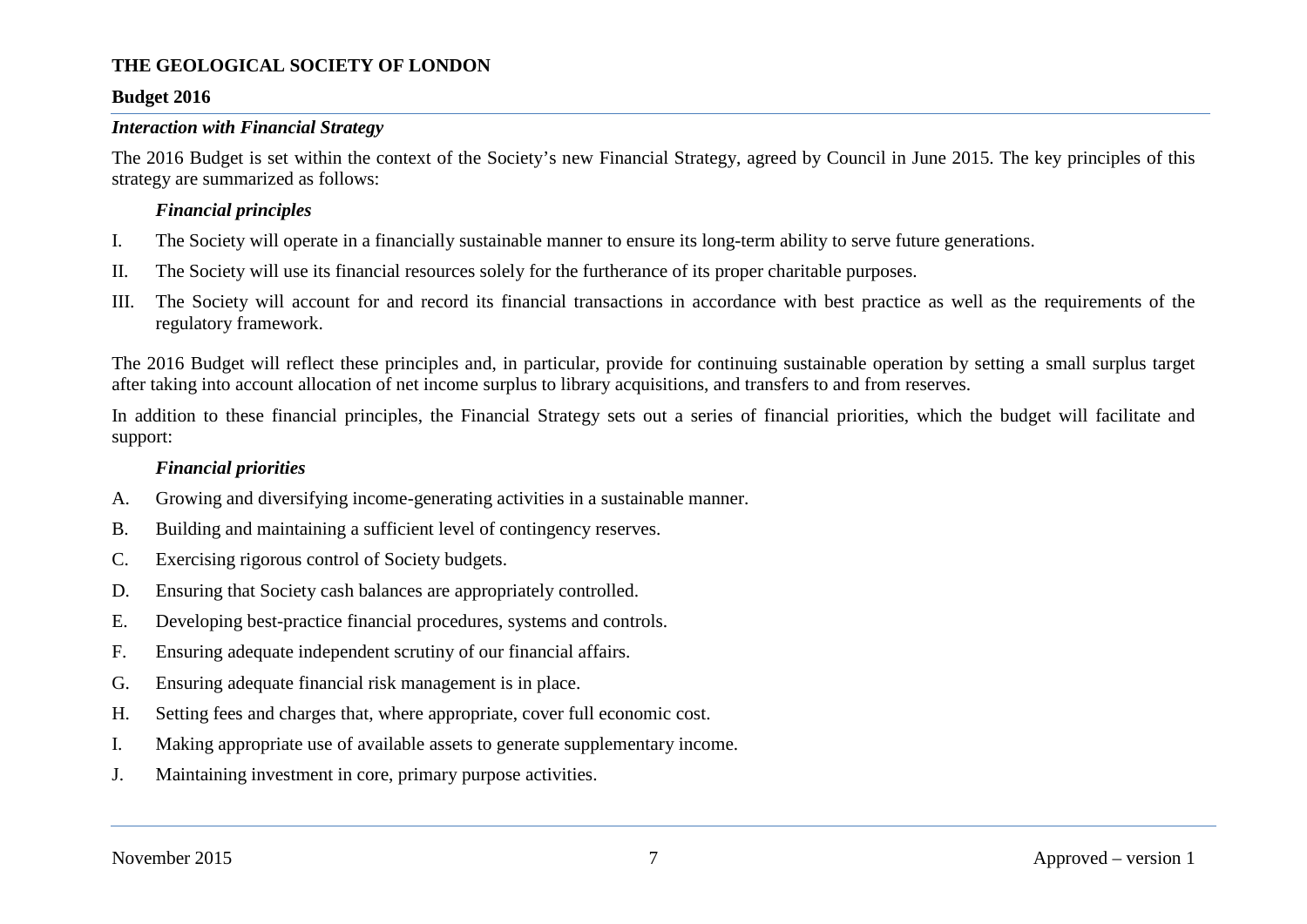### *Interaction with Financial Strategy*

The 2016 Budget is set within the context of the Society's new Financial Strategy, agreed by Council in June 2015. The key principles of this strategy are summarized as follows:

#### *Financial principles*

I. The Society will operate in a financially sustainable manner to ensure its long-term ability to serve future generations.

II. The Society will use its financial resources solely for the furtherance of its proper charitable purposes.

III. The Society will account for and record its financial transactions in accordance with best practice as well as the requirements of the regulatory framework.

The 2016 Budget will reflect these principles and, in particular, provide for continuing sustainable operation by setting a small surplus target after taking into account allocation of net income surplus to library acquisitions, and transfers to and from reserves.

In addition to these financial principles, the Financial Strategy sets out a series of financial priorities, which the budget will facilitate and support:

#### *Financial priorities*

A. Growing and diversifying income-generating activities in a sustainable manner.

B. Building and maintaining a sufficient level of contingency reserves.

C. Exercising rigorous control of Society budgets.

D. Ensuring that Society cash balances are appropriately controlled.

E. Developing best-practice financial procedures, systems and controls.

F. Ensuring adequate independent scrutiny of our financial affairs.

G. Ensuring adequate financial risk management is in place.

H. Setting fees and charges that, where appropriate, cover full economic cost.

I. Making appropriate use of available assets to generate supplementary income.

J. Maintaining investment in core, primary purpose activities.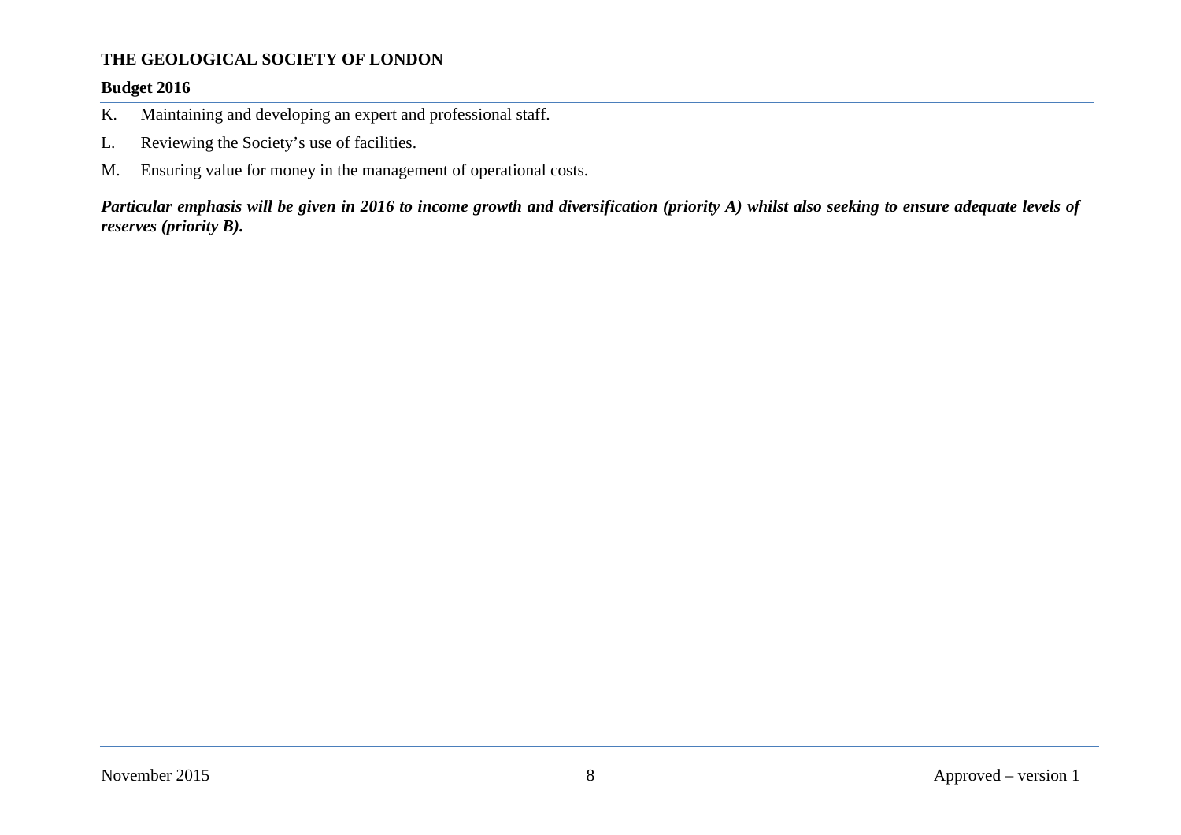K. Maintaining and developing an expert and professional staff.

L. Reviewing the Society's use of facilities.

M. Ensuring value for money in the management of operational costs.

***Particular emphasis will be given in 2016 to income growth and diversification (priority A) whilst also seeking to ensure adequate levels of reserves (priority B).***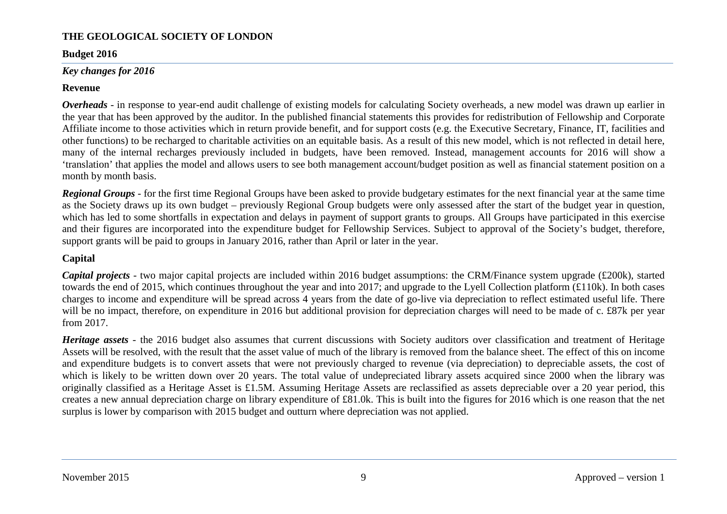# THE GEOLOGICAL SOCIETY OF LONDON

## Budget 2016

### *Key changes for 2016*

### Revenue

***Overheads*** - in response to year-end audit challenge of existing models for calculating Society overheads, a new model was drawn up earlier in the year that has been approved by the auditor. In the published financial statements this provides for redistribution of Fellowship and Corporate Affiliate income to those activities which in return provide benefit, and for support costs (e.g. the Executive Secretary, Finance, IT, facilities and other functions) to be recharged to charitable activities on an equitable basis. As a result of this new model, which is not reflected in detail here, many of the internal recharges previously included in budgets, have been removed. Instead, management accounts for 2016 will show a 'translation' that applies the model and allows users to see both management account/budget position as well as financial statement position on a month by month basis.

***Regional Groups*** - for the first time Regional Groups have been asked to provide budgetary estimates for the next financial year at the same time as the Society draws up its own budget – previously Regional Group budgets were only assessed after the start of the budget year in question, which has led to some shortfalls in expectation and delays in payment of support grants to groups. All Groups have participated in this exercise and their figures are incorporated into the expenditure budget for Fellowship Services. Subject to approval of the Society's budget, therefore, support grants will be paid to groups in January 2016, rather than April or later in the year.

### Capital

***Capital projects*** - two major capital projects are included within 2016 budget assumptions: the CRM/Finance system upgrade (£200k), started towards the end of 2015, which continues throughout the year and into 2017; and upgrade to the Lyell Collection platform (£110k). In both cases charges to income and expenditure will be spread across 4 years from the date of go-live via depreciation to reflect estimated useful life. There will be no impact, therefore, on expenditure in 2016 but additional provision for depreciation charges will need to be made of c. £87k per year from 2017.

***Heritage assets*** - the 2016 budget also assumes that current discussions with Society auditors over classification and treatment of Heritage Assets will be resolved, with the result that the asset value of much of the library is removed from the balance sheet. The effect of this on income and expenditure budgets is to convert assets that were not previously charged to revenue (via depreciation) to depreciable assets, the cost of which is likely to be written down over 20 years. The total value of undepreciated library assets acquired since 2000 when the library was originally classified as a Heritage Asset is £1.5M. Assuming Heritage Assets are reclassified as assets depreciable over a 20 year period, this creates a new annual depreciation charge on library expenditure of £81.0k. This is built into the figures for 2016 which is one reason that the net surplus is lower by comparison with 2015 budget and outturn where depreciation was not applied.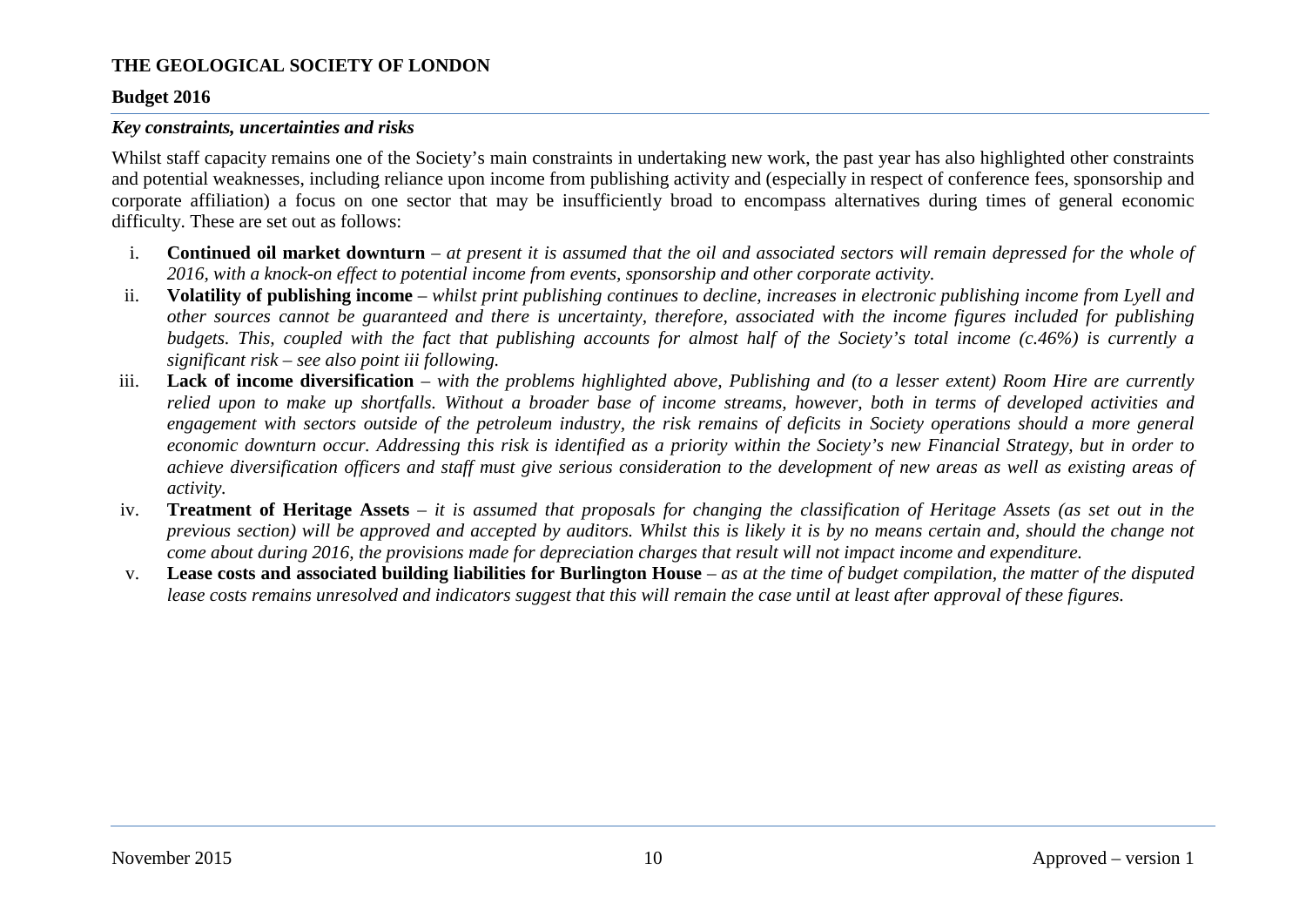**THE GEOLOGICAL SOCIETY OF LONDON**

**Budget 2016**

### *Key constraints, uncertainties and risks*

Whilst staff capacity remains one of the Society's main constraints in undertaking new work, the past year has also highlighted other constraints and potential weaknesses, including reliance upon income from publishing activity and (especially in respect of conference fees, sponsorship and corporate affiliation) a focus on one sector that may be insufficiently broad to encompass alternatives during times of general economic difficulty. These are set out as follows:

i. **Continued oil market downturn** – *at present it is assumed that the oil and associated sectors will remain depressed for the whole of 2016, with a knock-on effect to potential income from events, sponsorship and other corporate activity.*
ii. **Volatility of publishing income** – *whilst print publishing continues to decline, increases in electronic publishing income from Lyell and other sources cannot be guaranteed and there is uncertainty, therefore, associated with the income figures included for publishing budgets. This, coupled with the fact that publishing accounts for almost half of the Society's total income (c.46%) is currently a significant risk – see also point iii following.*
iii. **Lack of income diversification** – *with the problems highlighted above, Publishing and (to a lesser extent) Room Hire are currently relied upon to make up shortfalls. Without a broader base of income streams, however, both in terms of developed activities and engagement with sectors outside of the petroleum industry, the risk remains of deficits in Society operations should a more general economic downturn occur. Addressing this risk is identified as a priority within the Society's new Financial Strategy, but in order to achieve diversification officers and staff must give serious consideration to the development of new areas as well as existing areas of activity.*
iv. **Treatment of Heritage Assets** – *it is assumed that proposals for changing the classification of Heritage Assets (as set out in the previous section) will be approved and accepted by auditors. Whilst this is likely it is by no means certain and, should the change not come about during 2016, the provisions made for depreciation charges that result will not impact income and expenditure.*
v. **Lease costs and associated building liabilities for Burlington House** – *as at the time of budget compilation, the matter of the disputed lease costs remains unresolved and indicators suggest that this will remain the case until at least after approval of these figures.*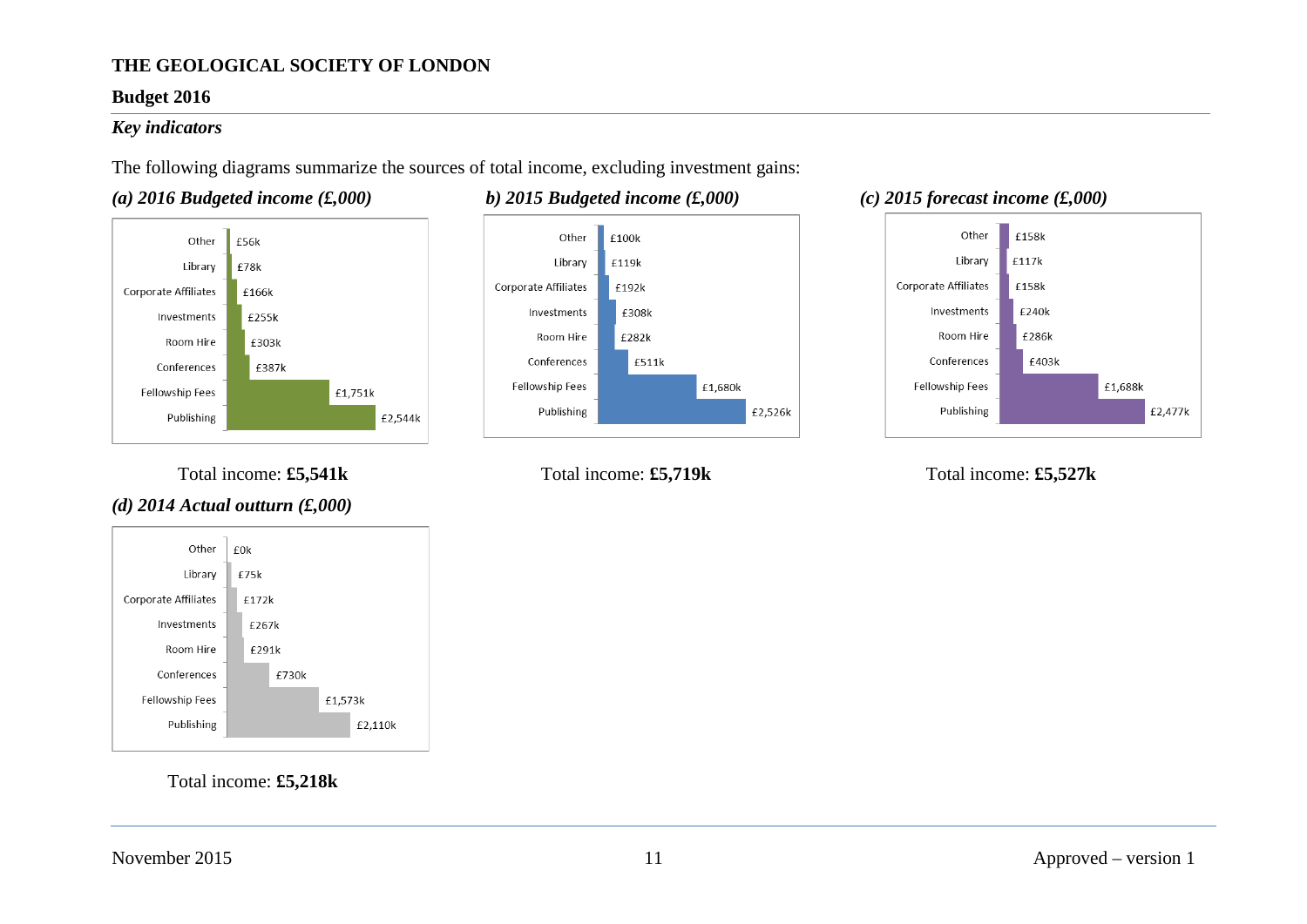THE GEOLOGICAL SOCIETY OF LONDON

**Budget 2016**

***Key indicators***

The following diagrams summarize the sources of total income, excluding investment gains:

***(a) 2016 Budgeted income (£,000)***

| Category | Income |
|---|---|
| Other | £56k |
| Library | £78k |
| Corporate Affiliates | £166k |
| Investments | £255k |
| Room Hire | £303k |
| Conferences | £387k |
| Fellowship Fees | £1,751k |
| Publishing | £2,544k |

Total income: **£5,541k**

***b) 2015 Budgeted income (£,000)***

| Category | Income |
|---|---|
| Other | £100k |
| Library | £119k |
| Corporate Affiliates | £192k |
| Investments | £308k |
| Room Hire | £282k |
| Conferences | £511k |
| Fellowship Fees | £1,680k |
| Publishing | £2,526k |

Total income: **£5,719k**

***(c) 2015 forecast income (£,000)***

| Category | Income |
|---|---|
| Other | £158k |
| Library | £117k |
| Corporate Affiliates | £158k |
| Investments | £240k |
| Room Hire | £286k |
| Conferences | £403k |
| Fellowship Fees | £1,688k |
| Publishing | £2,477k |

Total income: **£5,527k**

***(d) 2014 Actual outturn (£,000)***

| Category | Income |
|---|---|
| Other | £0k |
| Library | £75k |
| Corporate Affiliates | £172k |
| Investments | £267k |
| Room Hire | £291k |
| Conferences | £730k |
| Fellowship Fees | £1,573k |
| Publishing | £2,110k |

Total income: **£5,218k**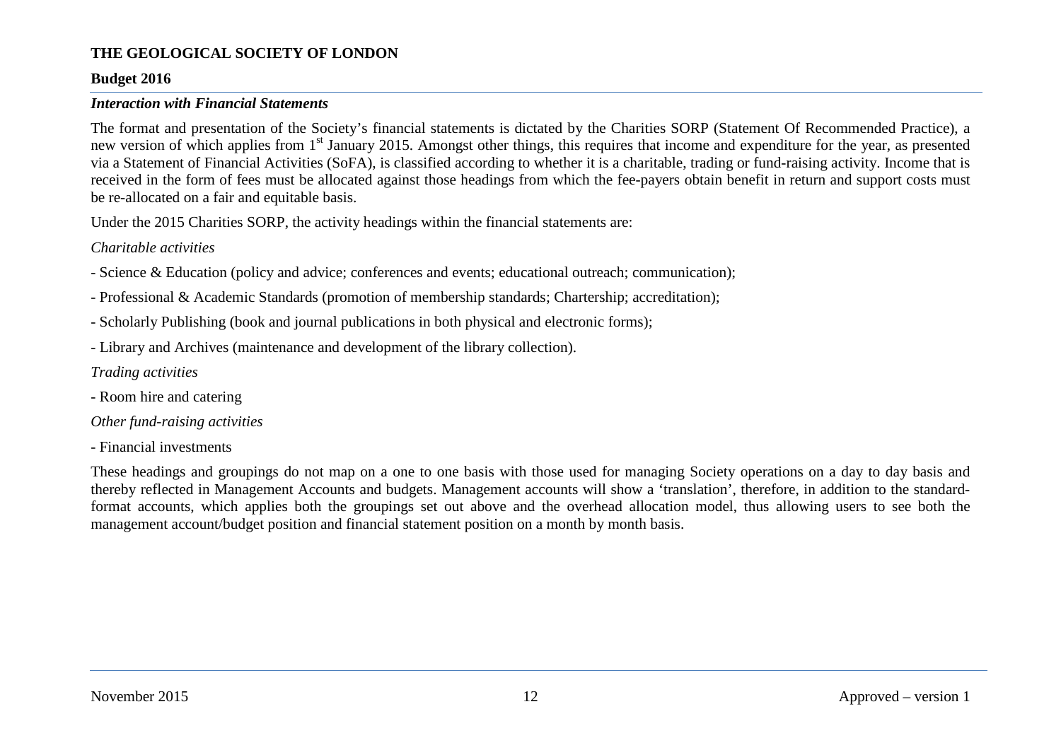## Interaction with Financial Statements

The format and presentation of the Society's financial statements is dictated by the Charities SORP (Statement Of Recommended Practice), a new version of which applies from 1st January 2015. Amongst other things, this requires that income and expenditure for the year, as presented via a Statement of Financial Activities (SoFA), is classified according to whether it is a charitable, trading or fund-raising activity. Income that is received in the form of fees must be allocated against those headings from which the fee-payers obtain benefit in return and support costs must be re-allocated on a fair and equitable basis.

Under the 2015 Charities SORP, the activity headings within the financial statements are:

*Charitable activities*

- Science & Education (policy and advice; conferences and events; educational outreach; communication);
- Professional & Academic Standards (promotion of membership standards; Chartership; accreditation);
- Scholarly Publishing (book and journal publications in both physical and electronic forms);
- Library and Archives (maintenance and development of the library collection).

*Trading activities*

- Room hire and catering

*Other fund-raising activities*

- Financial investments

These headings and groupings do not map on a one to one basis with those used for managing Society operations on a day to day basis and thereby reflected in Management Accounts and budgets. Management accounts will show a 'translation', therefore, in addition to the standard-format accounts, which applies both the groupings set out above and the overhead allocation model, thus allowing users to see both the management account/budget position and financial statement position on a month by month basis.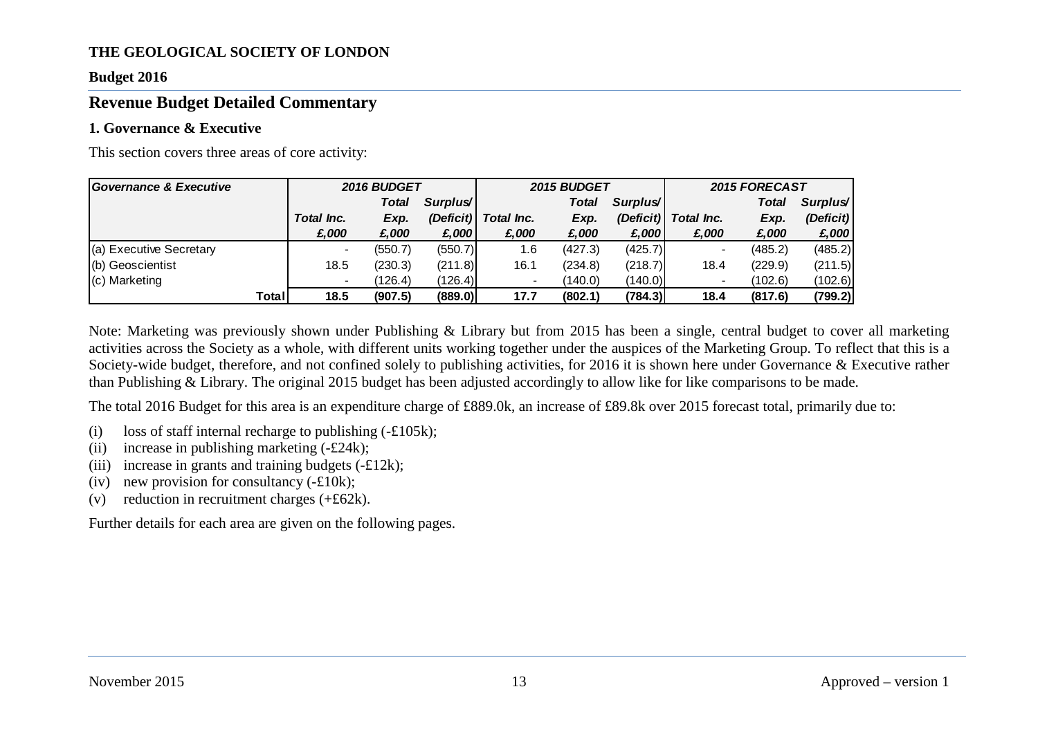**THE GEOLOGICAL SOCIETY OF LONDON**

**Budget 2016**

## Revenue Budget Detailed Commentary

### 1. Governance & Executive

This section covers three areas of core activity:

| *Governance & Executive* | *2016 BUDGET* | | | *2015 BUDGET* | | | *2015 FORECAST* | | |
|---|---|---|---|---|---|---|---|---|---|
| | *Total Inc.* | *Total Exp.* | *Surplus/ (Deficit)* | *Total Inc.* | *Total Exp.* | *Surplus/ (Deficit)* | *Total Inc.* | *Total Exp.* | *Surplus/ (Deficit)* |
| | *£,000* | *£,000* | *£,000* | *£,000* | *£,000* | *£,000* | *£,000* | *£,000* | *£,000* |
| (a) Executive Secretary | - | (550.7) | (550.7) | 1.6 | (427.3) | (425.7) | - | (485.2) | (485.2) |
| (b) Geoscientist | 18.5 | (230.3) | (211.8) | 16.1 | (234.8) | (218.7) | 18.4 | (229.9) | (211.5) |
| (c) Marketing | - | (126.4) | (126.4) | - | (140.0) | (140.0) | - | (102.6) | (102.6) |
| **Total** | **18.5** | **(907.5)** | **(889.0)** | **17.7** | **(802.1)** | **(784.3)** | **18.4** | **(817.6)** | **(799.2)** |

Note: Marketing was previously shown under Publishing & Library but from 2015 has been a single, central budget to cover all marketing activities across the Society as a whole, with different units working together under the auspices of the Marketing Group. To reflect that this is a Society-wide budget, therefore, and not confined solely to publishing activities, for 2016 it is shown here under Governance & Executive rather than Publishing & Library. The original 2015 budget has been adjusted accordingly to allow like for like comparisons to be made.

The total 2016 Budget for this area is an expenditure charge of £889.0k, an increase of £89.8k over 2015 forecast total, primarily due to:

(i) loss of staff internal recharge to publishing (-£105k);
(ii) increase in publishing marketing (-£24k);
(iii) increase in grants and training budgets (-£12k);
(iv) new provision for consultancy (-£10k);
(v) reduction in recruitment charges (+£62k).

Further details for each area are given on the following pages.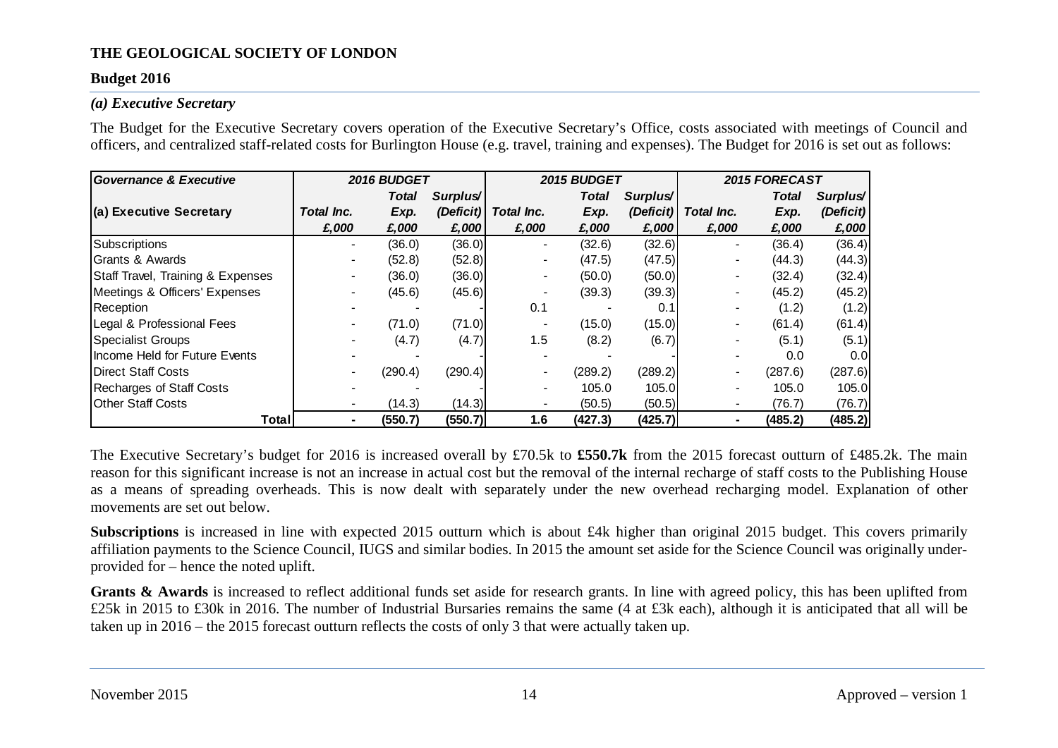**THE GEOLOGICAL SOCIETY OF LONDON**

**Budget 2016**

***(a) Executive Secretary***

The Budget for the Executive Secretary covers operation of the Executive Secretary's Office, costs associated with meetings of Council and officers, and centralized staff-related costs for Burlington House (e.g. travel, training and expenses). The Budget for 2016 is set out as follows:

| *Governance & Executive* | *2016 BUDGET* | | | *2015 BUDGET* | | | *2015 FORECAST* | | |
|---|---|---|---|---|---|---|---|---|---|
| **(a) Executive Secretary** | *Total Inc.* | *Total Exp.* | *Surplus/ (Deficit)* | *Total Inc.* | *Total Exp.* | *Surplus/ (Deficit)* | *Total Inc.* | *Total Exp.* | *Surplus/ (Deficit)* |
| | *£,000* | *£,000* | *£,000* | *£,000* | *£,000* | *£,000* | *£,000* | *£,000* | *£,000* |
| Subscriptions | - | (36.0) | (36.0) | - | (32.6) | (32.6) | - | (36.4) | (36.4) |
| Grants & Awards | - | (52.8) | (52.8) | - | (47.5) | (47.5) | - | (44.3) | (44.3) |
| Staff Travel, Training & Expenses | - | (36.0) | (36.0) | - | (50.0) | (50.0) | - | (32.4) | (32.4) |
| Meetings & Officers' Expenses | - | (45.6) | (45.6) | - | (39.3) | (39.3) | - | (45.2) | (45.2) |
| Reception | - | - | - | 0.1 | - | 0.1 | - | (1.2) | (1.2) |
| Legal & Professional Fees | - | (71.0) | (71.0) | - | (15.0) | (15.0) | - | (61.4) | (61.4) |
| Specialist Groups | - | (4.7) | (4.7) | 1.5 | (8.2) | (6.7) | - | (5.1) | (5.1) |
| Income Held for Future Events | - | - | - | - | - | - | - | 0.0 | 0.0 |
| Direct Staff Costs | - | (290.4) | (290.4) | - | (289.2) | (289.2) | - | (287.6) | (287.6) |
| Recharges of Staff Costs | - | - | - | - | 105.0 | 105.0 | - | 105.0 | 105.0 |
| Other Staff Costs | - | (14.3) | (14.3) | - | (50.5) | (50.5) | - | (76.7) | (76.7) |
| **Total** | **-** | **(550.7)** | **(550.7)** | **1.6** | **(427.3)** | **(425.7)** | **-** | **(485.2)** | **(485.2)** |

The Executive Secretary's budget for 2016 is increased overall by £70.5k to **£550.7k** from the 2015 forecast outturn of £485.2k. The main reason for this significant increase is not an increase in actual cost but the removal of the internal recharge of staff costs to the Publishing House as a means of spreading overheads. This is now dealt with separately under the new overhead recharging model. Explanation of other movements are set out below.

**Subscriptions** is increased in line with expected 2015 outturn which is about £4k higher than original 2015 budget. This covers primarily affiliation payments to the Science Council, IUGS and similar bodies. In 2015 the amount set aside for the Science Council was originally under-provided for – hence the noted uplift.

**Grants & Awards** is increased to reflect additional funds set aside for research grants. In line with agreed policy, this has been uplifted from £25k in 2015 to £30k in 2016. The number of Industrial Bursaries remains the same (4 at £3k each), although it is anticipated that all will be taken up in 2016 – the 2015 forecast outturn reflects the costs of only 3 that were actually taken up.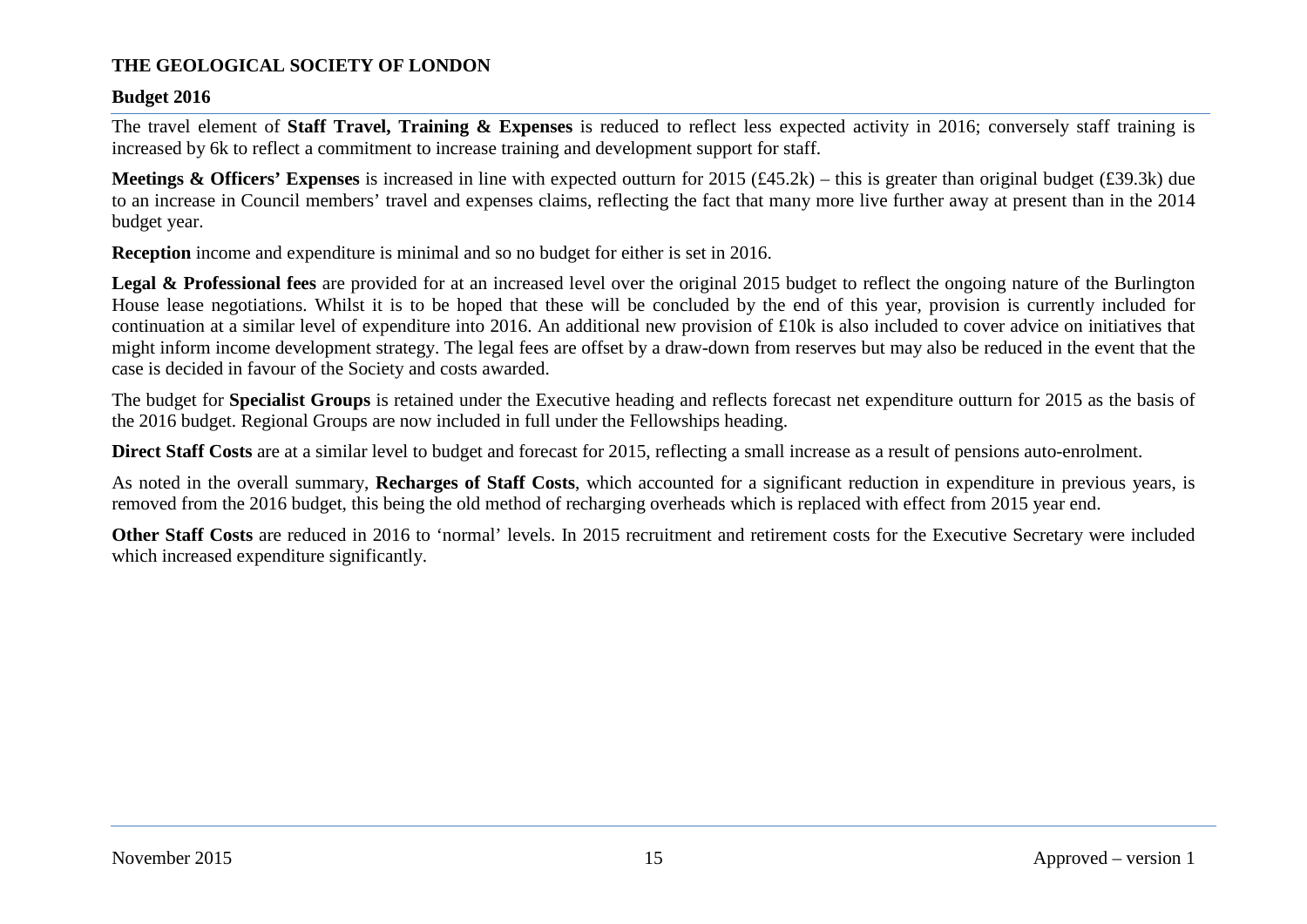The travel element of **Staff Travel, Training & Expenses** is reduced to reflect less expected activity in 2016; conversely staff training is increased by 6k to reflect a commitment to increase training and development support for staff.

**Meetings & Officers' Expenses** is increased in line with expected outturn for 2015 (£45.2k) – this is greater than original budget (£39.3k) due to an increase in Council members' travel and expenses claims, reflecting the fact that many more live further away at present than in the 2014 budget year.

**Reception** income and expenditure is minimal and so no budget for either is set in 2016.

**Legal & Professional fees** are provided for at an increased level over the original 2015 budget to reflect the ongoing nature of the Burlington House lease negotiations. Whilst it is to be hoped that these will be concluded by the end of this year, provision is currently included for continuation at a similar level of expenditure into 2016. An additional new provision of £10k is also included to cover advice on initiatives that might inform income development strategy. The legal fees are offset by a draw-down from reserves but may also be reduced in the event that the case is decided in favour of the Society and costs awarded.

The budget for **Specialist Groups** is retained under the Executive heading and reflects forecast net expenditure outturn for 2015 as the basis of the 2016 budget. Regional Groups are now included in full under the Fellowships heading.

**Direct Staff Costs** are at a similar level to budget and forecast for 2015, reflecting a small increase as a result of pensions auto-enrolment.

As noted in the overall summary, **Recharges of Staff Costs**, which accounted for a significant reduction in expenditure in previous years, is removed from the 2016 budget, this being the old method of recharging overheads which is replaced with effect from 2015 year end.

**Other Staff Costs** are reduced in 2016 to 'normal' levels. In 2015 recruitment and retirement costs for the Executive Secretary were included which increased expenditure significantly.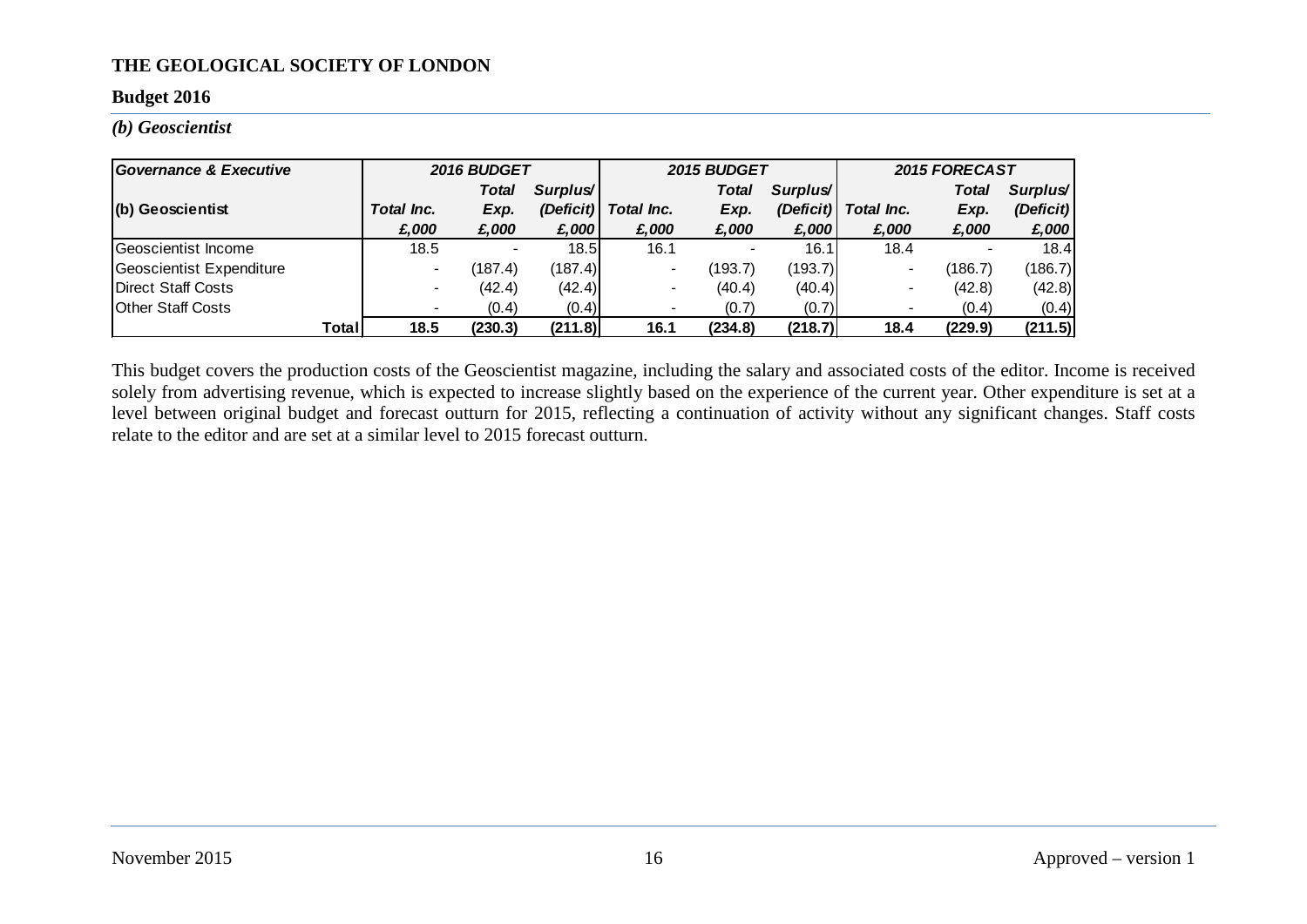**THE GEOLOGICAL SOCIETY OF LONDON**

**Budget 2016**

*(b) Geoscientist*

| *Governance & Executive* | *2016 BUDGET* | | | *2015 BUDGET* | | | *2015 FORECAST* | | |
|---|---|---|---|---|---|---|---|---|---|
| **(b) Geoscientist** | *Total Inc.* | *Total Exp.* | *Surplus/ (Deficit)* | *Total Inc.* | *Total Exp.* | *Surplus/ (Deficit)* | *Total Inc.* | *Total Exp.* | *Surplus/ (Deficit)* |
| | *£,000* | *£,000* | *£,000* | *£,000* | *£,000* | *£,000* | *£,000* | *£,000* | *£,000* |
| Geoscientist Income | 18.5 | - | 18.5 | 16.1 | - | 16.1 | 18.4 | - | 18.4 |
| Geoscientist Expenditure | - | (187.4) | (187.4) | - | (193.7) | (193.7) | - | (186.7) | (186.7) |
| Direct Staff Costs | - | (42.4) | (42.4) | - | (40.4) | (40.4) | - | (42.8) | (42.8) |
| Other Staff Costs | - | (0.4) | (0.4) | - | (0.7) | (0.7) | - | (0.4) | (0.4) |
| **Total** | **18.5** | **(230.3)** | **(211.8)** | **16.1** | **(234.8)** | **(218.7)** | **18.4** | **(229.9)** | **(211.5)** |

This budget covers the production costs of the Geoscientist magazine, including the salary and associated costs of the editor. Income is received solely from advertising revenue, which is expected to increase slightly based on the experience of the current year. Other expenditure is set at a level between original budget and forecast outturn for 2015, reflecting a continuation of activity without any significant changes. Staff costs relate to the editor and are set at a similar level to 2015 forecast outturn.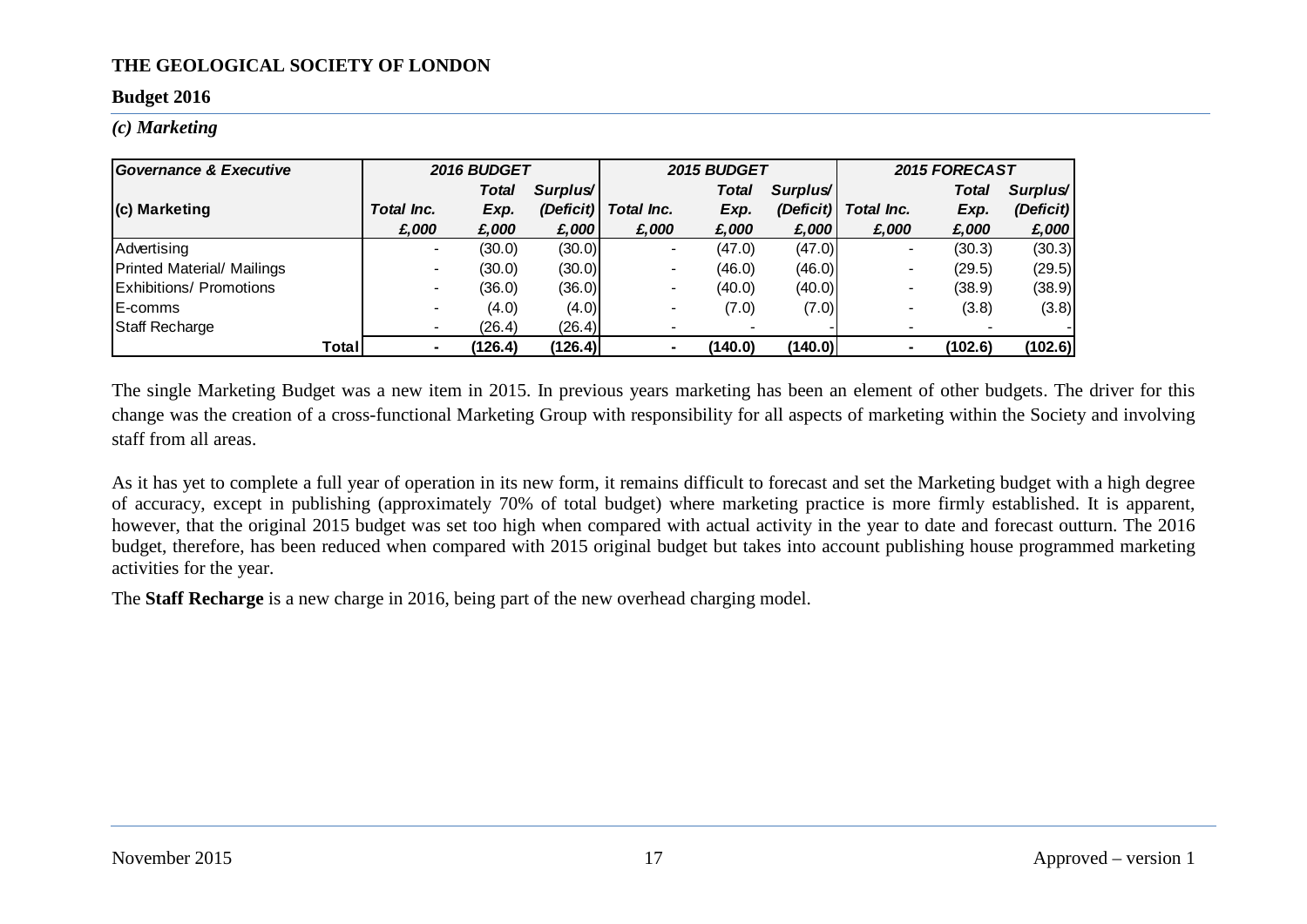**THE GEOLOGICAL SOCIETY OF LONDON**

**Budget 2016**

### *(c) Marketing*

| *Governance & Executive* | *2016 BUDGET* | | | *2015 BUDGET* | | | *2015 FORECAST* | | |
|---|---|---|---|---|---|---|---|---|---|
| **(c) Marketing** | *Total Inc.* | *Total Exp.* | *Surplus/ (Deficit)* | *Total Inc.* | *Total Exp.* | *Surplus/ (Deficit)* | *Total Inc.* | *Total Exp.* | *Surplus/ (Deficit)* |
| | *£,000* | *£,000* | *£,000* | *£,000* | *£,000* | *£,000* | *£,000* | *£,000* | *£,000* |
| Advertising | - | (30.0) | (30.0) | - | (47.0) | (47.0) | - | (30.3) | (30.3) |
| Printed Material/ Mailings | - | (30.0) | (30.0) | - | (46.0) | (46.0) | - | (29.5) | (29.5) |
| Exhibitions/ Promotions | - | (36.0) | (36.0) | - | (40.0) | (40.0) | - | (38.9) | (38.9) |
| E-comms | - | (4.0) | (4.0) | - | (7.0) | (7.0) | - | (3.8) | (3.8) |
| Staff Recharge | - | (26.4) | (26.4) | - | - | - | - | - | - |
| **Total** | **-** | **(126.4)** | **(126.4)** | **-** | **(140.0)** | **(140.0)** | **-** | **(102.6)** | **(102.6)** |

The single Marketing Budget was a new item in 2015. In previous years marketing has been an element of other budgets. The driver for this change was the creation of a cross-functional Marketing Group with responsibility for all aspects of marketing within the Society and involving staff from all areas.

As it has yet to complete a full year of operation in its new form, it remains difficult to forecast and set the Marketing budget with a high degree of accuracy, except in publishing (approximately 70% of total budget) where marketing practice is more firmly established. It is apparent, however, that the original 2015 budget was set too high when compared with actual activity in the year to date and forecast outturn. The 2016 budget, therefore, has been reduced when compared with 2015 original budget but takes into account publishing house programmed marketing activities for the year.

The **Staff Recharge** is a new charge in 2016, being part of the new overhead charging model.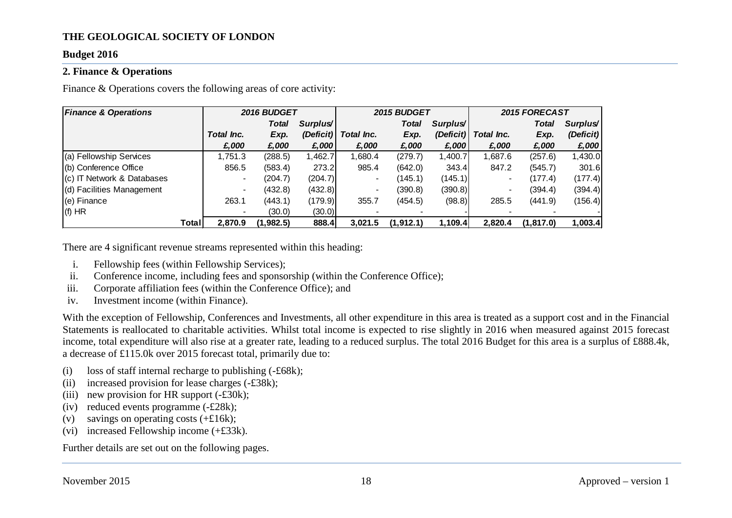**THE GEOLOGICAL SOCIETY OF LONDON**

**Budget 2016**

## 2. Finance & Operations

Finance & Operations covers the following areas of core activity:

| *Finance & Operations* | *2016 BUDGET* | | | *2015 BUDGET* | | | *2015 FORECAST* | | |
|---|---|---|---|---|---|---|---|---|---|
| | *Total Inc.* | *Total Exp.* | *Surplus/ (Deficit)* | *Total Inc.* | *Total Exp.* | *Surplus/ (Deficit)* | *Total Inc.* | *Total Exp.* | *Surplus/ (Deficit)* |
| | *£,000* | *£,000* | *£,000* | *£,000* | *£,000* | *£,000* | *£,000* | *£,000* | *£,000* |
| (a) Fellowship Services | 1,751.3 | (288.5) | 1,462.7 | 1,680.4 | (279.7) | 1,400.7 | 1,687.6 | (257.6) | 1,430.0 |
| (b) Conference Office | 856.5 | (583.4) | 273.2 | 985.4 | (642.0) | 343.4 | 847.2 | (545.7) | 301.6 |
| (c) IT Network & Databases | - | (204.7) | (204.7) | - | (145.1) | (145.1) | - | (177.4) | (177.4) |
| (d) Facilities Management | - | (432.8) | (432.8) | - | (390.8) | (390.8) | - | (394.4) | (394.4) |
| (e) Finance | 263.1 | (443.1) | (179.9) | 355.7 | (454.5) | (98.8) | 285.5 | (441.9) | (156.4) |
| (f) HR | - | (30.0) | (30.0) | - | - | - | - | - | - |
| **Total** | **2,870.9** | **(1,982.5)** | **888.4** | **3,021.5** | **(1,912.1)** | **1,109.4** | **2,820.4** | **(1,817.0)** | **1,003.4** |

There are 4 significant revenue streams represented within this heading:

i. Fellowship fees (within Fellowship Services);
ii. Conference income, including fees and sponsorship (within the Conference Office);
iii. Corporate affiliation fees (within the Conference Office); and
iv. Investment income (within Finance).

With the exception of Fellowship, Conferences and Investments, all other expenditure in this area is treated as a support cost and in the Financial Statements is reallocated to charitable activities. Whilst total income is expected to rise slightly in 2016 when measured against 2015 forecast income, total expenditure will also rise at a greater rate, leading to a reduced surplus. The total 2016 Budget for this area is a surplus of £888.4k, a decrease of £115.0k over 2015 forecast total, primarily due to:

(i) loss of staff internal recharge to publishing (-£68k);
(ii) increased provision for lease charges (-£38k);
(iii) new provision for HR support (-£30k);
(iv) reduced events programme (-£28k);
(v) savings on operating costs (+£16k);
(vi) increased Fellowship income (+£33k).

Further details are set out on the following pages.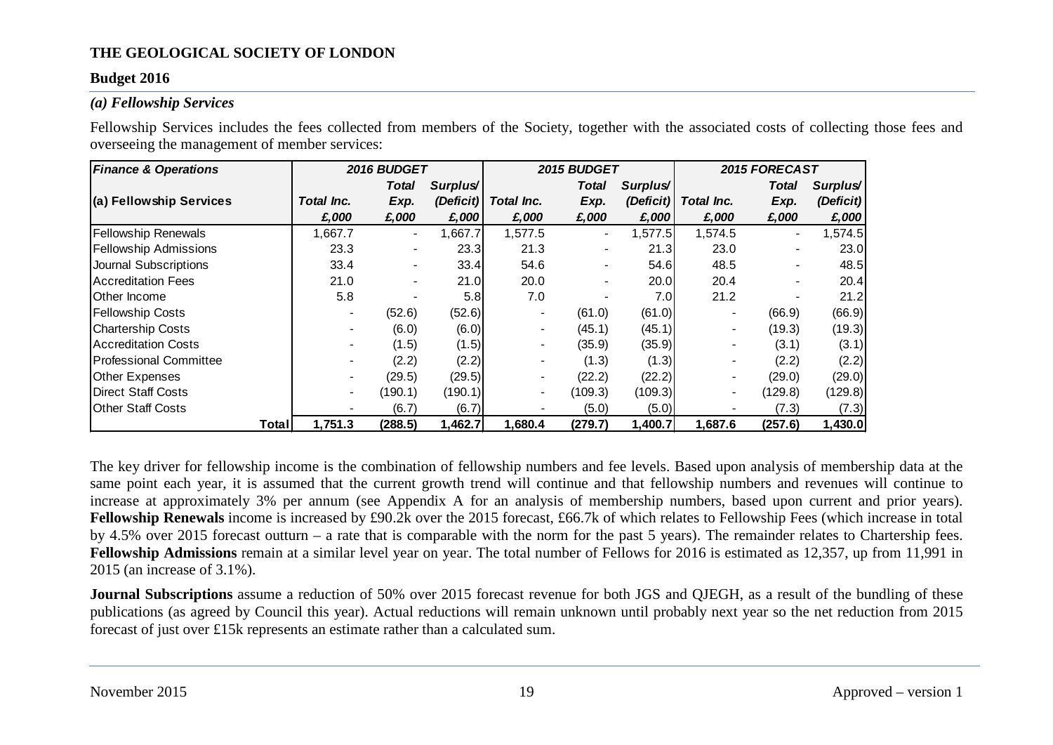**THE GEOLOGICAL SOCIETY OF LONDON**

**Budget 2016**

### *(a) Fellowship Services*

Fellowship Services includes the fees collected from members of the Society, together with the associated costs of collecting those fees and overseeing the management of member services:

| ***Finance & Operations*** | ***2016 BUDGET*** | | | ***2015 BUDGET*** | | | ***2015 FORECAST*** | | |
|---|---|---|---|---|---|---|---|---|---|
| | | ***Total*** | ***Surplus/*** | | ***Total*** | ***Surplus/*** | | ***Total*** | ***Surplus/*** |
| **(a) Fellowship Services** | ***Total Inc.*** | ***Exp.*** | ***(Deficit)*** | ***Total Inc.*** | ***Exp.*** | ***(Deficit)*** | ***Total Inc.*** | ***Exp.*** | ***(Deficit)*** |
| | ***£,000*** | ***£,000*** | ***£,000*** | ***£,000*** | ***£,000*** | ***£,000*** | ***£,000*** | ***£,000*** | ***£,000*** |
| Fellowship Renewals | 1,667.7 | - | 1,667.7 | 1,577.5 | - | 1,577.5 | 1,574.5 | - | 1,574.5 |
| Fellowship Admissions | 23.3 | - | 23.3 | 21.3 | - | 21.3 | 23.0 | - | 23.0 |
| Journal Subscriptions | 33.4 | - | 33.4 | 54.6 | - | 54.6 | 48.5 | - | 48.5 |
| Accreditation Fees | 21.0 | - | 21.0 | 20.0 | - | 20.0 | 20.4 | - | 20.4 |
| Other Income | 5.8 | - | 5.8 | 7.0 | - | 7.0 | 21.2 | - | 21.2 |
| Fellowship Costs | - | (52.6) | (52.6) | - | (61.0) | (61.0) | - | (66.9) | (66.9) |
| Chartership Costs | - | (6.0) | (6.0) | - | (45.1) | (45.1) | - | (19.3) | (19.3) |
| Accreditation Costs | - | (1.5) | (1.5) | - | (35.9) | (35.9) | - | (3.1) | (3.1) |
| Professional Committee | - | (2.2) | (2.2) | - | (1.3) | (1.3) | - | (2.2) | (2.2) |
| Other Expenses | - | (29.5) | (29.5) | - | (22.2) | (22.2) | - | (29.0) | (29.0) |
| Direct Staff Costs | - | (190.1) | (190.1) | - | (109.3) | (109.3) | - | (129.8) | (129.8) |
| Other Staff Costs | - | (6.7) | (6.7) | - | (5.0) | (5.0) | - | (7.3) | (7.3) |
| **Total** | **1,751.3** | **(288.5)** | **1,462.7** | **1,680.4** | **(279.7)** | **1,400.7** | **1,687.6** | **(257.6)** | **1,430.0** |

The key driver for fellowship income is the combination of fellowship numbers and fee levels. Based upon analysis of membership data at the same point each year, it is assumed that the current growth trend will continue and that fellowship numbers and revenues will continue to increase at approximately 3% per annum (see Appendix A for an analysis of membership numbers, based upon current and prior years). **Fellowship Renewals** income is increased by £90.2k over the 2015 forecast, £66.7k of which relates to Fellowship Fees (which increase in total by 4.5% over 2015 forecast outturn – a rate that is comparable with the norm for the past 5 years). The remainder relates to Chartership fees. **Fellowship Admissions** remain at a similar level year on year. The total number of Fellows for 2016 is estimated as 12,357, up from 11,991 in 2015 (an increase of 3.1%).

**Journal Subscriptions** assume a reduction of 50% over 2015 forecast revenue for both JGS and QJEGH, as a result of the bundling of these publications (as agreed by Council this year). Actual reductions will remain unknown until probably next year so the net reduction from 2015 forecast of just over £15k represents an estimate rather than a calculated sum.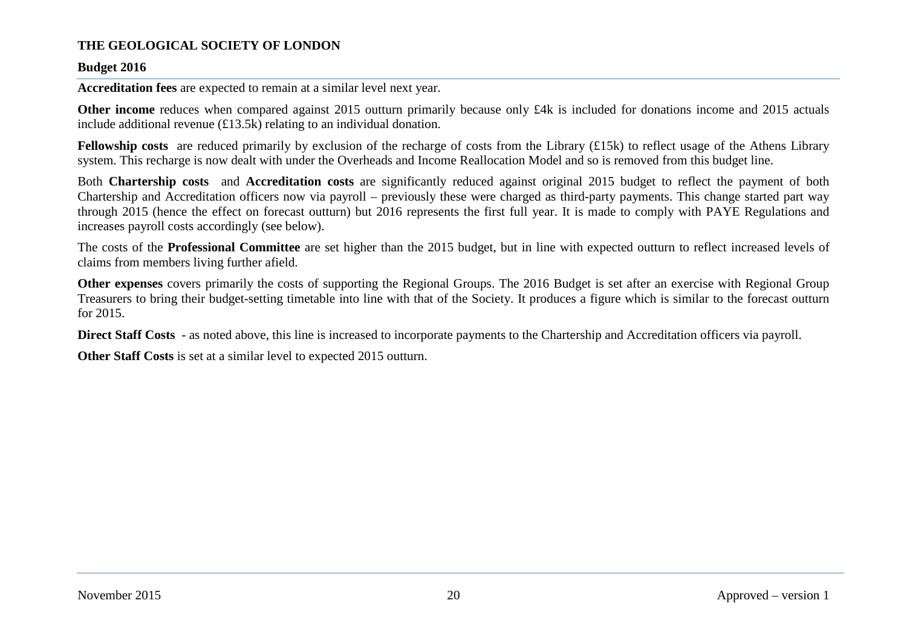**Accreditation fees** are expected to remain at a similar level next year.

**Other income** reduces when compared against 2015 outturn primarily because only £4k is included for donations income and 2015 actuals include additional revenue (£13.5k) relating to an individual donation.

**Fellowship costs** are reduced primarily by exclusion of the recharge of costs from the Library (£15k) to reflect usage of the Athens Library system. This recharge is now dealt with under the Overheads and Income Reallocation Model and so is removed from this budget line.

Both **Chartership costs** and **Accreditation costs** are significantly reduced against original 2015 budget to reflect the payment of both Chartership and Accreditation officers now via payroll – previously these were charged as third-party payments. This change started part way through 2015 (hence the effect on forecast outturn) but 2016 represents the first full year. It is made to comply with PAYE Regulations and increases payroll costs accordingly (see below).

The costs of the **Professional Committee** are set higher than the 2015 budget, but in line with expected outturn to reflect increased levels of claims from members living further afield.

**Other expenses** covers primarily the costs of supporting the Regional Groups. The 2016 Budget is set after an exercise with Regional Group Treasurers to bring their budget-setting timetable into line with that of the Society. It produces a figure which is similar to the forecast outturn for 2015.

**Direct Staff Costs** - as noted above, this line is increased to incorporate payments to the Chartership and Accreditation officers via payroll.

**Other Staff Costs** is set at a similar level to expected 2015 outturn.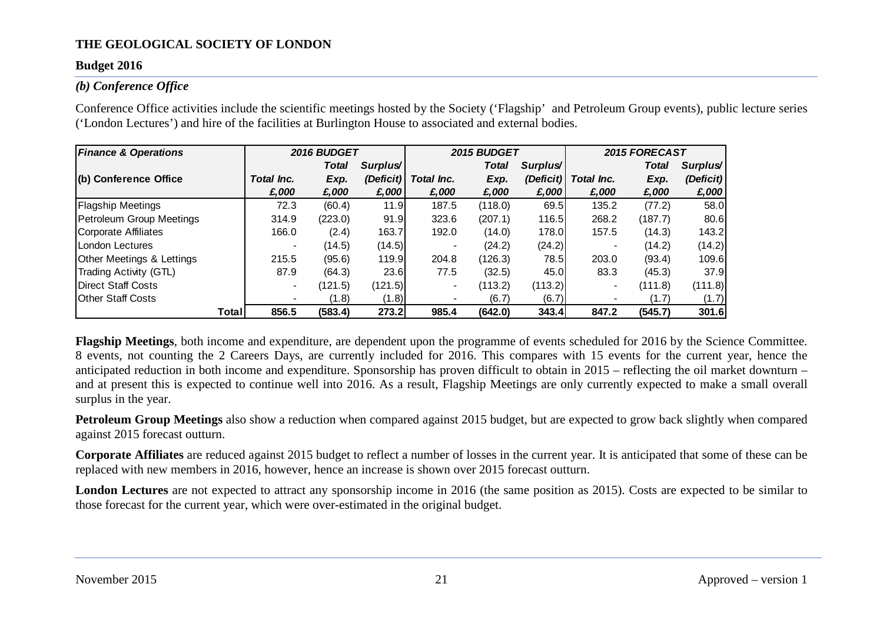**THE GEOLOGICAL SOCIETY OF LONDON**

**Budget 2016**

### *(b) Conference Office*

Conference Office activities include the scientific meetings hosted by the Society ('Flagship' and Petroleum Group events), public lecture series ('London Lectures') and hire of the facilities at Burlington House to associated and external bodies.

| ***Finance & Operations*** | ***2016 BUDGET*** | | | ***2015 BUDGET*** | | | ***2015 FORECAST*** | | |
|---|---|---|---|---|---|---|---|---|---|
| **(b) Conference Office** | ***Total Inc.*** | ***Total Exp.*** | ***Surplus/ (Deficit)*** | ***Total Inc.*** | ***Total Exp.*** | ***Surplus/ (Deficit)*** | ***Total Inc.*** | ***Total Exp.*** | ***Surplus/ (Deficit)*** |
| | ***£,000*** | ***£,000*** | ***£,000*** | ***£,000*** | ***£,000*** | ***£,000*** | ***£,000*** | ***£,000*** | ***£,000*** |
| Flagship Meetings | 72.3 | (60.4) | 11.9 | 187.5 | (118.0) | 69.5 | 135.2 | (77.2) | 58.0 |
| Petroleum Group Meetings | 314.9 | (223.0) | 91.9 | 323.6 | (207.1) | 116.5 | 268.2 | (187.7) | 80.6 |
| Corporate Affiliates | 166.0 | (2.4) | 163.7 | 192.0 | (14.0) | 178.0 | 157.5 | (14.3) | 143.2 |
| London Lectures | - | (14.5) | (14.5) | - | (24.2) | (24.2) | - | (14.2) | (14.2) |
| Other Meetings & Lettings | 215.5 | (95.6) | 119.9 | 204.8 | (126.3) | 78.5 | 203.0 | (93.4) | 109.6 |
| Trading Activity (GTL) | 87.9 | (64.3) | 23.6 | 77.5 | (32.5) | 45.0 | 83.3 | (45.3) | 37.9 |
| Direct Staff Costs | - | (121.5) | (121.5) | - | (113.2) | (113.2) | - | (111.8) | (111.8) |
| Other Staff Costs | - | (1.8) | (1.8) | - | (6.7) | (6.7) | - | (1.7) | (1.7) |
| **Total** | **856.5** | **(583.4)** | **273.2** | **985.4** | **(642.0)** | **343.4** | **847.2** | **(545.7)** | **301.6** |

**Flagship Meetings**, both income and expenditure, are dependent upon the programme of events scheduled for 2016 by the Science Committee. 8 events, not counting the 2 Careers Days, are currently included for 2016. This compares with 15 events for the current year, hence the anticipated reduction in both income and expenditure. Sponsorship has proven difficult to obtain in 2015 – reflecting the oil market downturn – and at present this is expected to continue well into 2016. As a result, Flagship Meetings are only currently expected to make a small overall surplus in the year.

**Petroleum Group Meetings** also show a reduction when compared against 2015 budget, but are expected to grow back slightly when compared against 2015 forecast outturn.

**Corporate Affiliates** are reduced against 2015 budget to reflect a number of losses in the current year. It is anticipated that some of these can be replaced with new members in 2016, however, hence an increase is shown over 2015 forecast outturn.

**London Lectures** are not expected to attract any sponsorship income in 2016 (the same position as 2015). Costs are expected to be similar to those forecast for the current year, which were over-estimated in the original budget.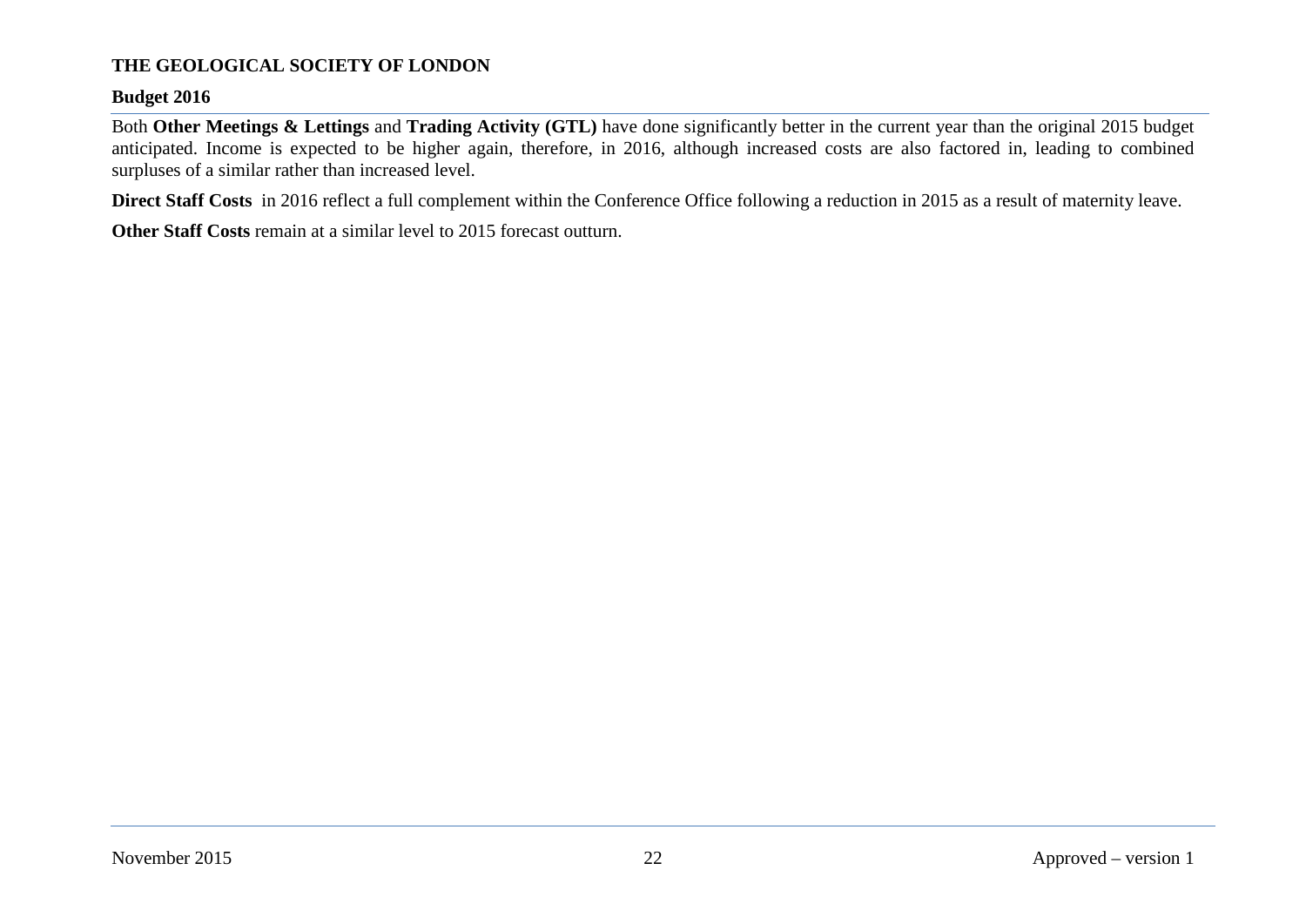Both **Other Meetings & Lettings** and **Trading Activity (GTL)** have done significantly better in the current year than the original 2015 budget anticipated. Income is expected to be higher again, therefore, in 2016, although increased costs are also factored in, leading to combined surpluses of a similar rather than increased level.

**Direct Staff Costs** in 2016 reflect a full complement within the Conference Office following a reduction in 2015 as a result of maternity leave.

**Other Staff Costs** remain at a similar level to 2015 forecast outturn.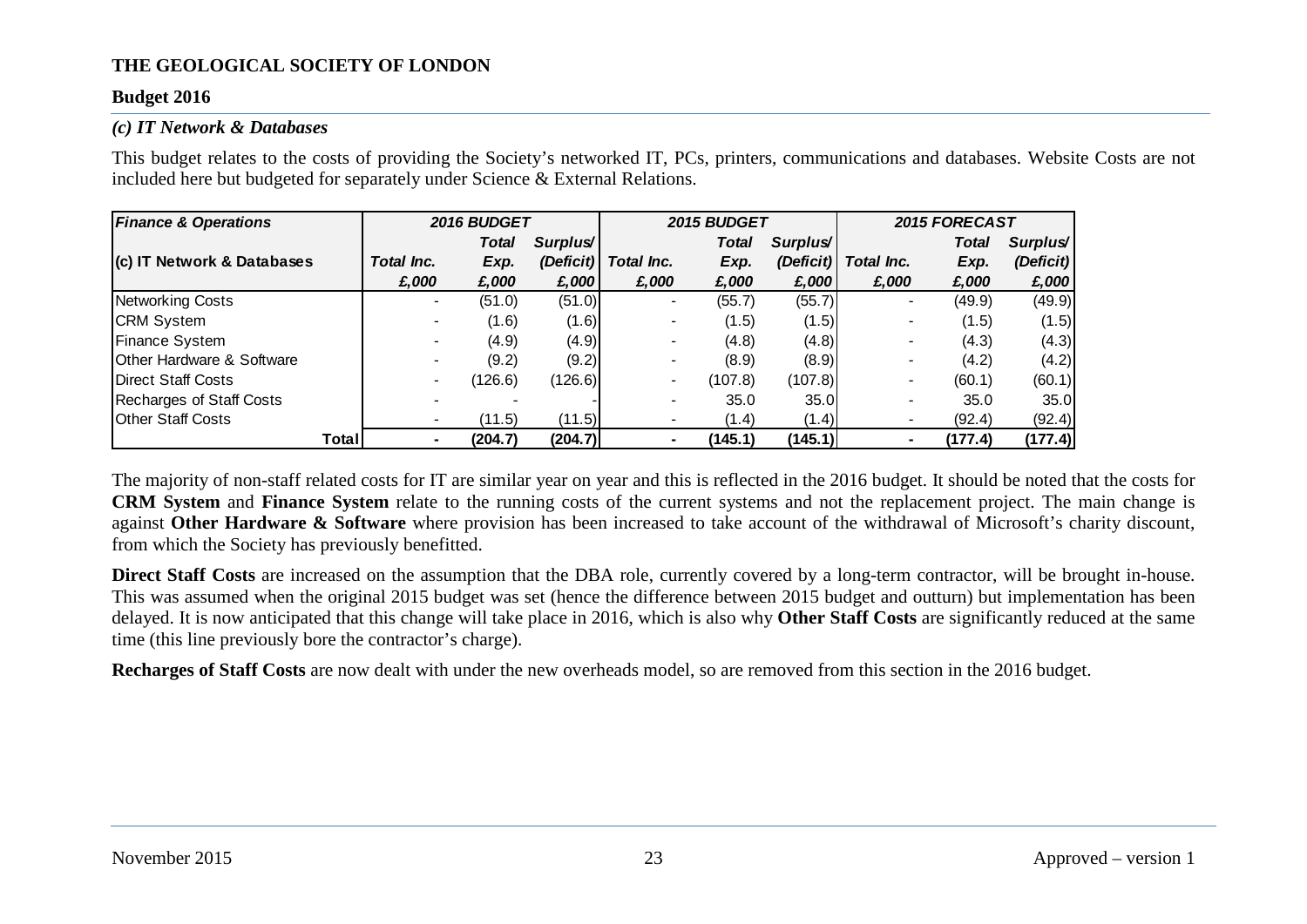**THE GEOLOGICAL SOCIETY OF LONDON**

**Budget 2016**

### *(c) IT Network & Databases*

This budget relates to the costs of providing the Society's networked IT, PCs, printers, communications and databases. Website Costs are not included here but budgeted for separately under Science & External Relations.

| *Finance & Operations* | *2016 BUDGET* | | | *2015 BUDGET* | | | *2015 FORECAST* | | |
|---|---|---|---|---|---|---|---|---|---|
| **(c) IT Network & Databases** | *Total Inc.* | *Total Exp.* | *Surplus/ (Deficit)* | *Total Inc.* | *Total Exp.* | *Surplus/ (Deficit)* | *Total Inc.* | *Total Exp.* | *Surplus/ (Deficit)* |
| | *£,000* | *£,000* | *£,000* | *£,000* | *£,000* | *£,000* | *£,000* | *£,000* | *£,000* |
| Networking Costs | - | (51.0) | (51.0) | - | (55.7) | (55.7) | - | (49.9) | (49.9) |
| CRM System | - | (1.6) | (1.6) | - | (1.5) | (1.5) | - | (1.5) | (1.5) |
| Finance System | - | (4.9) | (4.9) | - | (4.8) | (4.8) | - | (4.3) | (4.3) |
| Other Hardware & Software | - | (9.2) | (9.2) | - | (8.9) | (8.9) | - | (4.2) | (4.2) |
| Direct Staff Costs | - | (126.6) | (126.6) | - | (107.8) | (107.8) | - | (60.1) | (60.1) |
| Recharges of Staff Costs | - | - | - | - | 35.0 | 35.0 | - | 35.0 | 35.0 |
| Other Staff Costs | - | (11.5) | (11.5) | - | (1.4) | (1.4) | - | (92.4) | (92.4) |
| **Total** | **-** | **(204.7)** | **(204.7)** | **-** | **(145.1)** | **(145.1)** | **-** | **(177.4)** | **(177.4)** |

The majority of non-staff related costs for IT are similar year on year and this is reflected in the 2016 budget. It should be noted that the costs for **CRM System** and **Finance System** relate to the running costs of the current systems and not the replacement project. The main change is against **Other Hardware & Software** where provision has been increased to take account of the withdrawal of Microsoft's charity discount, from which the Society has previously benefitted.

**Direct Staff Costs** are increased on the assumption that the DBA role, currently covered by a long-term contractor, will be brought in-house. This was assumed when the original 2015 budget was set (hence the difference between 2015 budget and outturn) but implementation has been delayed. It is now anticipated that this change will take place in 2016, which is also why **Other Staff Costs** are significantly reduced at the same time (this line previously bore the contractor's charge).

**Recharges of Staff Costs** are now dealt with under the new overheads model, so are removed from this section in the 2016 budget.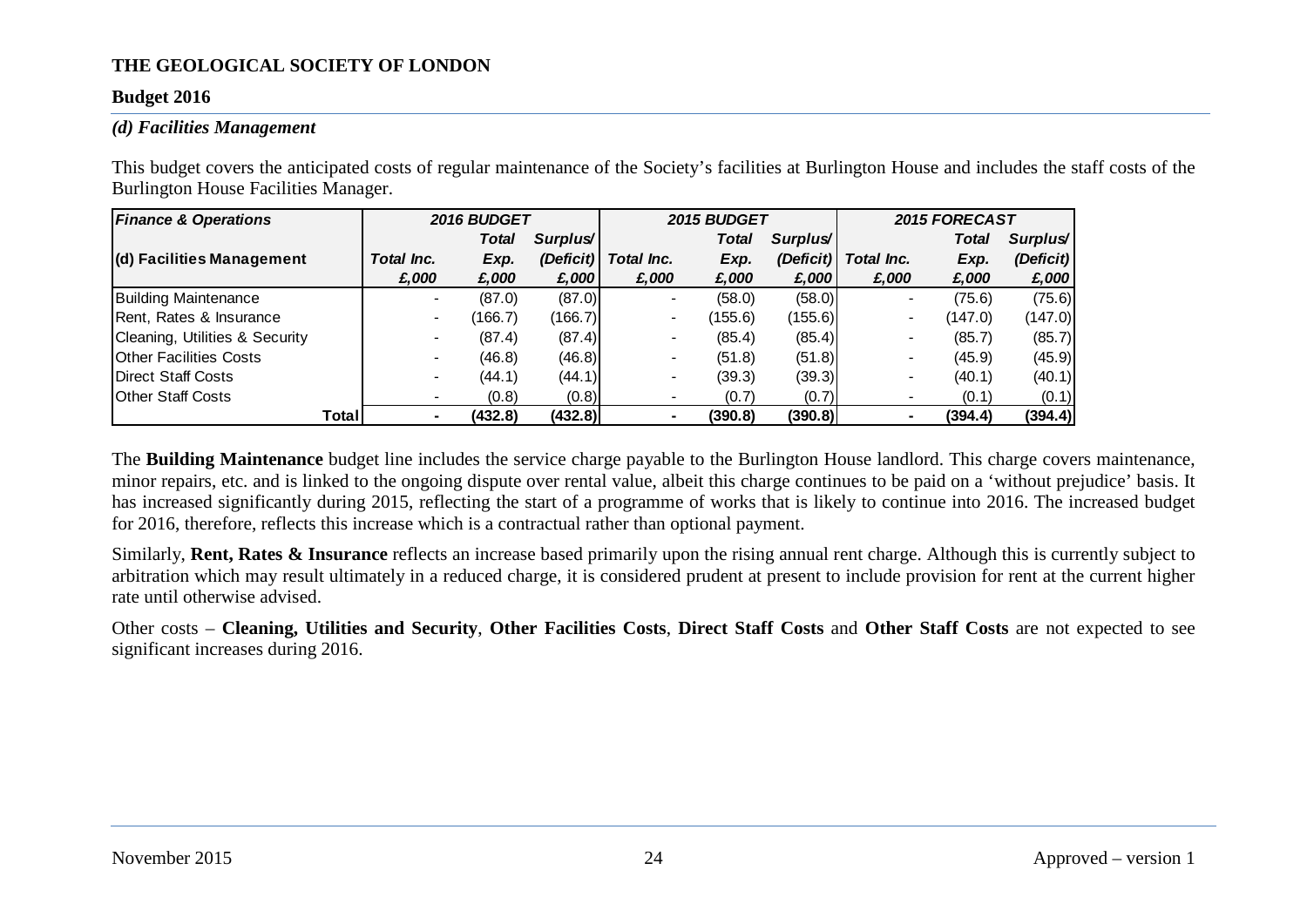**THE GEOLOGICAL SOCIETY OF LONDON**

**Budget 2016**

### *(d) Facilities Management*

This budget covers the anticipated costs of regular maintenance of the Society's facilities at Burlington House and includes the staff costs of the Burlington House Facilities Manager.

| ***Finance & Operations*** | ***2016 BUDGET*** | | | ***2015 BUDGET*** | | | ***2015 FORECAST*** | | |
|---|---|---|---|---|---|---|---|---|---|
| **(d) Facilities Management** | ***Total Inc. £,000*** | ***Total Exp. £,000*** | ***Surplus/ (Deficit) £,000*** | ***Total Inc. £,000*** | ***Total Exp. £,000*** | ***Surplus/ (Deficit) £,000*** | ***Total Inc. £,000*** | ***Total Exp. £,000*** | ***Surplus/ (Deficit) £,000*** |
| Building Maintenance | - | (87.0) | (87.0) | - | (58.0) | (58.0) | - | (75.6) | (75.6) |
| Rent, Rates & Insurance | - | (166.7) | (166.7) | - | (155.6) | (155.6) | - | (147.0) | (147.0) |
| Cleaning, Utilities & Security | - | (87.4) | (87.4) | - | (85.4) | (85.4) | - | (85.7) | (85.7) |
| Other Facilities Costs | - | (46.8) | (46.8) | - | (51.8) | (51.8) | - | (45.9) | (45.9) |
| Direct Staff Costs | - | (44.1) | (44.1) | - | (39.3) | (39.3) | - | (40.1) | (40.1) |
| Other Staff Costs | - | (0.8) | (0.8) | - | (0.7) | (0.7) | - | (0.1) | (0.1) |
| **Total** | **-** | **(432.8)** | **(432.8)** | **-** | **(390.8)** | **(390.8)** | **-** | **(394.4)** | **(394.4)** |

The **Building Maintenance** budget line includes the service charge payable to the Burlington House landlord. This charge covers maintenance, minor repairs, etc. and is linked to the ongoing dispute over rental value, albeit this charge continues to be paid on a 'without prejudice' basis. It has increased significantly during 2015, reflecting the start of a programme of works that is likely to continue into 2016. The increased budget for 2016, therefore, reflects this increase which is a contractual rather than optional payment.

Similarly, **Rent, Rates & Insurance** reflects an increase based primarily upon the rising annual rent charge. Although this is currently subject to arbitration which may result ultimately in a reduced charge, it is considered prudent at present to include provision for rent at the current higher rate until otherwise advised.

Other costs – **Cleaning, Utilities and Security**, **Other Facilities Costs**, **Direct Staff Costs** and **Other Staff Costs** are not expected to see significant increases during 2016.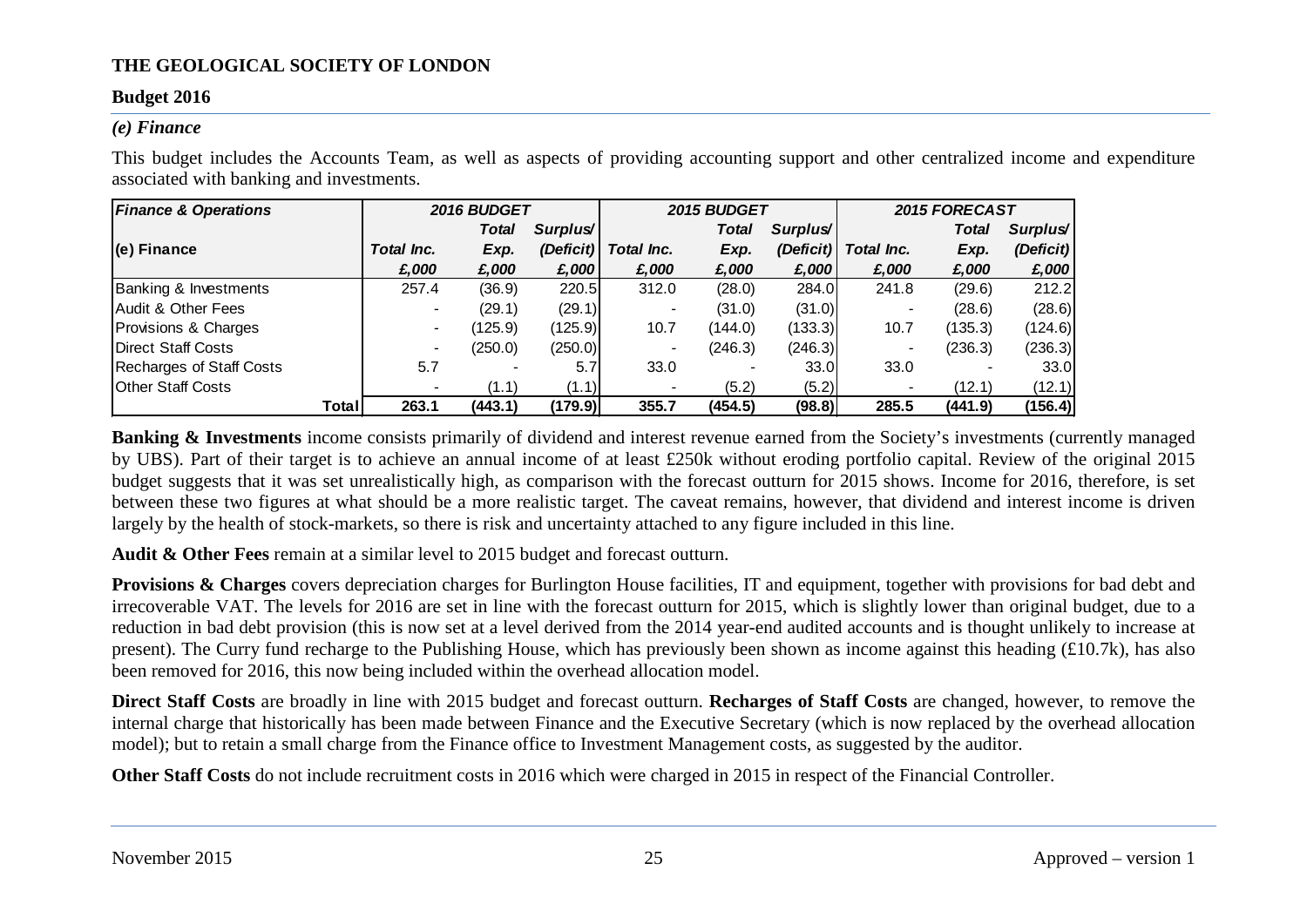**THE GEOLOGICAL SOCIETY OF LONDON**

**Budget 2016**

### *(e) Finance*

This budget includes the Accounts Team, as well as aspects of providing accounting support and other centralized income and expenditure associated with banking and investments.

| *Finance & Operations* | *2016 BUDGET* | | | *2015 BUDGET* | | | *2015 FORECAST* | | |
|---|---|---|---|---|---|---|---|---|---|
| **(e) Finance** | *Total Inc.* | *Total Exp.* | *Surplus/ (Deficit)* | *Total Inc.* | *Total Exp.* | *Surplus/ (Deficit)* | *Total Inc.* | *Total Exp.* | *Surplus/ (Deficit)* |
| | *£,000* | *£,000* | *£,000* | *£,000* | *£,000* | *£,000* | *£,000* | *£,000* | *£,000* |
| Banking & Investments | 257.4 | (36.9) | 220.5 | 312.0 | (28.0) | 284.0 | 241.8 | (29.6) | 212.2 |
| Audit & Other Fees | - | (29.1) | (29.1) | - | (31.0) | (31.0) | - | (28.6) | (28.6) |
| Provisions & Charges | - | (125.9) | (125.9) | 10.7 | (144.0) | (133.3) | 10.7 | (135.3) | (124.6) |
| Direct Staff Costs | - | (250.0) | (250.0) | - | (246.3) | (246.3) | - | (236.3) | (236.3) |
| Recharges of Staff Costs | 5.7 | - | 5.7 | 33.0 | - | 33.0 | 33.0 | - | 33.0 |
| Other Staff Costs | - | (1.1) | (1.1) | - | (5.2) | (5.2) | - | (12.1) | (12.1) |
| **Total** | **263.1** | **(443.1)** | **(179.9)** | **355.7** | **(454.5)** | **(98.8)** | **285.5** | **(441.9)** | **(156.4)** |

**Banking & Investments** income consists primarily of dividend and interest revenue earned from the Society's investments (currently managed by UBS). Part of their target is to achieve an annual income of at least £250k without eroding portfolio capital. Review of the original 2015 budget suggests that it was set unrealistically high, as comparison with the forecast outturn for 2015 shows. Income for 2016, therefore, is set between these two figures at what should be a more realistic target. The caveat remains, however, that dividend and interest income is driven largely by the health of stock-markets, so there is risk and uncertainty attached to any figure included in this line.

**Audit & Other Fees** remain at a similar level to 2015 budget and forecast outturn.

**Provisions & Charges** covers depreciation charges for Burlington House facilities, IT and equipment, together with provisions for bad debt and irrecoverable VAT. The levels for 2016 are set in line with the forecast outturn for 2015, which is slightly lower than original budget, due to a reduction in bad debt provision (this is now set at a level derived from the 2014 year-end audited accounts and is thought unlikely to increase at present). The Curry fund recharge to the Publishing House, which has previously been shown as income against this heading (£10.7k), has also been removed for 2016, this now being included within the overhead allocation model.

**Direct Staff Costs** are broadly in line with 2015 budget and forecast outturn. **Recharges of Staff Costs** are changed, however, to remove the internal charge that historically has been made between Finance and the Executive Secretary (which is now replaced by the overhead allocation model); but to retain a small charge from the Finance office to Investment Management costs, as suggested by the auditor.

**Other Staff Costs** do not include recruitment costs in 2016 which were charged in 2015 in respect of the Financial Controller.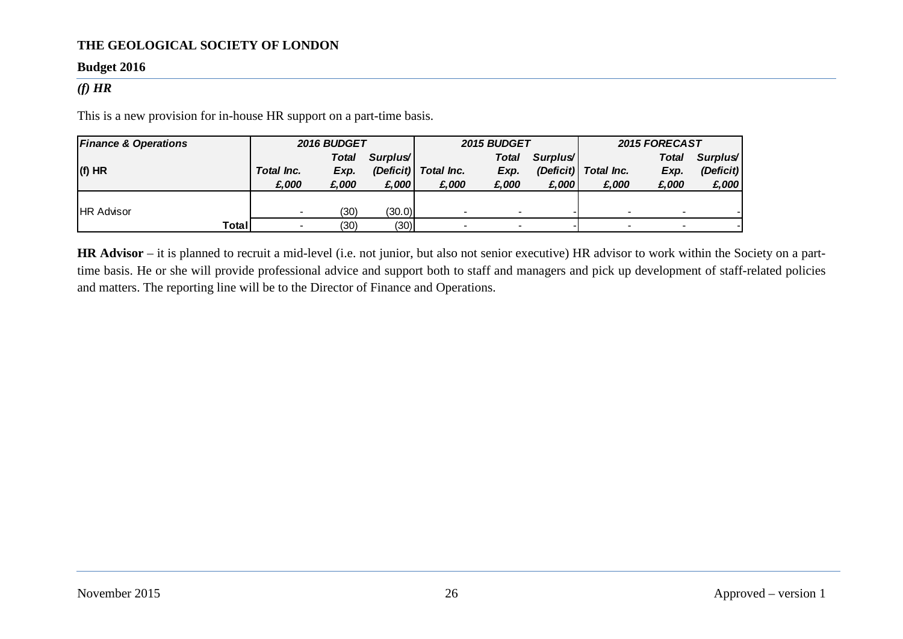**THE GEOLOGICAL SOCIETY OF LONDON**

**Budget 2016**

### *(f) HR*

This is a new provision for in-house HR support on a part-time basis.

| *Finance & Operations* | *2016 BUDGET* | | | *2015 BUDGET* | | | *2015 FORECAST* | | |
|---|---|---|---|---|---|---|---|---|---|
| **(f) HR** | *Total Inc.* | *Total Exp.* | *Surplus/ (Deficit)* | *Total Inc.* | *Total Exp.* | *Surplus/ (Deficit)* | *Total Inc.* | *Total Exp.* | *Surplus/ (Deficit)* |
| | *£,000* | *£,000* | *£,000* | *£,000* | *£,000* | *£,000* | *£,000* | *£,000* | *£,000* |
| HR Advisor | - | (30) | (30.0) | - | - | - | - | - | - |
| **Total** | - | (30) | (30) | - | - | - | - | - | - |

**HR Advisor** – it is planned to recruit a mid-level (i.e. not junior, but also not senior executive) HR advisor to work within the Society on a part-time basis. He or she will provide professional advice and support both to staff and managers and pick up development of staff-related policies and matters. The reporting line will be to the Director of Finance and Operations.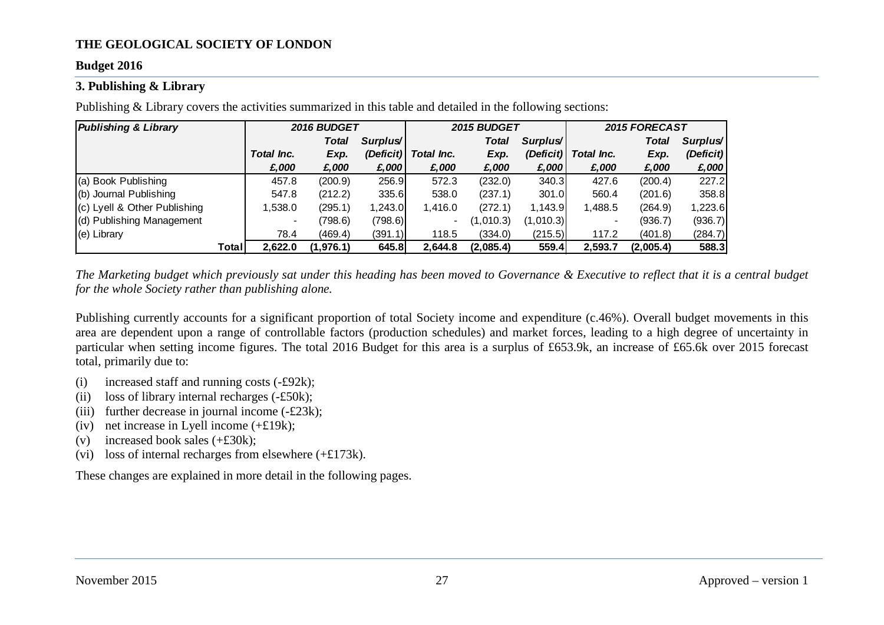**THE GEOLOGICAL SOCIETY OF LONDON**

**Budget 2016**

## 3. Publishing & Library

Publishing & Library covers the activities summarized in this table and detailed in the following sections:

| *Publishing & Library* | *2016 BUDGET* | | | *2015 BUDGET* | | | *2015 FORECAST* | | |
|---|---|---|---|---|---|---|---|---|---|
| | *Total Inc.* | *Total Exp.* | *Surplus/ (Deficit)* | *Total Inc.* | *Total Exp.* | *Surplus/ (Deficit)* | *Total Inc.* | *Total Exp.* | *Surplus/ (Deficit)* |
| | *£,000* | *£,000* | *£,000* | *£,000* | *£,000* | *£,000* | *£,000* | *£,000* | *£,000* |
| (a) Book Publishing | 457.8 | (200.9) | 256.9 | 572.3 | (232.0) | 340.3 | 427.6 | (200.4) | 227.2 |
| (b) Journal Publishing | 547.8 | (212.2) | 335.6 | 538.0 | (237.1) | 301.0 | 560.4 | (201.6) | 358.8 |
| (c) Lyell & Other Publishing | 1,538.0 | (295.1) | 1,243.0 | 1,416.0 | (272.1) | 1,143.9 | 1,488.5 | (264.9) | 1,223.6 |
| (d) Publishing Management | - | (798.6) | (798.6) | - | (1,010.3) | (1,010.3) | - | (936.7) | (936.7) |
| (e) Library | 78.4 | (469.4) | (391.1) | 118.5 | (334.0) | (215.5) | 117.2 | (401.8) | (284.7) |
| **Total** | **2,622.0** | **(1,976.1)** | **645.8** | **2,644.8** | **(2,085.4)** | **559.4** | **2,593.7** | **(2,005.4)** | **588.3** |

*The Marketing budget which previously sat under this heading has been moved to Governance & Executive to reflect that it is a central budget for the whole Society rather than publishing alone.*

Publishing currently accounts for a significant proportion of total Society income and expenditure (c.46%). Overall budget movements in this area are dependent upon a range of controllable factors (production schedules) and market forces, leading to a high degree of uncertainty in particular when setting income figures. The total 2016 Budget for this area is a surplus of £653.9k, an increase of £65.6k over 2015 forecast total, primarily due to:

- (i) increased staff and running costs (-£92k);
- (ii) loss of library internal recharges (-£50k);
- (iii) further decrease in journal income (-£23k);
- (iv) net increase in Lyell income (+£19k);
- (v) increased book sales (+£30k);
- (vi) loss of internal recharges from elsewhere (+£173k).

These changes are explained in more detail in the following pages.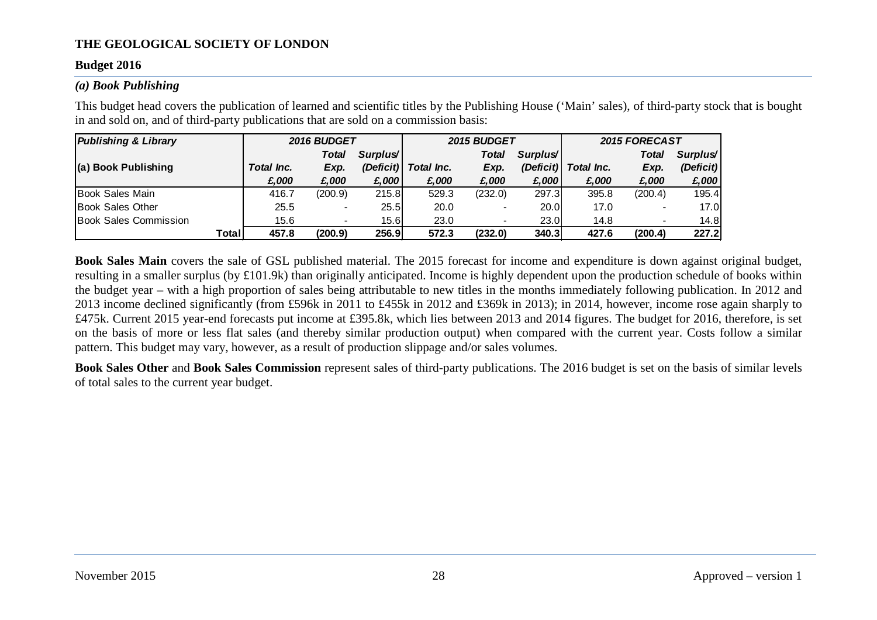**THE GEOLOGICAL SOCIETY OF LONDON**

**Budget 2016**

### *(a) Book Publishing*

This budget head covers the publication of learned and scientific titles by the Publishing House ('Main' sales), of third-party stock that is bought in and sold on, and of third-party publications that are sold on a commission basis:

| *Publishing & Library* | *2016 BUDGET* | | | *2015 BUDGET* | | | *2015 FORECAST* | | |
|---|---|---|---|---|---|---|---|---|---|
| **(a) Book Publishing** | *Total Inc.* | *Total Exp.* | *Surplus/ (Deficit)* | *Total Inc.* | *Total Exp.* | *Surplus/ (Deficit)* | *Total Inc.* | *Total Exp.* | *Surplus/ (Deficit)* |
| | *£,000* | *£,000* | *£,000* | *£,000* | *£,000* | *£,000* | *£,000* | *£,000* | *£,000* |
| Book Sales Main | 416.7 | (200.9) | 215.8 | 529.3 | (232.0) | 297.3 | 395.8 | (200.4) | 195.4 |
| Book Sales Other | 25.5 | - | 25.5 | 20.0 | - | 20.0 | 17.0 | - | 17.0 |
| Book Sales Commission | 15.6 | - | 15.6 | 23.0 | - | 23.0 | 14.8 | - | 14.8 |
| **Total** | **457.8** | **(200.9)** | **256.9** | **572.3** | **(232.0)** | **340.3** | **427.6** | **(200.4)** | **227.2** |

**Book Sales Main** covers the sale of GSL published material. The 2015 forecast for income and expenditure is down against original budget, resulting in a smaller surplus (by £101.9k) than originally anticipated. Income is highly dependent upon the production schedule of books within the budget year – with a high proportion of sales being attributable to new titles in the months immediately following publication. In 2012 and 2013 income declined significantly (from £596k in 2011 to £455k in 2012 and £369k in 2013); in 2014, however, income rose again sharply to £475k. Current 2015 year-end forecasts put income at £395.8k, which lies between 2013 and 2014 figures. The budget for 2016, therefore, is set on the basis of more or less flat sales (and thereby similar production output) when compared with the current year. Costs follow a similar pattern. This budget may vary, however, as a result of production slippage and/or sales volumes.

**Book Sales Other** and **Book Sales Commission** represent sales of third-party publications. The 2016 budget is set on the basis of similar levels of total sales to the current year budget.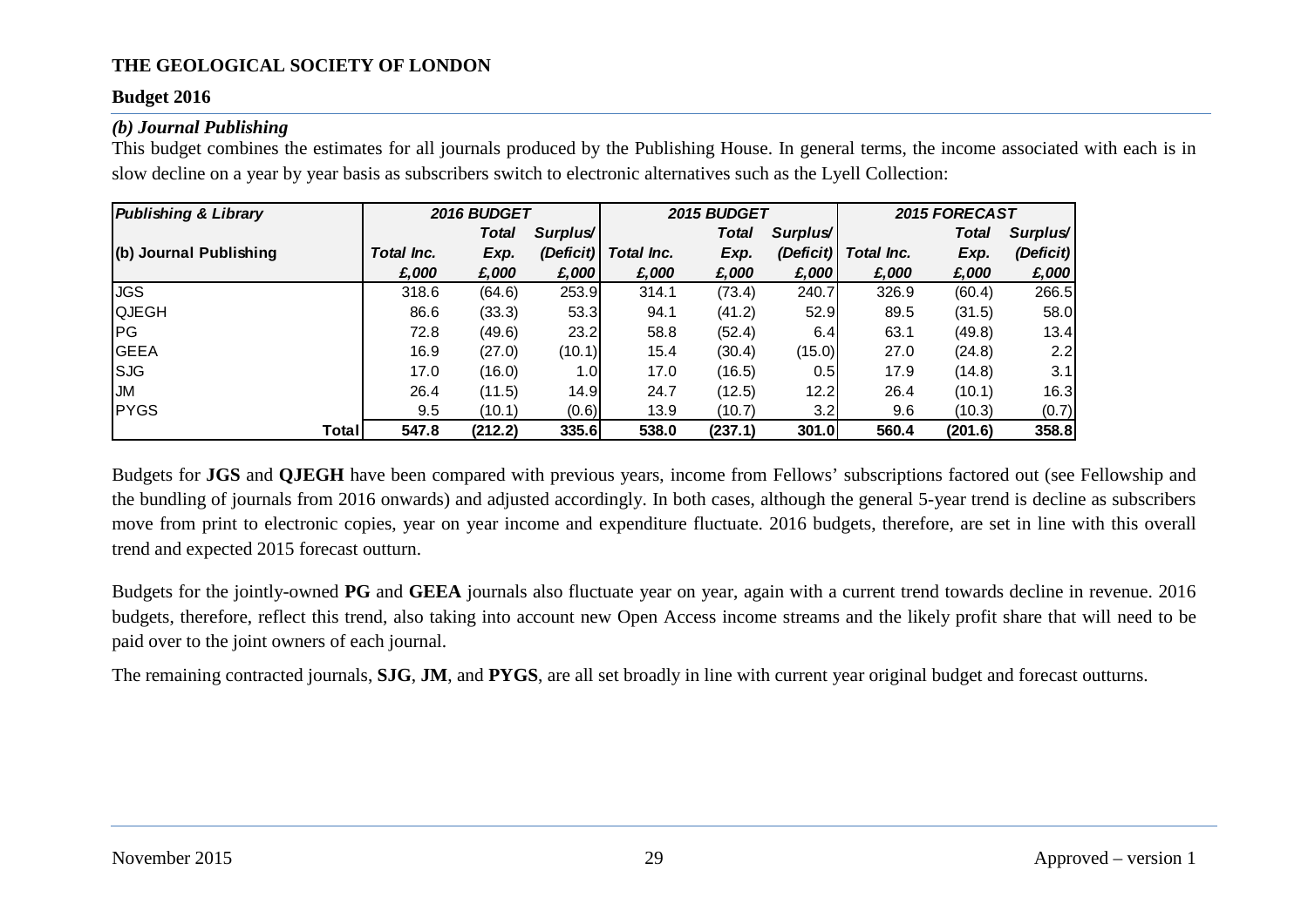**THE GEOLOGICAL SOCIETY OF LONDON**

**Budget 2016**

### *(b) Journal Publishing*

This budget combines the estimates for all journals produced by the Publishing House. In general terms, the income associated with each is in slow decline on a year by year basis as subscribers switch to electronic alternatives such as the Lyell Collection:

| *Publishing & Library* | *2016 BUDGET* | | | *2015 BUDGET* | | | *2015 FORECAST* | | |
|---|---|---|---|---|---|---|---|---|---|
| **(b) Journal Publishing** | *Total Inc.* | *Total Exp.* | *Surplus/ (Deficit)* | *Total Inc.* | *Total Exp.* | *Surplus/ (Deficit)* | *Total Inc.* | *Total Exp.* | *Surplus/ (Deficit)* |
| | *£,000* | *£,000* | *£,000* | *£,000* | *£,000* | *£,000* | *£,000* | *£,000* | *£,000* |
| JGS | 318.6 | (64.6) | 253.9 | 314.1 | (73.4) | 240.7 | 326.9 | (60.4) | 266.5 |
| QJEGH | 86.6 | (33.3) | 53.3 | 94.1 | (41.2) | 52.9 | 89.5 | (31.5) | 58.0 |
| PG | 72.8 | (49.6) | 23.2 | 58.8 | (52.4) | 6.4 | 63.1 | (49.8) | 13.4 |
| GEEA | 16.9 | (27.0) | (10.1) | 15.4 | (30.4) | (15.0) | 27.0 | (24.8) | 2.2 |
| SJG | 17.0 | (16.0) | 1.0 | 17.0 | (16.5) | 0.5 | 17.9 | (14.8) | 3.1 |
| JM | 26.4 | (11.5) | 14.9 | 24.7 | (12.5) | 12.2 | 26.4 | (10.1) | 16.3 |
| PYGS | 9.5 | (10.1) | (0.6) | 13.9 | (10.7) | 3.2 | 9.6 | (10.3) | (0.7) |
| **Total** | **547.8** | **(212.2)** | **335.6** | **538.0** | **(237.1)** | **301.0** | **560.4** | **(201.6)** | **358.8** |

Budgets for **JGS** and **QJEGH** have been compared with previous years, income from Fellows' subscriptions factored out (see Fellowship and the bundling of journals from 2016 onwards) and adjusted accordingly. In both cases, although the general 5-year trend is decline as subscribers move from print to electronic copies, year on year income and expenditure fluctuate. 2016 budgets, therefore, are set in line with this overall trend and expected 2015 forecast outturn.

Budgets for the jointly-owned **PG** and **GEEA** journals also fluctuate year on year, again with a current trend towards decline in revenue. 2016 budgets, therefore, reflect this trend, also taking into account new Open Access income streams and the likely profit share that will need to be paid over to the joint owners of each journal.

The remaining contracted journals, **SJG**, **JM**, and **PYGS**, are all set broadly in line with current year original budget and forecast outturns.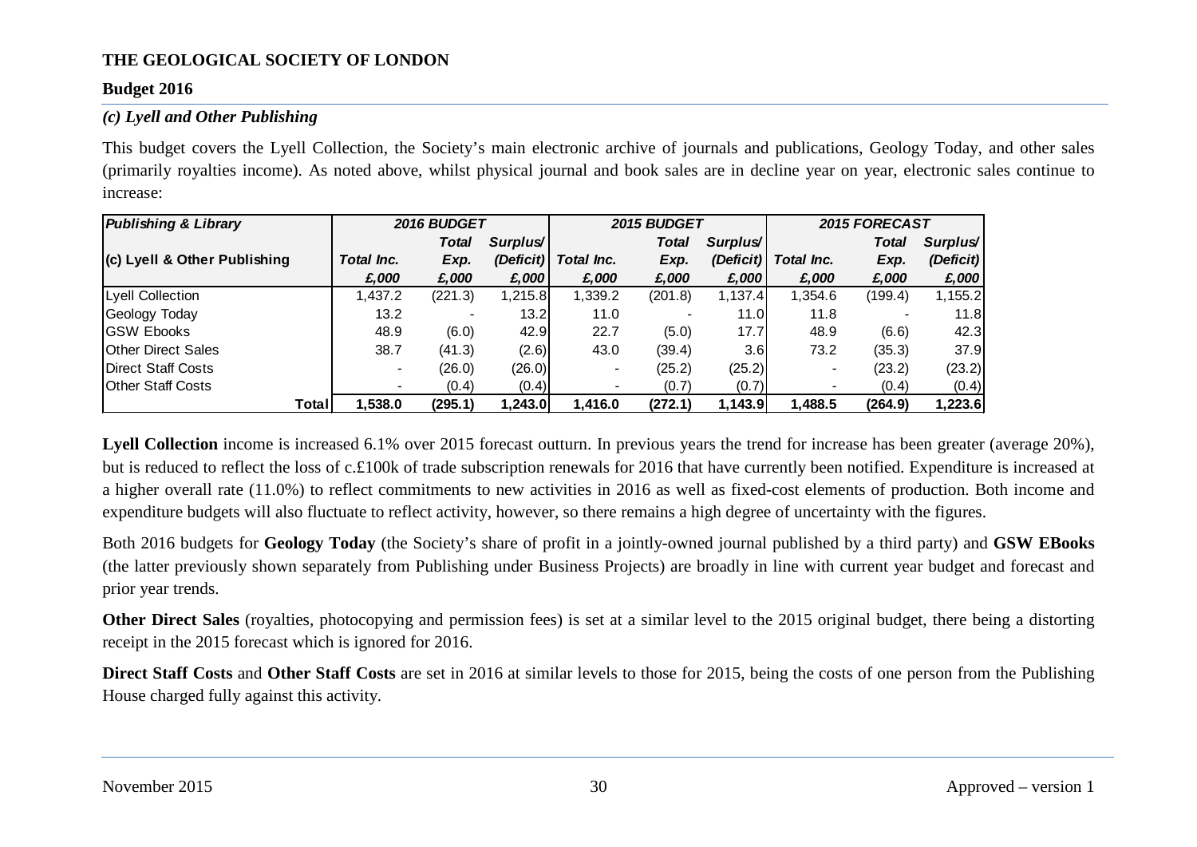**THE GEOLOGICAL SOCIETY OF LONDON**

**Budget 2016**

### *(c) Lyell and Other Publishing*

This budget covers the Lyell Collection, the Society's main electronic archive of journals and publications, Geology Today, and other sales (primarily royalties income). As noted above, whilst physical journal and book sales are in decline year on year, electronic sales continue to increase:

| *Publishing & Library* | *2016 BUDGET* | | | *2015 BUDGET* | | | *2015 FORECAST* | | |
|---|---|---|---|---|---|---|---|---|---|
| | | *Total* | *Surplus/* | | *Total* | *Surplus/* | | *Total* | *Surplus/* |
| **(c) Lyell & Other Publishing** | *Total Inc.* | *Exp.* | *(Deficit)* | *Total Inc.* | *Exp.* | *(Deficit)* | *Total Inc.* | *Exp.* | *(Deficit)* |
| | *£,000* | *£,000* | *£,000* | *£,000* | *£,000* | *£,000* | *£,000* | *£,000* | *£,000* |
| Lyell Collection | 1,437.2 | (221.3) | 1,215.8 | 1,339.2 | (201.8) | 1,137.4 | 1,354.6 | (199.4) | 1,155.2 |
| Geology Today | 13.2 | - | 13.2 | 11.0 | - | 11.0 | 11.8 | - | 11.8 |
| GSW Ebooks | 48.9 | (6.0) | 42.9 | 22.7 | (5.0) | 17.7 | 48.9 | (6.6) | 42.3 |
| Other Direct Sales | 38.7 | (41.3) | (2.6) | 43.0 | (39.4) | 3.6 | 73.2 | (35.3) | 37.9 |
| Direct Staff Costs | - | (26.0) | (26.0) | - | (25.2) | (25.2) | - | (23.2) | (23.2) |
| Other Staff Costs | - | (0.4) | (0.4) | - | (0.7) | (0.7) | - | (0.4) | (0.4) |
| **Total** | **1,538.0** | **(295.1)** | **1,243.0** | **1,416.0** | **(272.1)** | **1,143.9** | **1,488.5** | **(264.9)** | **1,223.6** |

**Lyell Collection** income is increased 6.1% over 2015 forecast outturn. In previous years the trend for increase has been greater (average 20%), but is reduced to reflect the loss of c.£100k of trade subscription renewals for 2016 that have currently been notified. Expenditure is increased at a higher overall rate (11.0%) to reflect commitments to new activities in 2016 as well as fixed-cost elements of production. Both income and expenditure budgets will also fluctuate to reflect activity, however, so there remains a high degree of uncertainty with the figures.

Both 2016 budgets for **Geology Today** (the Society's share of profit in a jointly-owned journal published by a third party) and **GSW EBooks** (the latter previously shown separately from Publishing under Business Projects) are broadly in line with current year budget and forecast and prior year trends.

**Other Direct Sales** (royalties, photocopying and permission fees) is set at a similar level to the 2015 original budget, there being a distorting receipt in the 2015 forecast which is ignored for 2016.

**Direct Staff Costs** and **Other Staff Costs** are set in 2016 at similar levels to those for 2015, being the costs of one person from the Publishing House charged fully against this activity.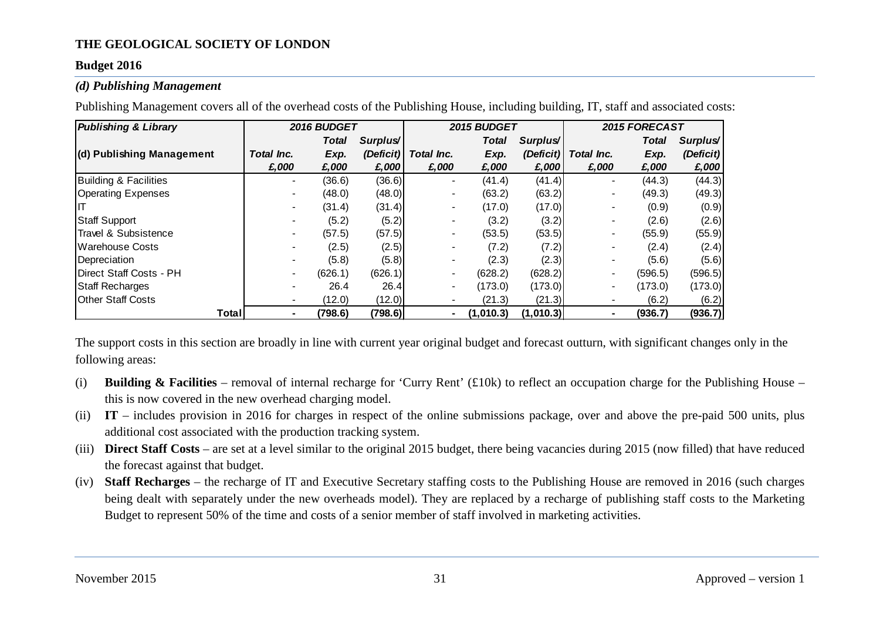**THE GEOLOGICAL SOCIETY OF LONDON**

**Budget 2016**

### *(d) Publishing Management*

Publishing Management covers all of the overhead costs of the Publishing House, including building, IT, staff and associated costs:

| *Publishing & Library* | *2016 BUDGET* | | | *2015 BUDGET* | | | *2015 FORECAST* | | |
|---|---|---|---|---|---|---|---|---|---|
| **(d) Publishing Management** | *Total Inc. £,000* | *Total Exp. £,000* | *Surplus/ (Deficit) £,000* | *Total Inc. £,000* | *Total Exp. £,000* | *Surplus/ (Deficit) £,000* | *Total Inc. £,000* | *Total Exp. £,000* | *Surplus/ (Deficit) £,000* |
| Building & Facilities | - | (36.6) | (36.6) | - | (41.4) | (41.4) | - | (44.3) | (44.3) |
| Operating Expenses | - | (48.0) | (48.0) | - | (63.2) | (63.2) | - | (49.3) | (49.3) |
| IT | - | (31.4) | (31.4) | - | (17.0) | (17.0) | - | (0.9) | (0.9) |
| Staff Support | - | (5.2) | (5.2) | - | (3.2) | (3.2) | - | (2.6) | (2.6) |
| Travel & Subsistence | - | (57.5) | (57.5) | - | (53.5) | (53.5) | - | (55.9) | (55.9) |
| Warehouse Costs | - | (2.5) | (2.5) | - | (7.2) | (7.2) | - | (2.4) | (2.4) |
| Depreciation | - | (5.8) | (5.8) | - | (2.3) | (2.3) | - | (5.6) | (5.6) |
| Direct Staff Costs - PH | - | (626.1) | (626.1) | - | (628.2) | (628.2) | - | (596.5) | (596.5) |
| Staff Recharges | - | 26.4 | 26.4 | - | (173.0) | (173.0) | - | (173.0) | (173.0) |
| Other Staff Costs | - | (12.0) | (12.0) | - | (21.3) | (21.3) | - | (6.2) | (6.2) |
| **Total** | **-** | **(798.6)** | **(798.6)** | **-** | **(1,010.3)** | **(1,010.3)** | **-** | **(936.7)** | **(936.7)** |

The support costs in this section are broadly in line with current year original budget and forecast outturn, with significant changes only in the following areas:

(i) **Building & Facilities** – removal of internal recharge for 'Curry Rent' (£10k) to reflect an occupation charge for the Publishing House – this is now covered in the new overhead charging model.

(ii) **IT** – includes provision in 2016 for charges in respect of the online submissions package, over and above the pre-paid 500 units, plus additional cost associated with the production tracking system.

(iii) **Direct Staff Costs** – are set at a level similar to the original 2015 budget, there being vacancies during 2015 (now filled) that have reduced the forecast against that budget.

(iv) **Staff Recharges** – the recharge of IT and Executive Secretary staffing costs to the Publishing House are removed in 2016 (such charges being dealt with separately under the new overheads model). They are replaced by a recharge of publishing staff costs to the Marketing Budget to represent 50% of the time and costs of a senior member of staff involved in marketing activities.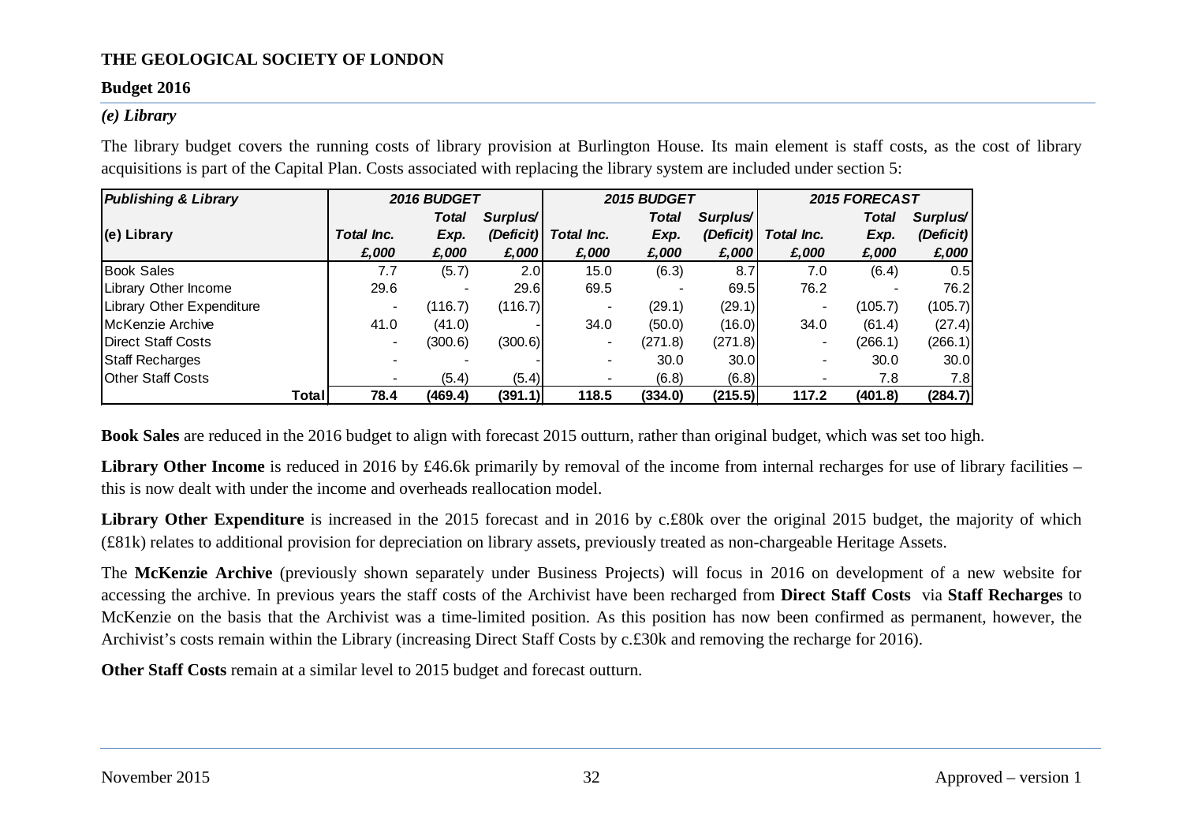**THE GEOLOGICAL SOCIETY OF LONDON**

**Budget 2016**

### *(e) Library*

The library budget covers the running costs of library provision at Burlington House. Its main element is staff costs, as the cost of library acquisitions is part of the Capital Plan. Costs associated with replacing the library system are included under section 5:

| *Publishing & Library* | *2016 BUDGET* | | | *2015 BUDGET* | | | *2015 FORECAST* | | |
|---|---|---|---|---|---|---|---|---|---|
| **(e) Library** | *Total Inc.* | *Total Exp.* | *Surplus/ (Deficit)* | *Total Inc.* | *Total Exp.* | *Surplus/ (Deficit)* | *Total Inc.* | *Total Exp.* | *Surplus/ (Deficit)* |
| | *£,000* | *£,000* | *£,000* | *£,000* | *£,000* | *£,000* | *£,000* | *£,000* | *£,000* |
| Book Sales | 7.7 | (5.7) | 2.0 | 15.0 | (6.3) | 8.7 | 7.0 | (6.4) | 0.5 |
| Library Other Income | 29.6 | - | 29.6 | 69.5 | - | 69.5 | 76.2 | - | 76.2 |
| Library Other Expenditure | - | (116.7) | (116.7) | - | (29.1) | (29.1) | - | (105.7) | (105.7) |
| McKenzie Archive | 41.0 | (41.0) | - | 34.0 | (50.0) | (16.0) | 34.0 | (61.4) | (27.4) |
| Direct Staff Costs | - | (300.6) | (300.6) | - | (271.8) | (271.8) | - | (266.1) | (266.1) |
| Staff Recharges | - | - | - | - | 30.0 | 30.0 | - | 30.0 | 30.0 |
| Other Staff Costs | - | (5.4) | (5.4) | - | (6.8) | (6.8) | - | 7.8 | 7.8 |
| **Total** | **78.4** | **(469.4)** | **(391.1)** | **118.5** | **(334.0)** | **(215.5)** | **117.2** | **(401.8)** | **(284.7)** |

**Book Sales** are reduced in the 2016 budget to align with forecast 2015 outturn, rather than original budget, which was set too high.

**Library Other Income** is reduced in 2016 by £46.6k primarily by removal of the income from internal recharges for use of library facilities – this is now dealt with under the income and overheads reallocation model.

**Library Other Expenditure** is increased in the 2015 forecast and in 2016 by c.£80k over the original 2015 budget, the majority of which (£81k) relates to additional provision for depreciation on library assets, previously treated as non-chargeable Heritage Assets.

The **McKenzie Archive** (previously shown separately under Business Projects) will focus in 2016 on development of a new website for accessing the archive. In previous years the staff costs of the Archivist have been recharged from **Direct Staff Costs** via **Staff Recharges** to McKenzie on the basis that the Archivist was a time-limited position. As this position has now been confirmed as permanent, however, the Archivist's costs remain within the Library (increasing Direct Staff Costs by c.£30k and removing the recharge for 2016).

**Other Staff Costs** remain at a similar level to 2015 budget and forecast outturn.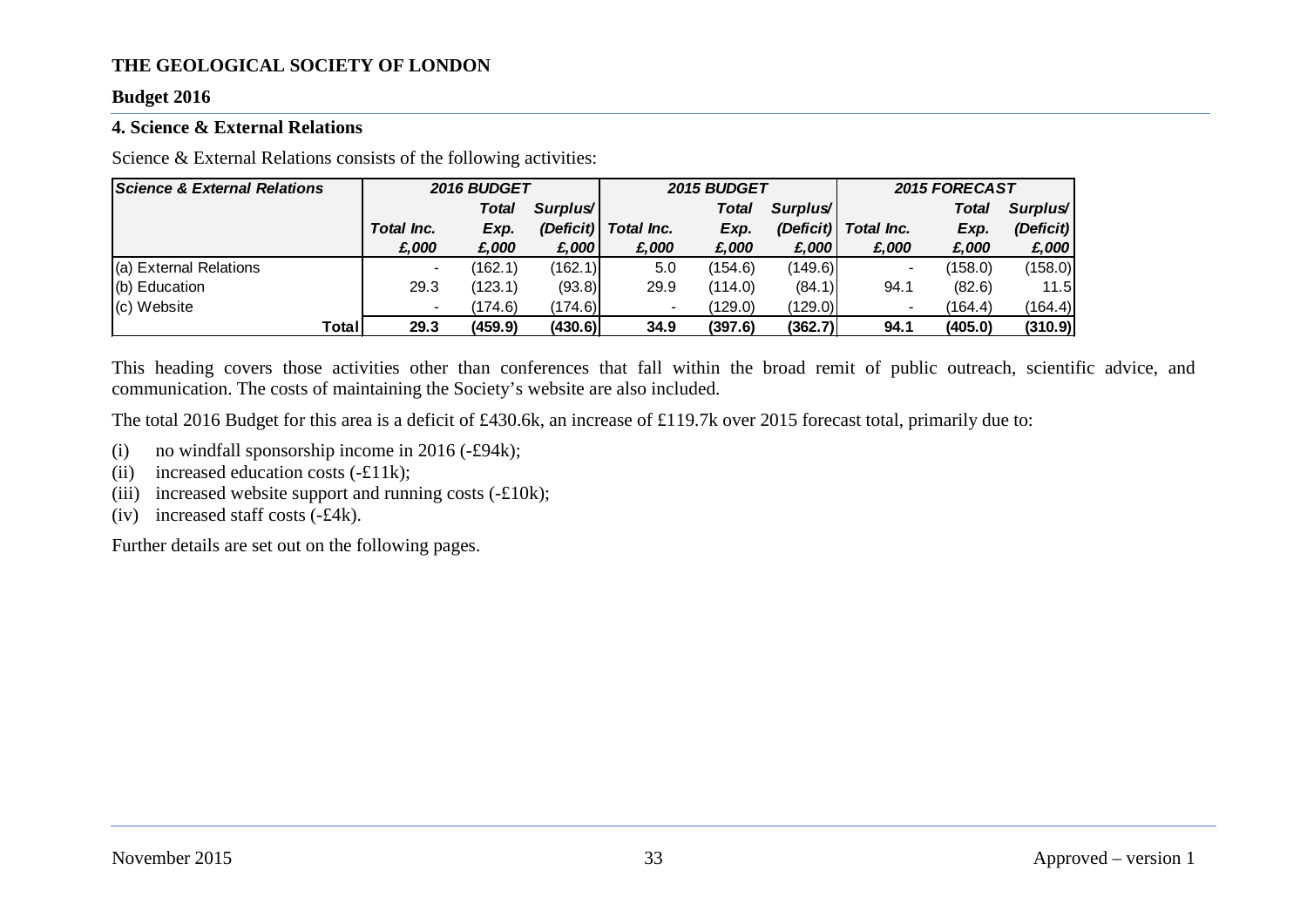**THE GEOLOGICAL SOCIETY OF LONDON**

**Budget 2016**

## 4. Science & External Relations

Science & External Relations consists of the following activities:

| ***Science & External Relations*** | ***2016 BUDGET*** | | | ***2015 BUDGET*** | | | ***2015 FORECAST*** | | |
|---|---|---|---|---|---|---|---|---|---|
| | ***Total Inc.*** | ***Total Exp.*** | ***Surplus/ (Deficit)*** | ***Total Inc.*** | ***Total Exp.*** | ***Surplus/ (Deficit)*** | ***Total Inc.*** | ***Total Exp.*** | ***Surplus/ (Deficit)*** |
| | ***£,000*** | ***£,000*** | ***£,000*** | ***£,000*** | ***£,000*** | ***£,000*** | ***£,000*** | ***£,000*** | ***£,000*** |
| (a) External Relations | - | (162.1) | (162.1) | 5.0 | (154.6) | (149.6) | - | (158.0) | (158.0) |
| (b) Education | 29.3 | (123.1) | (93.8) | 29.9 | (114.0) | (84.1) | 94.1 | (82.6) | 11.5 |
| (c) Website | - | (174.6) | (174.6) | - | (129.0) | (129.0) | - | (164.4) | (164.4) |
| **Total** | **29.3** | **(459.9)** | **(430.6)** | **34.9** | **(397.6)** | **(362.7)** | **94.1** | **(405.0)** | **(310.9)** |

This heading covers those activities other than conferences that fall within the broad remit of public outreach, scientific advice, and communication. The costs of maintaining the Society's website are also included.

The total 2016 Budget for this area is a deficit of £430.6k, an increase of £119.7k over 2015 forecast total, primarily due to:

(i) no windfall sponsorship income in 2016 (-£94k);
(ii) increased education costs (-£11k);
(iii) increased website support and running costs (-£10k);
(iv) increased staff costs (-£4k).

Further details are set out on the following pages.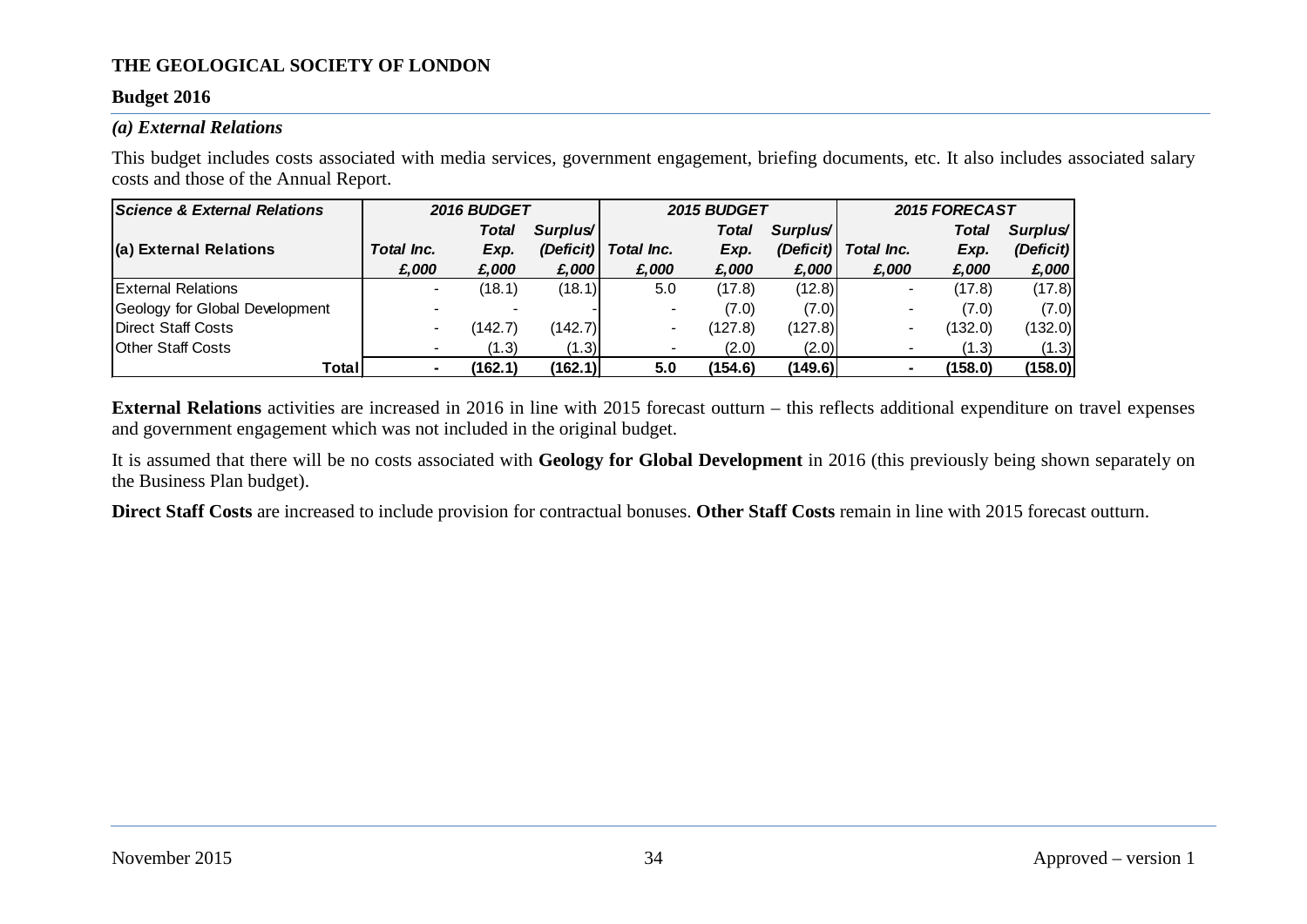**THE GEOLOGICAL SOCIETY OF LONDON**

**Budget 2016**

### *(a) External Relations*

This budget includes costs associated with media services, government engagement, briefing documents, etc. It also includes associated salary costs and those of the Annual Report.

| ***Science & External Relations*** | ***2016 BUDGET*** | | | ***2015 BUDGET*** | | | ***2015 FORECAST*** | | |
|---|---|---|---|---|---|---|---|---|---|
| **(a) External Relations** | ***Total Inc.*** | ***Total Exp.*** | ***Surplus/ (Deficit)*** | ***Total Inc.*** | ***Total Exp.*** | ***Surplus/ (Deficit)*** | ***Total Inc.*** | ***Total Exp.*** | ***Surplus/ (Deficit)*** |
| | ***£,000*** | ***£,000*** | ***£,000*** | ***£,000*** | ***£,000*** | ***£,000*** | ***£,000*** | ***£,000*** | ***£,000*** |
| External Relations | - | (18.1) | (18.1) | 5.0 | (17.8) | (12.8) | - | (17.8) | (17.8) |
| Geology for Global Development | - | - | - | - | (7.0) | (7.0) | - | (7.0) | (7.0) |
| Direct Staff Costs | - | (142.7) | (142.7) | - | (127.8) | (127.8) | - | (132.0) | (132.0) |
| Other Staff Costs | - | (1.3) | (1.3) | - | (2.0) | (2.0) | - | (1.3) | (1.3) |
| **Total** | **-** | **(162.1)** | **(162.1)** | **5.0** | **(154.6)** | **(149.6)** | **-** | **(158.0)** | **(158.0)** |

**External Relations** activities are increased in 2016 in line with 2015 forecast outturn – this reflects additional expenditure on travel expenses and government engagement which was not included in the original budget.

It is assumed that there will be no costs associated with **Geology for Global Development** in 2016 (this previously being shown separately on the Business Plan budget).

**Direct Staff Costs** are increased to include provision for contractual bonuses. **Other Staff Costs** remain in line with 2015 forecast outturn.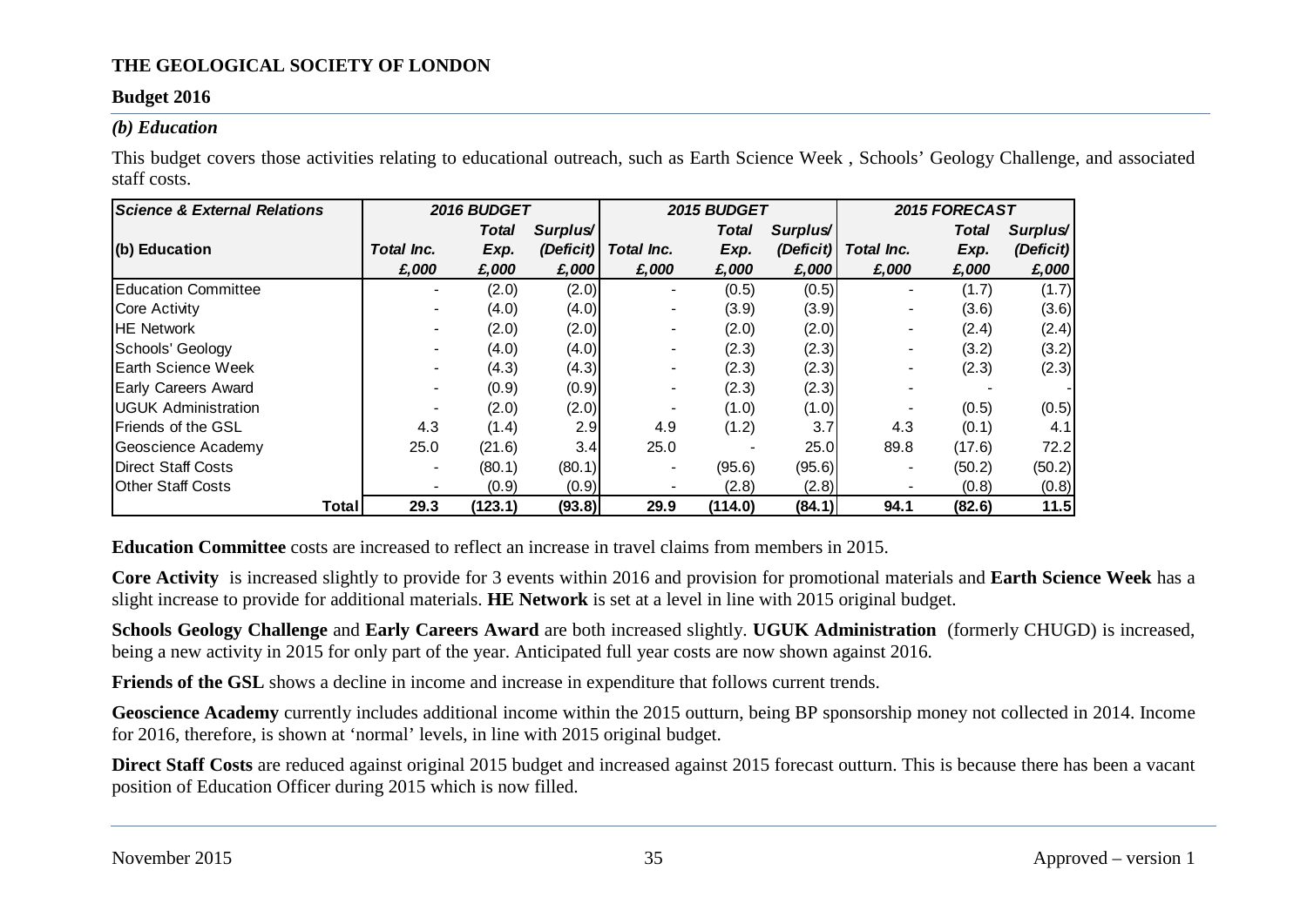**THE GEOLOGICAL SOCIETY OF LONDON**

**Budget 2016**

***(b) Education***

This budget covers those activities relating to educational outreach, such as Earth Science Week , Schools' Geology Challenge, and associated staff costs.

| ***Science & External Relations*** | ***2016 BUDGET*** | | | ***2015 BUDGET*** | | | ***2015 FORECAST*** | | |
|---|---|---|---|---|---|---|---|---|---|
| **(b) Education** | ***Total Inc.*** | ***Total Exp.*** | ***Surplus/ (Deficit)*** | ***Total Inc.*** | ***Total Exp.*** | ***Surplus/ (Deficit)*** | ***Total Inc.*** | ***Total Exp.*** | ***Surplus/ (Deficit)*** |
| | ***£,000*** | ***£,000*** | ***£,000*** | ***£,000*** | ***£,000*** | ***£,000*** | ***£,000*** | ***£,000*** | ***£,000*** |
| Education Committee | - | (2.0) | (2.0) | - | (0.5) | (0.5) | - | (1.7) | (1.7) |
| Core Activity | - | (4.0) | (4.0) | - | (3.9) | (3.9) | - | (3.6) | (3.6) |
| HE Network | - | (2.0) | (2.0) | - | (2.0) | (2.0) | - | (2.4) | (2.4) |
| Schools' Geology | - | (4.0) | (4.0) | - | (2.3) | (2.3) | - | (3.2) | (3.2) |
| Earth Science Week | - | (4.3) | (4.3) | - | (2.3) | (2.3) | - | (2.3) | (2.3) |
| Early Careers Award | - | (0.9) | (0.9) | - | (2.3) | (2.3) | - | - | - |
| UGUK Administration | - | (2.0) | (2.0) | - | (1.0) | (1.0) | - | (0.5) | (0.5) |
| Friends of the GSL | 4.3 | (1.4) | 2.9 | 4.9 | (1.2) | 3.7 | 4.3 | (0.1) | 4.1 |
| Geoscience Academy | 25.0 | (21.6) | 3.4 | 25.0 | - | 25.0 | 89.8 | (17.6) | 72.2 |
| Direct Staff Costs | - | (80.1) | (80.1) | - | (95.6) | (95.6) | - | (50.2) | (50.2) |
| Other Staff Costs | - | (0.9) | (0.9) | - | (2.8) | (2.8) | - | (0.8) | (0.8) |
| **Total** | **29.3** | **(123.1)** | **(93.8)** | **29.9** | **(114.0)** | **(84.1)** | **94.1** | **(82.6)** | **11.5** |

**Education Committee** costs are increased to reflect an increase in travel claims from members in 2015.

**Core Activity** is increased slightly to provide for 3 events within 2016 and provision for promotional materials and **Earth Science Week** has a slight increase to provide for additional materials. **HE Network** is set at a level in line with 2015 original budget.

**Schools Geology Challenge** and **Early Careers Award** are both increased slightly. **UGUK Administration** (formerly CHUGD) is increased, being a new activity in 2015 for only part of the year. Anticipated full year costs are now shown against 2016.

**Friends of the GSL** shows a decline in income and increase in expenditure that follows current trends.

**Geoscience Academy** currently includes additional income within the 2015 outturn, being BP sponsorship money not collected in 2014. Income for 2016, therefore, is shown at 'normal' levels, in line with 2015 original budget.

**Direct Staff Costs** are reduced against original 2015 budget and increased against 2015 forecast outturn. This is because there has been a vacant position of Education Officer during 2015 which is now filled.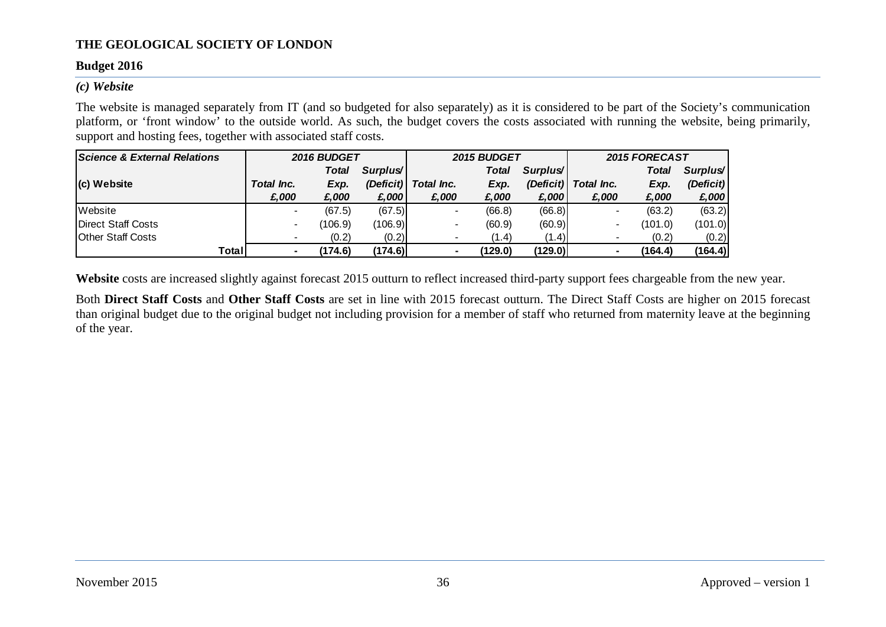**THE GEOLOGICAL SOCIETY OF LONDON**

**Budget 2016**

### *(c) Website*

The website is managed separately from IT (and so budgeted for also separately) as it is considered to be part of the Society's communication platform, or 'front window' to the outside world. As such, the budget covers the costs associated with running the website, being primarily, support and hosting fees, together with associated staff costs.

| *Science & External Relations* | *2016 BUDGET* | | | *2015 BUDGET* | | | *2015 FORECAST* | | |
|---|---|---|---|---|---|---|---|---|---|
| **(c) Website** | *Total Inc.* | *Total Exp.* | *Surplus/ (Deficit)* | *Total Inc.* | *Total Exp.* | *Surplus/ (Deficit)* | *Total Inc.* | *Total Exp.* | *Surplus/ (Deficit)* |
| | *£,000* | *£,000* | *£,000* | *£,000* | *£,000* | *£,000* | *£,000* | *£,000* | *£,000* |
| Website | - | (67.5) | (67.5) | - | (66.8) | (66.8) | - | (63.2) | (63.2) |
| Direct Staff Costs | - | (106.9) | (106.9) | - | (60.9) | (60.9) | - | (101.0) | (101.0) |
| Other Staff Costs | - | (0.2) | (0.2) | - | (1.4) | (1.4) | - | (0.2) | (0.2) |
| **Total** | **-** | **(174.6)** | **(174.6)** | **-** | **(129.0)** | **(129.0)** | **-** | **(164.4)** | **(164.4)** |

**Website** costs are increased slightly against forecast 2015 outturn to reflect increased third-party support fees chargeable from the new year.

Both **Direct Staff Costs** and **Other Staff Costs** are set in line with 2015 forecast outturn. The Direct Staff Costs are higher on 2015 forecast than original budget due to the original budget not including provision for a member of staff who returned from maternity leave at the beginning of the year.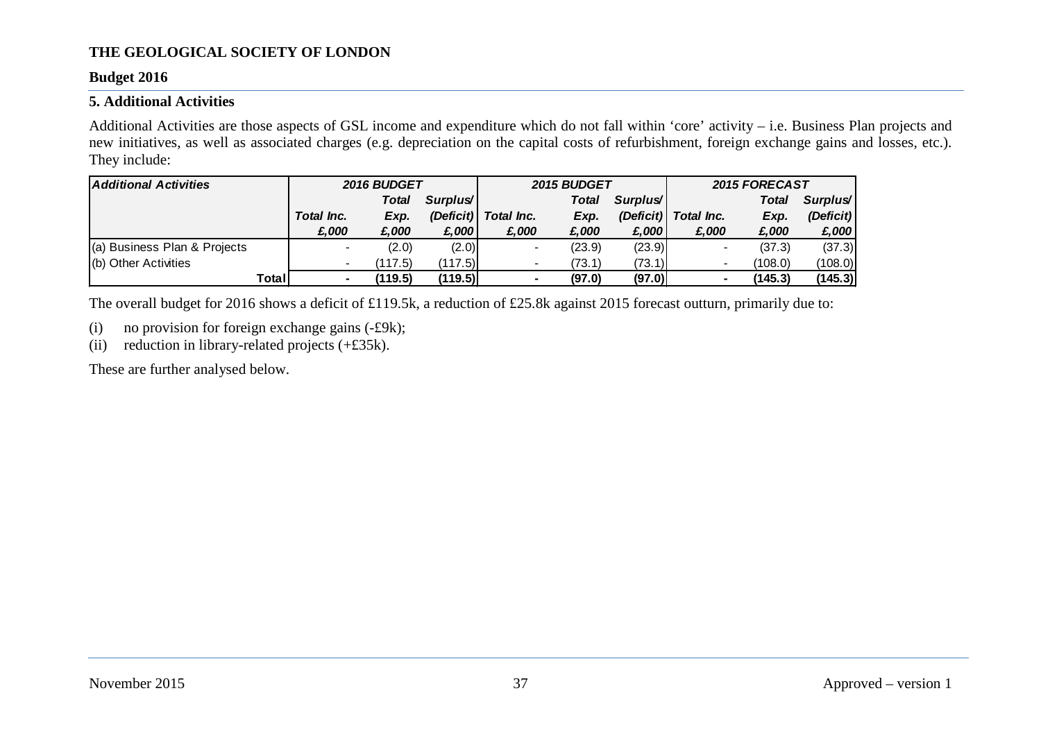# THE GEOLOGICAL SOCIETY OF LONDON

## Budget 2016

### 5. Additional Activities

Additional Activities are those aspects of GSL income and expenditure which do not fall within 'core' activity – i.e. Business Plan projects and new initiatives, as well as associated charges (e.g. depreciation on the capital costs of refurbishment, foreign exchange gains and losses, etc.). They include:

| *Additional Activities* | *2016 BUDGET* | | | *2015 BUDGET* | | | *2015 FORECAST* | | |
|---|---|---|---|---|---|---|---|---|---|
| | *Total Inc. £,000* | *Total Exp. £,000* | *Surplus/ (Deficit) £,000* | *Total Inc. £,000* | *Total Exp. £,000* | *Surplus/ (Deficit) £,000* | *Total Inc. £,000* | *Total Exp. £,000* | *Surplus/ (Deficit) £,000* |
| (a) Business Plan & Projects | - | (2.0) | (2.0) | - | (23.9) | (23.9) | - | (37.3) | (37.3) |
| (b) Other Activities | - | (117.5) | (117.5) | - | (73.1) | (73.1) | - | (108.0) | (108.0) |
| **Total** | **-** | **(119.5)** | **(119.5)** | **-** | **(97.0)** | **(97.0)** | **-** | **(145.3)** | **(145.3)** |

The overall budget for 2016 shows a deficit of £119.5k, a reduction of £25.8k against 2015 forecast outturn, primarily due to:

(i) no provision for foreign exchange gains (-£9k);
(ii) reduction in library-related projects (+£35k).

These are further analysed below.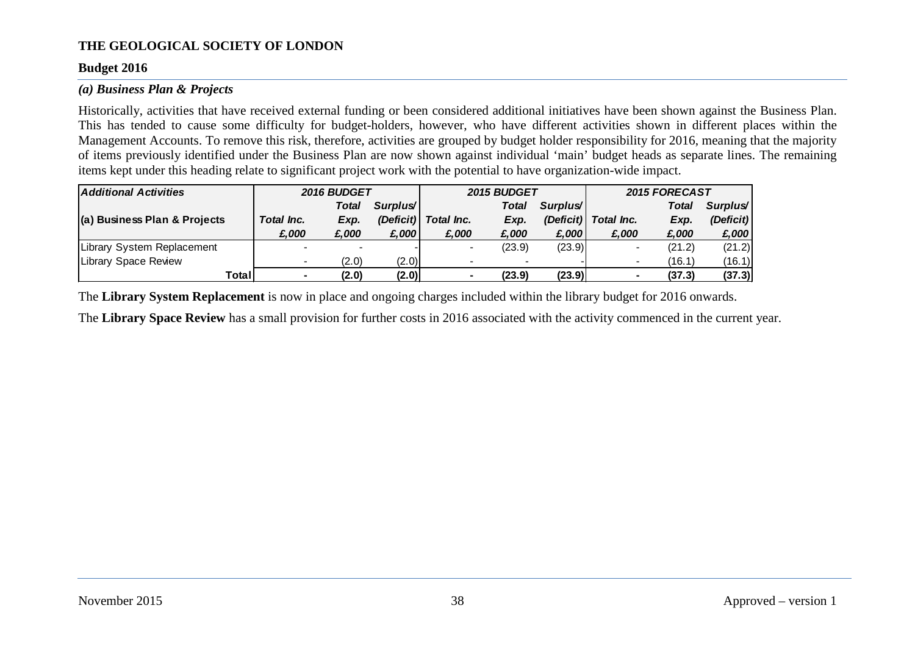**THE GEOLOGICAL SOCIETY OF LONDON**

**Budget 2016**

### *(a) Business Plan & Projects*

Historically, activities that have received external funding or been considered additional initiatives have been shown against the Business Plan. This has tended to cause some difficulty for budget-holders, however, who have different activities shown in different places within the Management Accounts. To remove this risk, therefore, activities are grouped by budget holder responsibility for 2016, meaning that the majority of items previously identified under the Business Plan are now shown against individual 'main' budget heads as separate lines. The remaining items kept under this heading relate to significant project work with the potential to have organization-wide impact.

| *Additional Activities* | *2016 BUDGET* | | | *2015 BUDGET* | | | *2015 FORECAST* | | |
|---|---|---|---|---|---|---|---|---|---|
| **(a) Business Plan & Projects** | *Total Inc.* | *Total Exp.* | *Surplus/ (Deficit)* | *Total Inc.* | *Total Exp.* | *Surplus/ (Deficit)* | *Total Inc.* | *Total Exp.* | *Surplus/ (Deficit)* |
| | *£,000* | *£,000* | *£,000* | *£,000* | *£,000* | *£,000* | *£,000* | *£,000* | *£,000* |
| Library System Replacement | - | - | - | - | (23.9) | (23.9) | - | (21.2) | (21.2) |
| Library Space Review | - | (2.0) | (2.0) | - | - | - | - | (16.1) | (16.1) |
| **Total** | **-** | **(2.0)** | **(2.0)** | **-** | **(23.9)** | **(23.9)** | **-** | **(37.3)** | **(37.3)** |

The **Library System Replacement** is now in place and ongoing charges included within the library budget for 2016 onwards.

The **Library Space Review** has a small provision for further costs in 2016 associated with the activity commenced in the current year.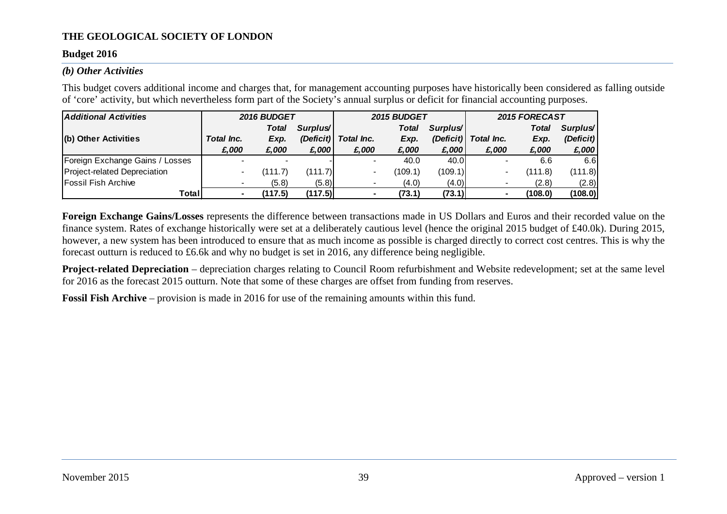**THE GEOLOGICAL SOCIETY OF LONDON**

**Budget 2016**

### *(b) Other Activities*

This budget covers additional income and charges that, for management accounting purposes have historically been considered as falling outside of 'core' activity, but which nevertheless form part of the Society's annual surplus or deficit for financial accounting purposes.

| *Additional Activities* | *2016 BUDGET* | | | *2015 BUDGET* | | | *2015 FORECAST* | | |
|---|---|---|---|---|---|---|---|---|---|
| **(b) Other Activities** | *Total Inc.* | *Total Exp.* | *Surplus/ (Deficit)* | *Total Inc.* | *Total Exp.* | *Surplus/ (Deficit)* | *Total Inc.* | *Total Exp.* | *Surplus/ (Deficit)* |
| | *£,000* | *£,000* | *£,000* | *£,000* | *£,000* | *£,000* | *£,000* | *£,000* | *£,000* |
| Foreign Exchange Gains / Losses | - | - | - | - | 40.0 | 40.0 | - | 6.6 | 6.6 |
| Project-related Depreciation | - | (111.7) | (111.7) | - | (109.1) | (109.1) | - | (111.8) | (111.8) |
| Fossil Fish Archive | - | (5.8) | (5.8) | - | (4.0) | (4.0) | - | (2.8) | (2.8) |
| **Total** | **-** | **(117.5)** | **(117.5)** | **-** | **(73.1)** | **(73.1)** | **-** | **(108.0)** | **(108.0)** |

**Foreign Exchange Gains/Losses** represents the difference between transactions made in US Dollars and Euros and their recorded value on the finance system. Rates of exchange historically were set at a deliberately cautious level (hence the original 2015 budget of £40.0k). During 2015, however, a new system has been introduced to ensure that as much income as possible is charged directly to correct cost centres. This is why the forecast outturn is reduced to £6.6k and why no budget is set in 2016, any difference being negligible.

**Project-related Depreciation** – depreciation charges relating to Council Room refurbishment and Website redevelopment; set at the same level for 2016 as the forecast 2015 outturn. Note that some of these charges are offset from funding from reserves.

**Fossil Fish Archive** – provision is made in 2016 for use of the remaining amounts within this fund.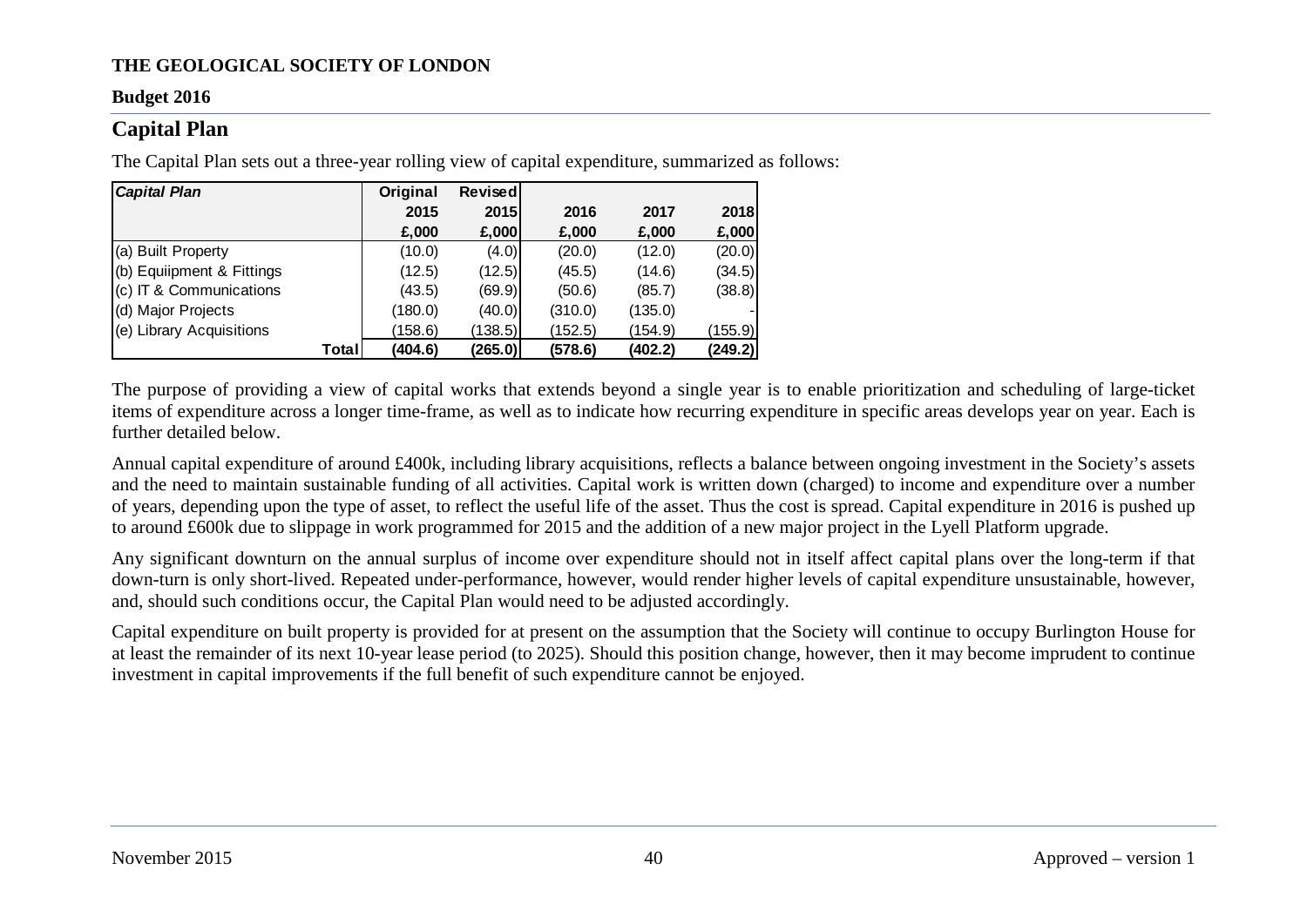**THE GEOLOGICAL SOCIETY OF LONDON**

**Budget 2016**

## Capital Plan

The Capital Plan sets out a three-year rolling view of capital expenditure, summarized as follows:

| *Capital Plan* | Original 2015 £,000 | Revised 2015 £,000 | 2016 £,000 | 2017 £,000 | 2018 £,000 |
|---|---|---|---|---|---|
| (a) Built Property | (10.0) | (4.0) | (20.0) | (12.0) | (20.0) |
| (b) Equiipment & Fittings | (12.5) | (12.5) | (45.5) | (14.6) | (34.5) |
| (c) IT & Communications | (43.5) | (69.9) | (50.6) | (85.7) | (38.8) |
| (d) Major Projects | (180.0) | (40.0) | (310.0) | (135.0) | - |
| (e) Library Acquisitions | (158.6) | (138.5) | (152.5) | (154.9) | (155.9) |
| **Total** | **(404.6)** | **(265.0)** | **(578.6)** | **(402.2)** | **(249.2)** |

The purpose of providing a view of capital works that extends beyond a single year is to enable prioritization and scheduling of large-ticket items of expenditure across a longer time-frame, as well as to indicate how recurring expenditure in specific areas develops year on year. Each is further detailed below.

Annual capital expenditure of around £400k, including library acquisitions, reflects a balance between ongoing investment in the Society's assets and the need to maintain sustainable funding of all activities. Capital work is written down (charged) to income and expenditure over a number of years, depending upon the type of asset, to reflect the useful life of the asset. Thus the cost is spread. Capital expenditure in 2016 is pushed up to around £600k due to slippage in work programmed for 2015 and the addition of a new major project in the Lyell Platform upgrade.

Any significant downturn on the annual surplus of income over expenditure should not in itself affect capital plans over the long-term if that down-turn is only short-lived. Repeated under-performance, however, would render higher levels of capital expenditure unsustainable, however, and, should such conditions occur, the Capital Plan would need to be adjusted accordingly.

Capital expenditure on built property is provided for at present on the assumption that the Society will continue to occupy Burlington House for at least the remainder of its next 10-year lease period (to 2025). Should this position change, however, then it may become imprudent to continue investment in capital improvements if the full benefit of such expenditure cannot be enjoyed.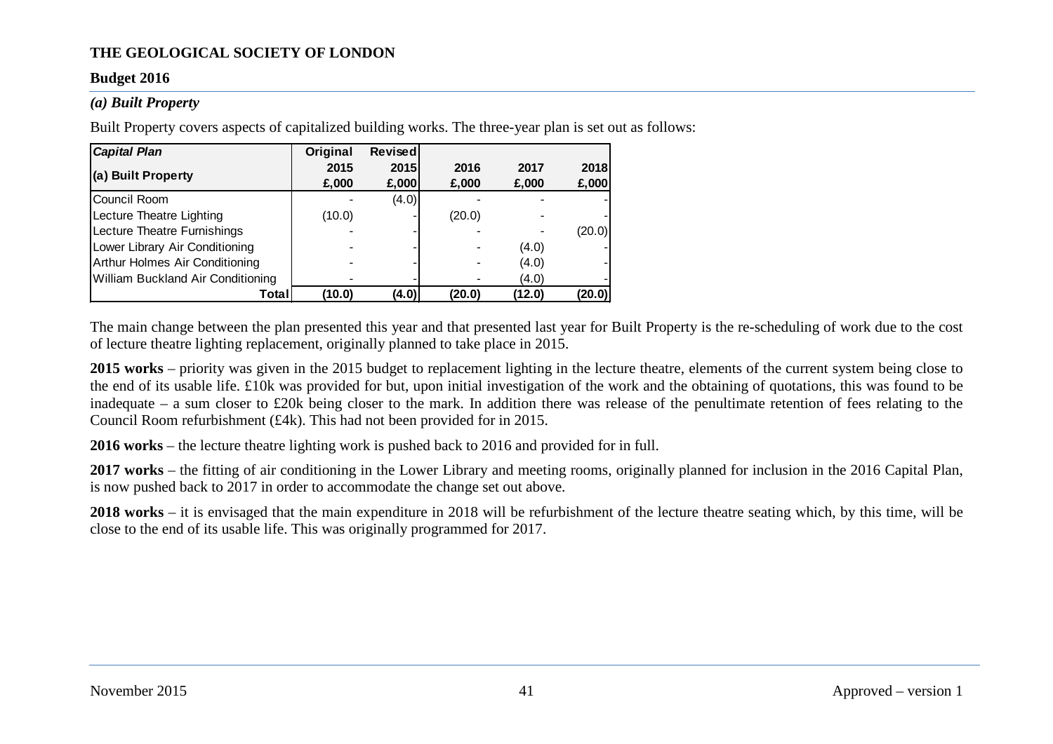**THE GEOLOGICAL SOCIETY OF LONDON**

**Budget 2016**

### *(a) Built Property*

Built Property covers aspects of capitalized building works. The three-year plan is set out as follows:

| *Capital Plan* | Original | Revised | | | |
|---|---|---|---|---|---|
| **(a) Built Property** | **2015 £,000** | **2015 £,000** | **2016 £,000** | **2017 £,000** | **2018 £,000** |
| Council Room | - | (4.0) | - | - | - |
| Lecture Theatre Lighting | (10.0) | - | (20.0) | - | - |
| Lecture Theatre Furnishings | - | - | - | - | (20.0) |
| Lower Library Air Conditioning | - | - | - | (4.0) | - |
| Arthur Holmes Air Conditioning | - | - | - | (4.0) | - |
| William Buckland Air Conditioning | - | - | - | (4.0) | - |
| **Total** | **(10.0)** | **(4.0)** | **(20.0)** | **(12.0)** | **(20.0)** |

The main change between the plan presented this year and that presented last year for Built Property is the re-scheduling of work due to the cost of lecture theatre lighting replacement, originally planned to take place in 2015.

**2015 works** – priority was given in the 2015 budget to replacement lighting in the lecture theatre, elements of the current system being close to the end of its usable life. £10k was provided for but, upon initial investigation of the work and the obtaining of quotations, this was found to be inadequate – a sum closer to £20k being closer to the mark. In addition there was release of the penultimate retention of fees relating to the Council Room refurbishment (£4k). This had not been provided for in 2015.

**2016 works** – the lecture theatre lighting work is pushed back to 2016 and provided for in full.

**2017 works** – the fitting of air conditioning in the Lower Library and meeting rooms, originally planned for inclusion in the 2016 Capital Plan, is now pushed back to 2017 in order to accommodate the change set out above.

**2018 works** – it is envisaged that the main expenditure in 2018 will be refurbishment of the lecture theatre seating which, by this time, will be close to the end of its usable life. This was originally programmed for 2017.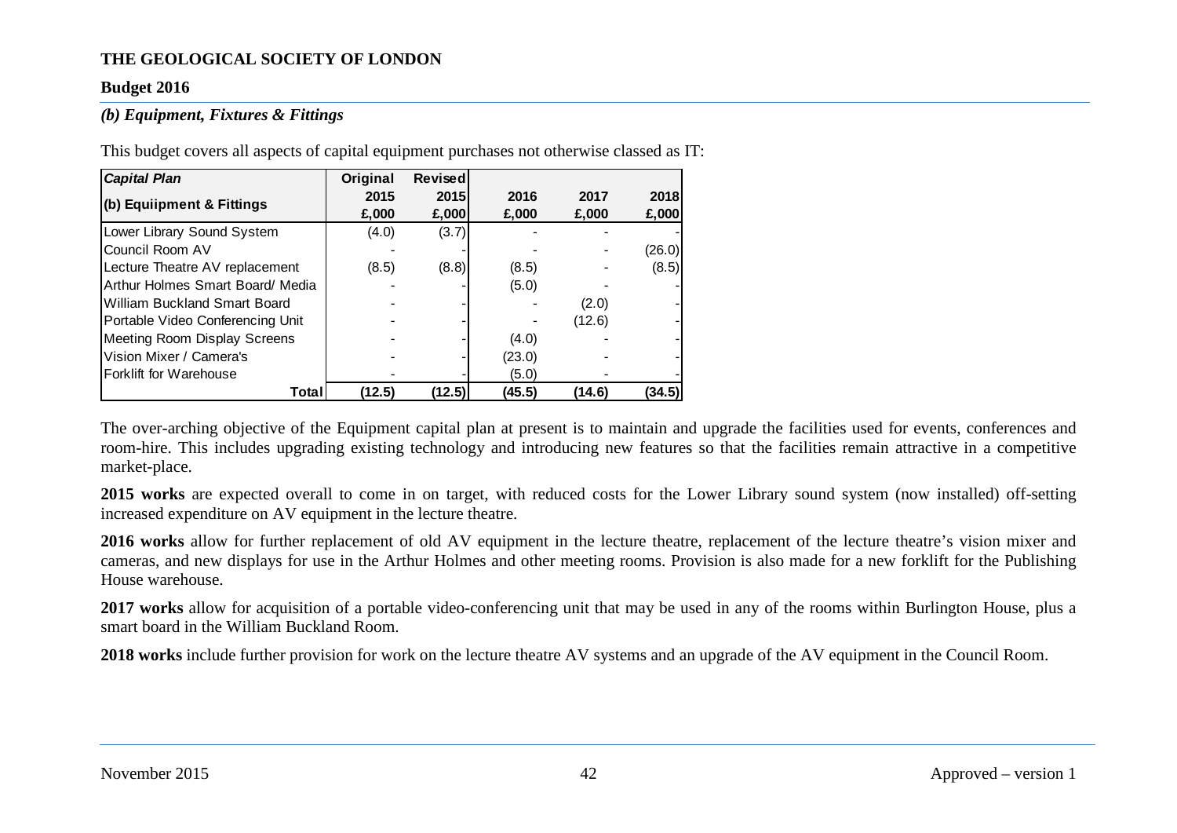**THE GEOLOGICAL SOCIETY OF LONDON**

**Budget 2016**

### *(b) Equipment, Fixtures & Fittings*

This budget covers all aspects of capital equipment purchases not otherwise classed as IT:

| *Capital Plan* | Original | Revised | | | |
|---|---|---|---|---|---|
| (b) Equiipment & Fittings | 2015 £,000 | 2015 £,000 | 2016 £,000 | 2017 £,000 | 2018 £,000 |
| Lower Library Sound System | (4.0) | (3.7) | - | - | - |
| Council Room AV | - | - | - | - | (26.0) |
| Lecture Theatre AV replacement | (8.5) | (8.8) | (8.5) | - | (8.5) |
| Arthur Holmes Smart Board/ Media | - | - | (5.0) | - | - |
| William Buckland Smart Board | - | - | - | (2.0) | - |
| Portable Video Conferencing Unit | - | - | - | (12.6) | - |
| Meeting Room Display Screens | - | - | (4.0) | - | - |
| Vision Mixer / Camera's | - | - | (23.0) | - | - |
| Forklift for Warehouse | - | - | (5.0) | - | - |
| **Total** | **(12.5)** | **(12.5)** | **(45.5)** | **(14.6)** | **(34.5)** |

The over-arching objective of the Equipment capital plan at present is to maintain and upgrade the facilities used for events, conferences and room-hire. This includes upgrading existing technology and introducing new features so that the facilities remain attractive in a competitive market-place.

**2015 works** are expected overall to come in on target, with reduced costs for the Lower Library sound system (now installed) off-setting increased expenditure on AV equipment in the lecture theatre.

**2016 works** allow for further replacement of old AV equipment in the lecture theatre, replacement of the lecture theatre's vision mixer and cameras, and new displays for use in the Arthur Holmes and other meeting rooms. Provision is also made for a new forklift for the Publishing House warehouse.

**2017 works** allow for acquisition of a portable video-conferencing unit that may be used in any of the rooms within Burlington House, plus a smart board in the William Buckland Room.

**2018 works** include further provision for work on the lecture theatre AV systems and an upgrade of the AV equipment in the Council Room.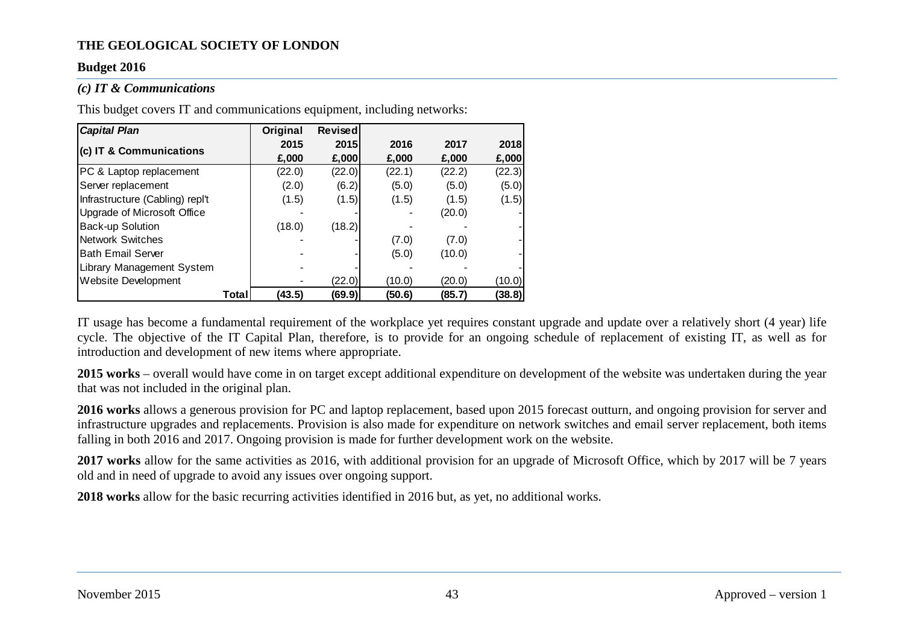**THE GEOLOGICAL SOCIETY OF LONDON**

**Budget 2016**

### *(c) IT & Communications*

This budget covers IT and communications equipment, including networks:

| *Capital Plan* (c) IT & Communications | Original 2015 £,000 | Revised 2015 £,000 | 2016 £,000 | 2017 £,000 | 2018 £,000 |
|---|---|---|---|---|---|
| PC & Laptop replacement | (22.0) | (22.0) | (22.1) | (22.2) | (22.3) |
| Server replacement | (2.0) | (6.2) | (5.0) | (5.0) | (5.0) |
| Infrastructure (Cabling) repl't | (1.5) | (1.5) | (1.5) | (1.5) | (1.5) |
| Upgrade of Microsoft Office | - | - | - | (20.0) | - |
| Back-up Solution | (18.0) | (18.2) | - | - | - |
| Network Switches | - | - | (7.0) | (7.0) | - |
| Bath Email Server | - | - | (5.0) | (10.0) | - |
| Library Management System | - | - | - | - | - |
| Website Development | - | (22.0) | (10.0) | (20.0) | (10.0) |
| **Total** | **(43.5)** | **(69.9)** | **(50.6)** | **(85.7)** | **(38.8)** |

IT usage has become a fundamental requirement of the workplace yet requires constant upgrade and update over a relatively short (4 year) life cycle. The objective of the IT Capital Plan, therefore, is to provide for an ongoing schedule of replacement of existing IT, as well as for introduction and development of new items where appropriate.

**2015 works** – overall would have come in on target except additional expenditure on development of the website was undertaken during the year that was not included in the original plan.

**2016 works** allows a generous provision for PC and laptop replacement, based upon 2015 forecast outturn, and ongoing provision for server and infrastructure upgrades and replacements. Provision is also made for expenditure on network switches and email server replacement, both items falling in both 2016 and 2017. Ongoing provision is made for further development work on the website.

**2017 works** allow for the same activities as 2016, with additional provision for an upgrade of Microsoft Office, which by 2017 will be 7 years old and in need of upgrade to avoid any issues over ongoing support.

**2018 works** allow for the basic recurring activities identified in 2016 but, as yet, no additional works.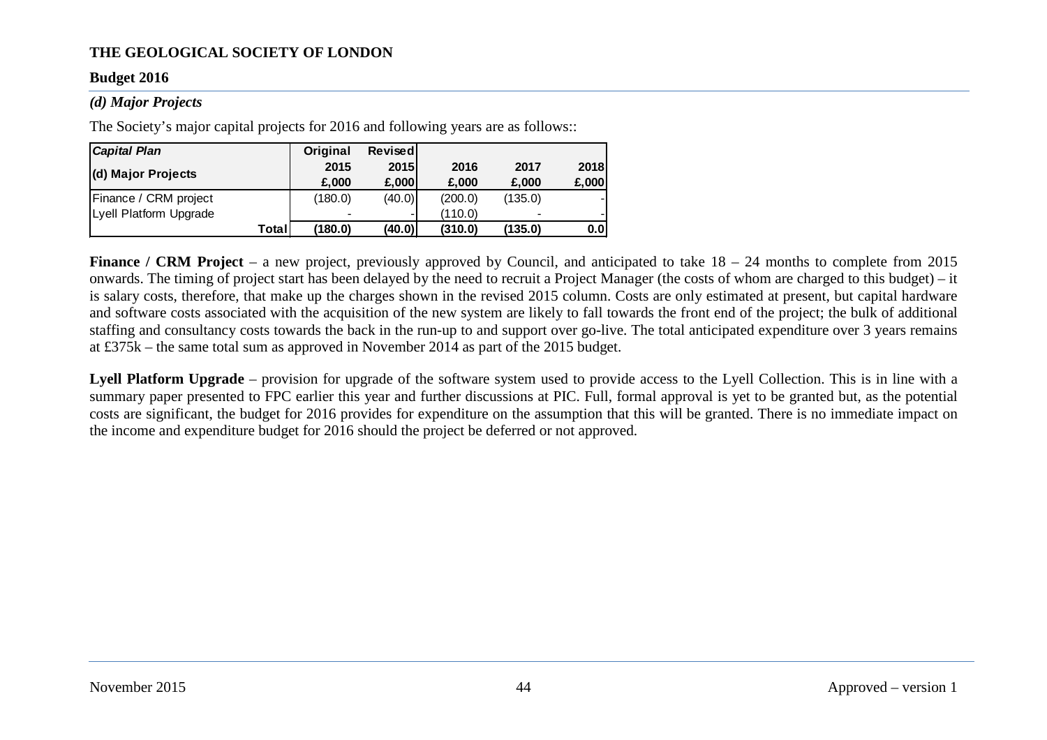**THE GEOLOGICAL SOCIETY OF LONDON**

**Budget 2016**

### *(d) Major Projects*

The Society's major capital projects for 2016 and following years are as follows::

| *Capital Plan* | Original | Revised | | | |
|---|---|---|---|---|---|
| **(d) Major Projects** | **2015 £,000** | **2015 £,000** | **2016 £,000** | **2017 £,000** | **2018 £,000** |
| Finance / CRM project | (180.0) | (40.0) | (200.0) | (135.0) | - |
| Lyell Platform Upgrade | - | - | (110.0) | - | - |
| **Total** | **(180.0)** | **(40.0)** | **(310.0)** | **(135.0)** | **0.0** |

**Finance / CRM Project** – a new project, previously approved by Council, and anticipated to take 18 – 24 months to complete from 2015 onwards. The timing of project start has been delayed by the need to recruit a Project Manager (the costs of whom are charged to this budget) – it is salary costs, therefore, that make up the charges shown in the revised 2015 column. Costs are only estimated at present, but capital hardware and software costs associated with the acquisition of the new system are likely to fall towards the front end of the project; the bulk of additional staffing and consultancy costs towards the back in the run-up to and support over go-live. The total anticipated expenditure over 3 years remains at £375k – the same total sum as approved in November 2014 as part of the 2015 budget.

**Lyell Platform Upgrade** – provision for upgrade of the software system used to provide access to the Lyell Collection. This is in line with a summary paper presented to FPC earlier this year and further discussions at PIC. Full, formal approval is yet to be granted but, as the potential costs are significant, the budget for 2016 provides for expenditure on the assumption that this will be granted. There is no immediate impact on the income and expenditure budget for 2016 should the project be deferred or not approved.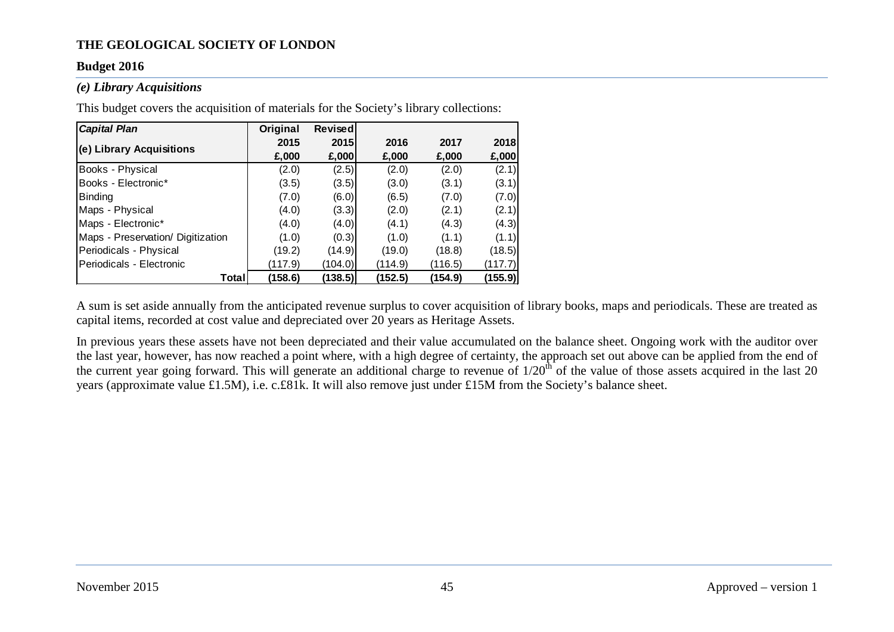**THE GEOLOGICAL SOCIETY OF LONDON**

**Budget 2016**

### *(e) Library Acquisitions*

This budget covers the acquisition of materials for the Society's library collections:

| ***Capital Plan*** | **Original** | **Revised** | | | |
|---|---|---|---|---|---|
| **(e) Library Acquisitions** | **2015** | **2015** | **2016** | **2017** | **2018** |
| | **£,000** | **£,000** | **£,000** | **£,000** | **£,000** |
| Books - Physical | (2.0) | (2.5) | (2.0) | (2.0) | (2.1) |
| Books - Electronic* | (3.5) | (3.5) | (3.0) | (3.1) | (3.1) |
| Binding | (7.0) | (6.0) | (6.5) | (7.0) | (7.0) |
| Maps - Physical | (4.0) | (3.3) | (2.0) | (2.1) | (2.1) |
| Maps - Electronic* | (4.0) | (4.0) | (4.1) | (4.3) | (4.3) |
| Maps - Preservation/ Digitization | (1.0) | (0.3) | (1.0) | (1.1) | (1.1) |
| Periodicals - Physical | (19.2) | (14.9) | (19.0) | (18.8) | (18.5) |
| Periodicals - Electronic | (117.9) | (104.0) | (114.9) | (116.5) | (117.7) |
| **Total** | **(158.6)** | **(138.5)** | **(152.5)** | **(154.9)** | **(155.9)** |

A sum is set aside annually from the anticipated revenue surplus to cover acquisition of library books, maps and periodicals. These are treated as capital items, recorded at cost value and depreciated over 20 years as Heritage Assets.

In previous years these assets have not been depreciated and their value accumulated on the balance sheet. Ongoing work with the auditor over the last year, however, has now reached a point where, with a high degree of certainty, the approach set out above can be applied from the end of the current year going forward. This will generate an additional charge to revenue of $1/20^{th}$ of the value of those assets acquired in the last 20 years (approximate value £1.5M), i.e. c.£81k. It will also remove just under £15M from the Society's balance sheet.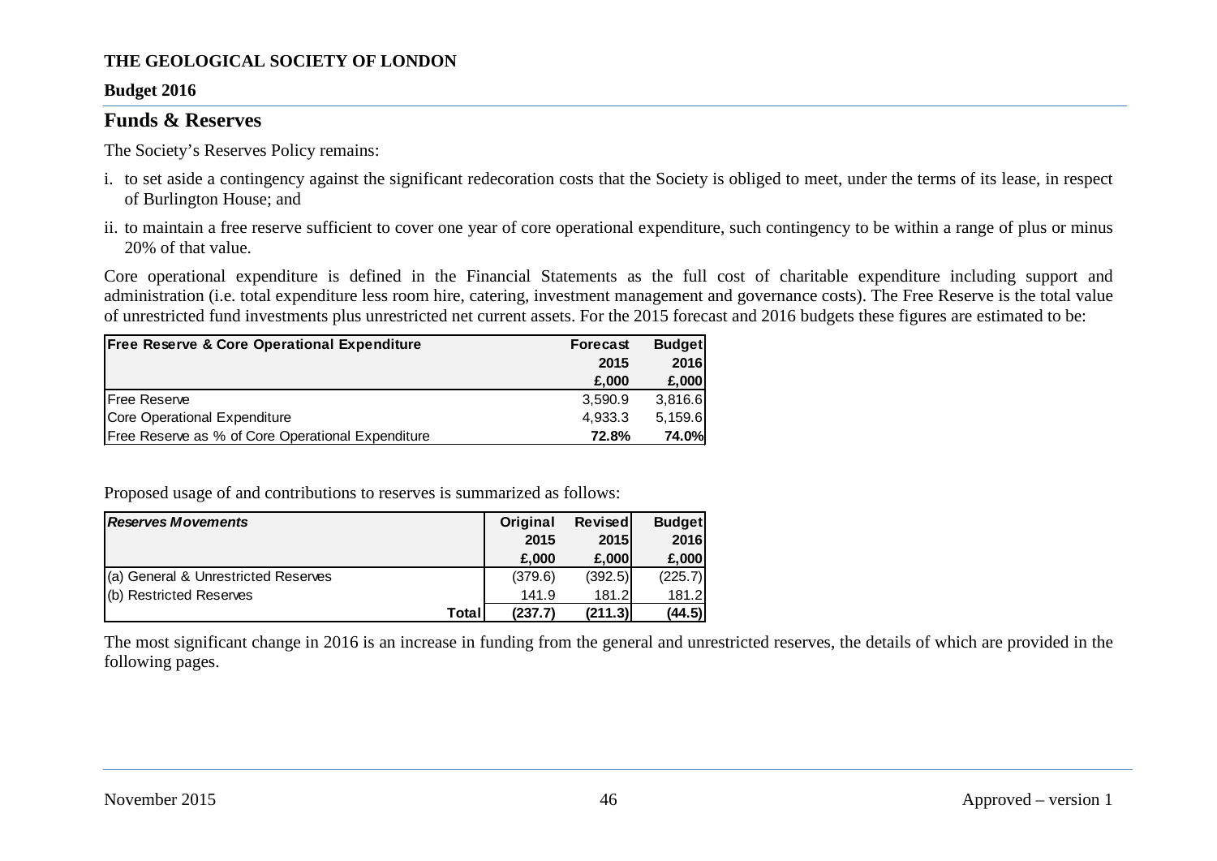**THE GEOLOGICAL SOCIETY OF LONDON**

**Budget 2016**

## Funds & Reserves

The Society's Reserves Policy remains:

i. to set aside a contingency against the significant redecoration costs that the Society is obliged to meet, under the terms of its lease, in respect of Burlington House; and

ii. to maintain a free reserve sufficient to cover one year of core operational expenditure, such contingency to be within a range of plus or minus 20% of that value.

Core operational expenditure is defined in the Financial Statements as the full cost of charitable expenditure including support and administration (i.e. total expenditure less room hire, catering, investment management and governance costs). The Free Reserve is the total value of unrestricted fund investments plus unrestricted net current assets. For the 2015 forecast and 2016 budgets these figures are estimated to be:

| Free Reserve & Core Operational Expenditure | Forecast 2015 £,000 | Budget 2016 £,000 |
|---|---|---|
| Free Reserve | 3,590.9 | 3,816.6 |
| Core Operational Expenditure | 4,933.3 | 5,159.6 |
| Free Reserve as % of Core Operational Expenditure | **72.8%** | **74.0%** |

Proposed usage of and contributions to reserves is summarized as follows:

| *Reserves Movements* | Original 2015 £,000 | Revised 2015 £,000 | Budget 2016 £,000 |
|---|---|---|---|
| (a) General & Unrestricted Reserves | (379.6) | (392.5) | (225.7) |
| (b) Restricted Reserves | 141.9 | 181.2 | 181.2 |
| **Total** | **(237.7)** | **(211.3)** | **(44.5)** |

The most significant change in 2016 is an increase in funding from the general and unrestricted reserves, the details of which are provided in the following pages.

November 2015 | Approved – version 1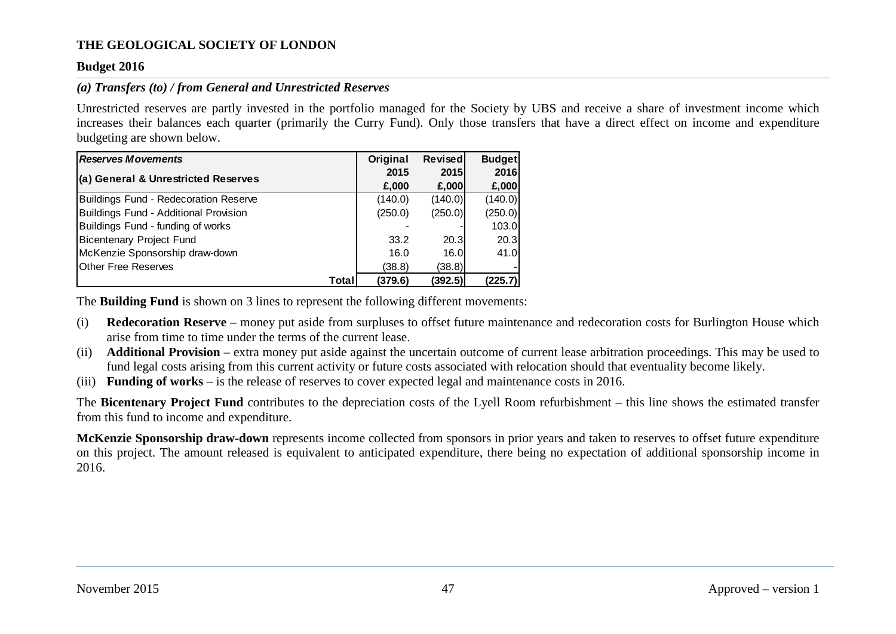**THE GEOLOGICAL SOCIETY OF LONDON**

**Budget 2016**

### *(a) Transfers (to) / from General and Unrestricted Reserves*

Unrestricted reserves are partly invested in the portfolio managed for the Society by UBS and receive a share of investment income which increases their balances each quarter (primarily the Curry Fund). Only those transfers that have a direct effect on income and expenditure budgeting are shown below.

| ***Reserves Movements*** | **Original** | **Revised** | **Budget** |
|---|---|---|---|
| **(a) General & Unrestricted Reserves** | **2015** | **2015** | **2016** |
| | **£,000** | **£,000** | **£,000** |
| Buildings Fund - Redecoration Reserve | (140.0) | (140.0) | (140.0) |
| Buildings Fund - Additional Provision | (250.0) | (250.0) | (250.0) |
| Buildings Fund - funding of works | - | - | 103.0 |
| Bicentenary Project Fund | 33.2 | 20.3 | 20.3 |
| McKenzie Sponsorship draw-down | 16.0 | 16.0 | 41.0 |
| Other Free Reserves | (38.8) | (38.8) | - |
| **Total** | **(379.6)** | **(392.5)** | **(225.7)** |

The **Building Fund** is shown on 3 lines to represent the following different movements:

(i) **Redecoration Reserve** – money put aside from surpluses to offset future maintenance and redecoration costs for Burlington House which arise from time to time under the terms of the current lease.

(ii) **Additional Provision** – extra money put aside against the uncertain outcome of current lease arbitration proceedings. This may be used to fund legal costs arising from this current activity or future costs associated with relocation should that eventuality become likely.

(iii) **Funding of works** – is the release of reserves to cover expected legal and maintenance costs in 2016.

The **Bicentenary Project Fund** contributes to the depreciation costs of the Lyell Room refurbishment – this line shows the estimated transfer from this fund to income and expenditure.

**McKenzie Sponsorship draw-down** represents income collected from sponsors in prior years and taken to reserves to offset future expenditure on this project. The amount released is equivalent to anticipated expenditure, there being no expectation of additional sponsorship income in 2016.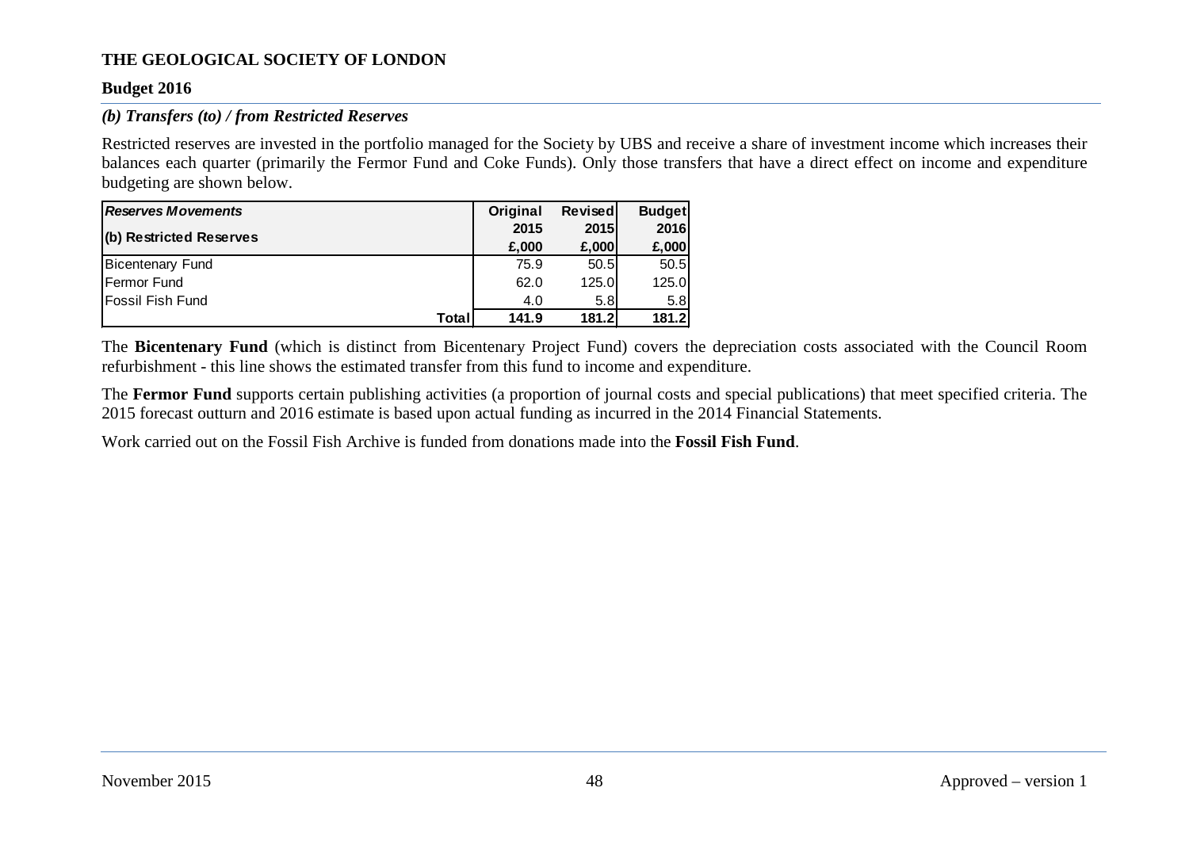**THE GEOLOGICAL SOCIETY OF LONDON**

**Budget 2016**

### *(b) Transfers (to) / from Restricted Reserves*

Restricted reserves are invested in the portfolio managed for the Society by UBS and receive a share of investment income which increases their balances each quarter (primarily the Fermor Fund and Coke Funds). Only those transfers that have a direct effect on income and expenditure budgeting are shown below.

| ***Reserves Movements*** | **Original** | **Revised** | **Budget** |
|---|---|---|---|
| **(b) Restricted Reserves** | **2015** | **2015** | **2016** |
| | **£,000** | **£,000** | **£,000** |
| Bicentenary Fund | 75.9 | 50.5 | 50.5 |
| Fermor Fund | 62.0 | 125.0 | 125.0 |
| Fossil Fish Fund | 4.0 | 5.8 | 5.8 |
| **Total** | **141.9** | **181.2** | **181.2** |

The **Bicentenary Fund** (which is distinct from Bicentenary Project Fund) covers the depreciation costs associated with the Council Room refurbishment - this line shows the estimated transfer from this fund to income and expenditure.

The **Fermor Fund** supports certain publishing activities (a proportion of journal costs and special publications) that meet specified criteria. The 2015 forecast outturn and 2016 estimate is based upon actual funding as incurred in the 2014 Financial Statements.

Work carried out on the Fossil Fish Archive is funded from donations made into the **Fossil Fish Fund**.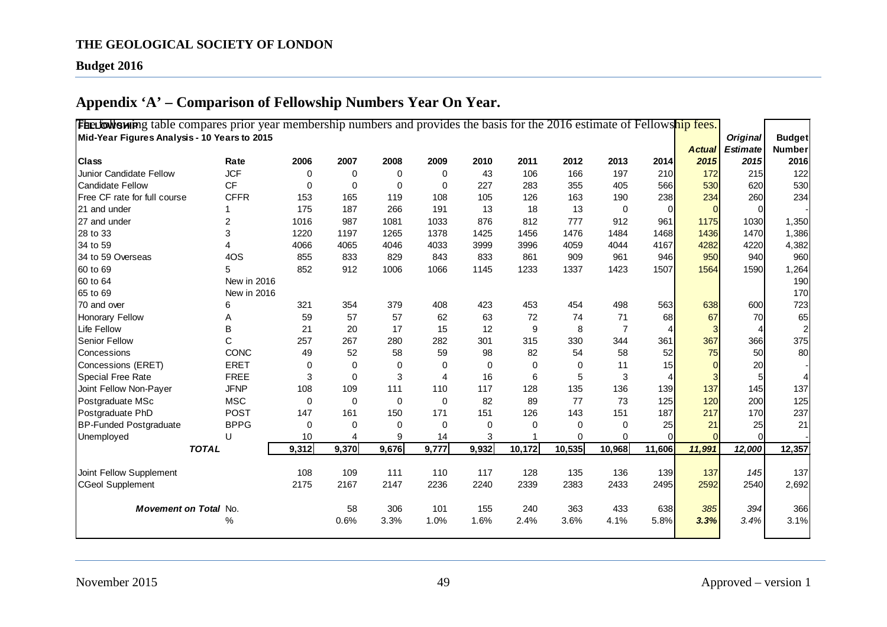**THE GEOLOGICAL SOCIETY OF LONDON**

**Budget 2016**

## Appendix 'A' – Comparison of Fellowship Numbers Year On Year.

The following table compares prior year membership numbers and provides the basis for the 2016 estimate of Fellowship fees.

**FELLOWSHIP**

**Mid-Year Figures Analysis - 10 Years to 2015**

| Class | Rate | 2006 | 2007 | 2008 | 2009 | 2010 | 2011 | 2012 | 2013 | 2014 | *Actual* 2015 | *Original Estimate* 2015 | Budget Number 2016 |
|---|---|---|---|---|---|---|---|---|---|---|---|---|---|
| Junior Candidate Fellow | JCF | 0 | 0 | 0 | 0 | 43 | 106 | 166 | 197 | 210 | 172 | 215 | 122 |
| Candidate Fellow | CF | 0 | 0 | 0 | 0 | 227 | 283 | 355 | 405 | 566 | 530 | 620 | 530 |
| Free CF rate for full course | CFFR | 153 | 165 | 119 | 108 | 105 | 126 | 163 | 190 | 238 | 234 | 260 | 234 |
| 21 and under | 1 | 175 | 187 | 266 | 191 | 13 | 18 | 13 | 0 | 0 | 0 | 0 | - |
| 27 and under | 2 | 1016 | 987 | 1081 | 1033 | 876 | 812 | 777 | 912 | 961 | 1175 | 1030 | 1,350 |
| 28 to 33 | 3 | 1220 | 1197 | 1265 | 1378 | 1425 | 1456 | 1476 | 1484 | 1468 | 1436 | 1470 | 1,386 |
| 34 to 59 | 4 | 4066 | 4065 | 4046 | 4033 | 3999 | 3996 | 4059 | 4044 | 4167 | 4282 | 4220 | 4,382 |
| 34 to 59 Overseas | 4OS | 855 | 833 | 829 | 843 | 833 | 861 | 909 | 961 | 946 | 950 | 940 | 960 |
| 60 to 69 | 5 | 852 | 912 | 1006 | 1066 | 1145 | 1233 | 1337 | 1423 | 1507 | 1564 | 1590 | 1,264 |
| 60 to 64 | New in 2016 | | | | | | | | | | | | 190 |
| 65 to 69 | New in 2016 | | | | | | | | | | | | 170 |
| 70 and over | 6 | 321 | 354 | 379 | 408 | 423 | 453 | 454 | 498 | 563 | 638 | 600 | 723 |
| Honorary Fellow | A | 59 | 57 | 57 | 62 | 63 | 72 | 74 | 71 | 68 | 67 | 70 | 65 |
| Life Fellow | B | 21 | 20 | 17 | 15 | 12 | 9 | 8 | 7 | 4 | 3 | 4 | 2 |
| Senior Fellow | C | 257 | 267 | 280 | 282 | 301 | 315 | 330 | 344 | 361 | 367 | 366 | 375 |
| Concessions | CONC | 49 | 52 | 58 | 59 | 98 | 82 | 54 | 58 | 52 | 75 | 50 | 80 |
| Concessions (ERET) | ERET | 0 | 0 | 0 | 0 | 0 | 0 | 0 | 11 | 15 | 0 | 20 | - |
| Special Free Rate | FREE | 3 | 0 | 3 | 4 | 16 | 6 | 5 | 3 | 4 | 3 | 5 | 4 |
| Joint Fellow Non-Payer | JFNP | 108 | 109 | 111 | 110 | 117 | 128 | 135 | 136 | 139 | 137 | 145 | 137 |
| Postgraduate MSc | MSC | 0 | 0 | 0 | 0 | 82 | 89 | 77 | 73 | 125 | 120 | 200 | 125 |
| Postgraduate PhD | POST | 147 | 161 | 150 | 171 | 151 | 126 | 143 | 151 | 187 | 217 | 170 | 237 |
| BP-Funded Postgraduate | BPPG | 0 | 0 | 0 | 0 | 0 | 0 | 0 | 0 | 25 | 21 | 25 | 21 |
| Unemployed | U | 10 | 4 | 9 | 14 | 3 | 1 | 0 | 0 | 0 | 0 | 0 | - |
| ***TOTAL*** | | **9,312** | **9,370** | **9,676** | **9,777** | **9,932** | **10,172** | **10,535** | **10,968** | **11,606** | ***11,991*** | ***12,000*** | **12,357** |
| | | | | | | | | | | | | | |
| Joint Fellow Supplement | | 108 | 109 | 111 | 110 | 117 | 128 | 135 | 136 | 139 | 137 | *145* | 137 |
| CGeol Supplement | | 2175 | 2167 | 2147 | 2236 | 2240 | 2339 | 2383 | 2433 | 2495 | 2592 | 2540 | 2,692 |
| | | | | | | | | | | | | | |
| ***Movement on Total*** | No. | | 58 | 306 | 101 | 155 | 240 | 363 | 433 | 638 | *385* | *394* | 366 |
| | % | | 0.6% | 3.3% | 1.0% | 1.6% | 2.4% | 3.6% | 4.1% | 5.8% | ***3.3%*** | *3.4%* | 3.1% |

November 2015 &nbsp;&nbsp;&nbsp;&nbsp; Approved – version 1